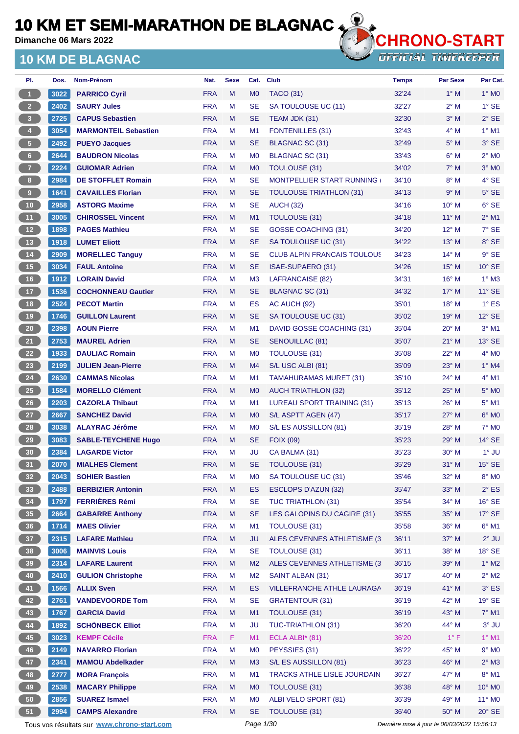# 10 KM ET SEMI-MARATHON DE BLAGNAC

Dimanche 06 Mars 2022

CHRONO-START
OFFICIAL TIMEKEEPER

## 10 KM DE BLAGNAC

| Pl. | Dos. | Nom-Prénom | Nat. | Sexe | Cat. | Club | Temps | Par Sexe | Par Cat. |
|---|---|---|---|---|---|---|---|---|---|
| 1 | 3022 | PARRICO Cyril | FRA | M | M0 | TACO (31) | 32'24 | 1° M | 1° M0 |
| 2 | 2402 | SAURY Jules | FRA | M | SE | SA TOULOUSE UC (11) | 32'27 | 2° M | 1° SE |
| 3 | 2725 | CAPUS Sebastien | FRA | M | SE | TEAM JDK (31) | 32'30 | 3° M | 2° SE |
| 4 | 3054 | MARMONTEIL Sebastien | FRA | M | M1 | FONTENILLES (31) | 32'43 | 4° M | 1° M1 |
| 5 | 2492 | PUEYO Jacques | FRA | M | SE | BLAGNAC SC (31) | 32'49 | 5° M | 3° SE |
| 6 | 2644 | BAUDRON Nicolas | FRA | M | M0 | BLAGNAC SC (31) | 33'43 | 6° M | 2° M0 |
| 7 | 2224 | GUIOMAR Adrien | FRA | M | M0 | TOULOUSE (31) | 34'02 | 7° M | 3° M0 |
| 8 | 2984 | DE STOFFLET Romain | FRA | M | SE | MONTPELLIER START RUNNING ( | 34'10 | 8° M | 4° SE |
| 9 | 1641 | CAVAILLES Florian | FRA | M | SE | TOULOUSE TRIATHLON (31) | 34'13 | 9° M | 5° SE |
| 10 | 2958 | ASTORG Maxime | FRA | M | SE | AUCH (32) | 34'16 | 10° M | 6° SE |
| 11 | 3005 | CHIROSSEL Vincent | FRA | M | M1 | TOULOUSE (31) | 34'18 | 11° M | 2° M1 |
| 12 | 1898 | PAGES Mathieu | FRA | M | SE | GOSSE COACHING (31) | 34'20 | 12° M | 7° SE |
| 13 | 1918 | LUMET Eliott | FRA | M | SE | SA TOULOUSE UC (31) | 34'22 | 13° M | 8° SE |
| 14 | 2909 | MORELLEC Tanguy | FRA | M | SE | CLUB ALPIN FRANCAIS TOULOUS | 34'23 | 14° M | 9° SE |
| 15 | 3034 | FAUL Antoine | FRA | M | SE | ISAE-SUPAERO (31) | 34'26 | 15° M | 10° SE |
| 16 | 1912 | LORAIN David | FRA | M | M3 | LAFRANCAISE (82) | 34'31 | 16° M | 1° M3 |
| 17 | 1536 | COCHONNEAU Gautier | FRA | M | SE | BLAGNAC SC (31) | 34'32 | 17° M | 11° SE |
| 18 | 2524 | PECOT Martin | FRA | M | ES | AC AUCH (92) | 35'01 | 18° M | 1° ES |
| 19 | 1746 | GUILLON Laurent | FRA | M | SE | SA TOULOUSE UC (31) | 35'02 | 19° M | 12° SE |
| 20 | 2398 | AOUN Pierre | FRA | M | M1 | DAVID GOSSE COACHING (31) | 35'04 | 20° M | 3° M1 |
| 21 | 2753 | MAUREL Adrien | FRA | M | SE | SENOUILLAC (81) | 35'07 | 21° M | 13° SE |
| 22 | 1933 | DAULIAC Romain | FRA | M | M0 | TOULOUSE (31) | 35'08 | 22° M | 4° M0 |
| 23 | 2199 | JULIEN Jean-Pierre | FRA | M | M4 | S/L USC ALBI (81) | 35'09 | 23° M | 1° M4 |
| 24 | 2630 | CAMMAS Nicolas | FRA | M | M1 | TAMAHURAMAS MURET (31) | 35'10 | 24° M | 4° M1 |
| 25 | 1584 | MORELLO Clément | FRA | M | M0 | AUCH TRIATHLON (32) | 35'12 | 25° M | 5° M0 |
| 26 | 2203 | CAZORLA Thibaut | FRA | M | M1 | LUREAU SPORT TRAINING (31) | 35'13 | 26° M | 5° M1 |
| 27 | 2667 | SANCHEZ David | FRA | M | M0 | S/L ASPTT AGEN (47) | 35'17 | 27° M | 6° M0 |
| 28 | 3038 | ALAYRAC Jérôme | FRA | M | M0 | S/L ES AUSSILLON (81) | 35'19 | 28° M | 7° M0 |
| 29 | 3083 | SABLE-TEYCHENE Hugo | FRA | M | SE | FOIX (09) | 35'23 | 29° M | 14° SE |
| 30 | 2384 | LAGARDE Victor | FRA | M | JU | CA BALMA (31) | 35'23 | 30° M | 1° JU |
| 31 | 2070 | MIALHES Clement | FRA | M | SE | TOULOUSE (31) | 35'29 | 31° M | 15° SE |
| 32 | 2043 | SOHIER Bastien | FRA | M | M0 | SA TOULOUSE UC (31) | 35'46 | 32° M | 8° M0 |
| 33 | 2488 | BERBIZIER Antonin | FRA | M | ES | ESCLOPS D'AZUN (32) | 35'47 | 33° M | 2° ES |
| 34 | 1797 | FERRIÈRES Rémi | FRA | M | SE | TUC TRIATHLON (31) | 35'54 | 34° M | 16° SE |
| 35 | 2664 | GABARRE Anthony | FRA | M | SE | LES GALOPINS DU CAGIRE (31) | 35'55 | 35° M | 17° SE |
| 36 | 1714 | MAES Olivier | FRA | M | M1 | TOULOUSE (31) | 35'58 | 36° M | 6° M1 |
| 37 | 2315 | LAFARE Mathieu | FRA | M | JU | ALES CEVENNES ATHLETISME (3 | 36'11 | 37° M | 2° JU |
| 38 | 3006 | MAINVIS Louis | FRA | M | SE | TOULOUSE (31) | 36'11 | 38° M | 18° SE |
| 39 | 2314 | LAFARE Laurent | FRA | M | M2 | ALES CEVENNES ATHLETISME (3 | 36'15 | 39° M | 1° M2 |
| 40 | 2410 | GULION Christophe | FRA | M | M2 | SAINT ALBAN (31) | 36'17 | 40° M | 2° M2 |
| 41 | 1566 | ALLIX Sven | FRA | M | ES | VILLEFRANCHE ATHLE LAURAGA | 36'19 | 41° M | 3° ES |
| 42 | 2761 | VANDEVOORDE Tom | FRA | M | SE | GRATENTOUR (31) | 36'19 | 42° M | 19° SE |
| 43 | 1767 | GARCIA David | FRA | M | M1 | TOULOUSE (31) | 36'19 | 43° M | 7° M1 |
| 44 | 1892 | SCHÖNBECK Elliot | FRA | M | JU | TUC-TRIATHLON (31) | 36'20 | 44° M | 3° JU |
| 45 | 3023 | KEMPF Cécile | FRA | F | M1 | ECLA ALBI* (81) | 36'20 | 1° F | 1° M1 |
| 46 | 2149 | NAVARRO Florian | FRA | M | M0 | PEYSSIES (31) | 36'22 | 45° M | 9° M0 |
| 47 | 2341 | MAMOU Abdelkader | FRA | M | M3 | S/L ES AUSSILLON (81) | 36'23 | 46° M | 2° M3 |
| 48 | 2777 | MORA François | FRA | M | M1 | TRACKS ATHLE LISLE JOURDAIN | 36'27 | 47° M | 8° M1 |
| 49 | 2538 | MACARY Philippe | FRA | M | M0 | TOULOUSE (31) | 36'38 | 48° M | 10° M0 |
| 50 | 2856 | SUAREZ Ismael | FRA | M | M0 | ALBI VELO SPORT (81) | 36'39 | 49° M | 11° M0 |
| 51 | 2994 | CAMPS Alexandre | FRA | M | SE | TOULOUSE (31) | 36'40 | 50° M | 20° SE |

Tous vos résultats sur www.chrono-start.com

*Dernière mise à jour le 06/03/2022 15:56:13*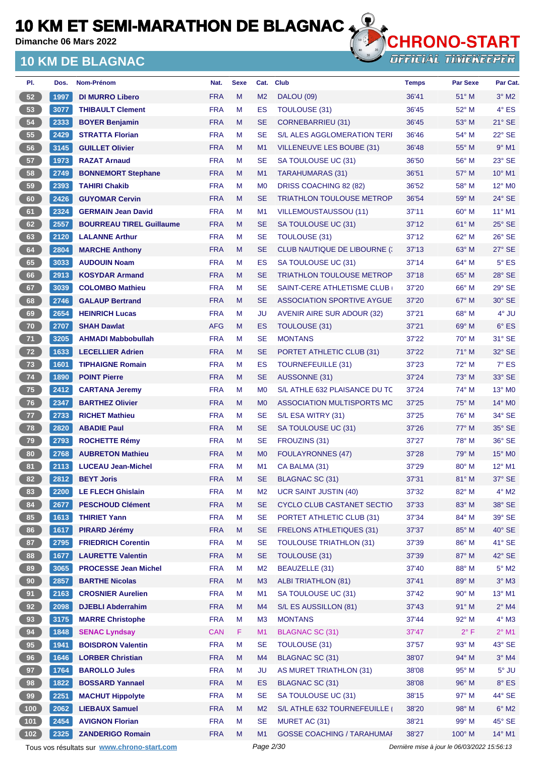# 10 KM ET SEMI-MARATHON DE BLAGNAC

Dimanche 06 Mars 2022

## 10 KM DE BLAGNAC

CHRONO-START OFFICIAL TIMEKEEPER

| Pl. | Dos. | Nom-Prénom | Nat. | Sexe | Cat. | Club | Temps | Par Sexe | Par Cat. |
|---|---|---|---|---|---|---|---|---|---|
| 52 | 1997 | DI MURRO Libero | FRA | M | M2 | DALOU (09) | 36'41 | 51° M | 3° M2 |
| 53 | 3077 | THIBAULT Clement | FRA | M | ES | TOULOUSE (31) | 36'45 | 52° M | 4° ES |
| 54 | 2333 | BOYER Benjamin | FRA | M | SE | CORNEBARRIEU (31) | 36'45 | 53° M | 21° SE |
| 55 | 2429 | STRATTA Florian | FRA | M | SE | S/L ALES AGGLOMERATION TERI | 36'46 | 54° M | 22° SE |
| 56 | 3145 | GUILLET Olivier | FRA | M | M1 | VILLENEUVE LES BOUBE (31) | 36'48 | 55° M | 9° M1 |
| 57 | 1973 | RAZAT Arnaud | FRA | M | SE | SA TOULOUSE UC (31) | 36'50 | 56° M | 23° SE |
| 58 | 2749 | BONNEMORT Stephane | FRA | M | M1 | TARAHUMARAS (31) | 36'51 | 57° M | 10° M1 |
| 59 | 2393 | TAHIRI Chakib | FRA | M | M0 | DRISS COACHING 82 (82) | 36'52 | 58° M | 12° M0 |
| 60 | 2426 | GUYOMAR Cervin | FRA | M | SE | TRIATHLON TOULOUSE METROP | 36'54 | 59° M | 24° SE |
| 61 | 2324 | GERMAIN Jean David | FRA | M | M1 | VILLEMOUSTAUSSOU (11) | 37'11 | 60° M | 11° M1 |
| 62 | 2557 | BOURREAU TIREL Guillaume | FRA | M | SE | SA TOULOUSE UC (31) | 37'12 | 61° M | 25° SE |
| 63 | 2120 | LALANNE Arthur | FRA | M | SE | TOULOUSE (31) | 37'12 | 62° M | 26° SE |
| 64 | 2804 | MARCHE Anthony | FRA | M | SE | CLUB NAUTIQUE DE LIBOURNE (: | 37'13 | 63° M | 27° SE |
| 65 | 3033 | AUDOUIN Noam | FRA | M | ES | SA TOULOUSE UC (31) | 37'14 | 64° M | 5° ES |
| 66 | 2913 | KOSYDAR Armand | FRA | M | SE | TRIATHLON TOULOUSE METROP | 37'18 | 65° M | 28° SE |
| 67 | 3039 | COLOMBO Mathieu | FRA | M | SE | SAINT-CERE ATHLETISME CLUB ( | 37'20 | 66° M | 29° SE |
| 68 | 2746 | GALAUP Bertrand | FRA | M | SE | ASSOCIATION SPORTIVE AYGUE | 37'20 | 67° M | 30° SE |
| 69 | 2654 | HEINRICH Lucas | FRA | M | JU | AVENIR AIRE SUR ADOUR (32) | 37'21 | 68° M | 4° JU |
| 70 | 2707 | SHAH Dawlat | AFG | M | ES | TOULOUSE (31) | 37'21 | 69° M | 6° ES |
| 71 | 3205 | AHMADI Mabbobullah | FRA | M | SE | MONTANS | 37'22 | 70° M | 31° SE |
| 72 | 1633 | LECELLIER Adrien | FRA | M | SE | PORTET ATHLETIC CLUB (31) | 37'22 | 71° M | 32° SE |
| 73 | 1601 | TIPHAIGNE Romain | FRA | M | ES | TOURNEFEUILLE (31) | 37'23 | 72° M | 7° ES |
| 74 | 1890 | POINT Pierre | FRA | M | SE | AUSSONNE (31) | 37'24 | 73° M | 33° SE |
| 75 | 2412 | CARTANA Jeremy | FRA | M | M0 | S/L ATHLE 632 PLAISANCE DU TC | 37'24 | 74° M | 13° M0 |
| 76 | 2347 | BARTHEZ Olivier | FRA | M | M0 | ASSOCIATION MULTISPORTS MC | 37'25 | 75° M | 14° M0 |
| 77 | 2733 | RICHET Mathieu | FRA | M | SE | S/L ESA WITRY (31) | 37'25 | 76° M | 34° SE |
| 78 | 2820 | ABADIE Paul | FRA | M | SE | SA TOULOUSE UC (31) | 37'26 | 77° M | 35° SE |
| 79 | 2793 | ROCHETTE Rémy | FRA | M | SE | FROUZINS (31) | 37'27 | 78° M | 36° SE |
| 80 | 2768 | AUBRETON Mathieu | FRA | M | M0 | FOULAYRONNES (47) | 37'28 | 79° M | 15° M0 |
| 81 | 2113 | LUCEAU Jean-Michel | FRA | M | M1 | CA BALMA (31) | 37'29 | 80° M | 12° M1 |
| 82 | 2812 | BEYT Joris | FRA | M | SE | BLAGNAC SC (31) | 37'31 | 81° M | 37° SE |
| 83 | 2200 | LE FLECH Ghislain | FRA | M | M2 | UCR SAINT JUSTIN (40) | 37'32 | 82° M | 4° M2 |
| 84 | 2677 | PESCHOUD Clément | FRA | M | SE | CYCLO CLUB CASTANET SECTIO | 37'33 | 83° M | 38° SE |
| 85 | 1613 | THIRIET Yann | FRA | M | SE | PORTET ATHLETIC CLUB (31) | 37'34 | 84° M | 39° SE |
| 86 | 1617 | PIRARD Jérémy | FRA | M | SE | FRELONS ATHLETIQUES (31) | 37'37 | 85° M | 40° SE |
| 87 | 2795 | FRIEDRICH Corentin | FRA | M | SE | TOULOUSE TRIATHLON (31) | 37'39 | 86° M | 41° SE |
| 88 | 1677 | LAURETTE Valentin | FRA | M | SE | TOULOUSE (31) | 37'39 | 87° M | 42° SE |
| 89 | 3065 | PROCESSE Jean Michel | FRA | M | M2 | BEAUZELLE (31) | 37'40 | 88° M | 5° M2 |
| 90 | 2857 | BARTHE Nicolas | FRA | M | M3 | ALBI TRIATHLON (81) | 37'41 | 89° M | 3° M3 |
| 91 | 2163 | CROSNIER Aurelien | FRA | M | M1 | SA TOULOUSE UC (31) | 37'42 | 90° M | 13° M1 |
| 92 | 2098 | DJEBLI Abderrahim | FRA | M | M4 | S/L ES AUSSILLON (81) | 37'43 | 91° M | 2° M4 |
| 93 | 3175 | MARRE Christophe | FRA | M | M3 | MONTANS | 37'44 | 92° M | 4° M3 |
| 94 | 1848 | SENAC Lyndsay | CAN | F | M1 | BLAGNAC SC (31) | 37'47 | 2° F | 2° M1 |
| 95 | 1941 | BOISDRON Valentin | FRA | M | SE | TOULOUSE (31) | 37'57 | 93° M | 43° SE |
| 96 | 1646 | LORBER Christian | FRA | M | M4 | BLAGNAC SC (31) | 38'07 | 94° M | 3° M4 |
| 97 | 1764 | BAROLLO Jules | FRA | M | JU | AS MURET TRIATHLON (31) | 38'08 | 95° M | 5° JU |
| 98 | 1822 | BOSSARD Yannael | FRA | M | ES | BLAGNAC SC (31) | 38'08 | 96° M | 8° ES |
| 99 | 2251 | MACHUT Hippolyte | FRA | M | SE | SA TOULOUSE UC (31) | 38'15 | 97° M | 44° SE |
| 100 | 2062 | LIEBAUX Samuel | FRA | M | M2 | S/L ATHLE 632 TOURNEFEUILLE ( | 38'20 | 98° M | 6° M2 |
| 101 | 2454 | AVIGNON Florian | FRA | M | SE | MURET AC (31) | 38'21 | 99° M | 45° SE |
| 102 | 2325 | ZANDERIGO Romain | FRA | M | M1 | GOSSE COACHING / TARAHUMAI | 38'27 | 100° M | 14° M1 |

Tous vos résultats sur www.chrono-start.com

Dernière mise à jour le 06/03/2022 15:56:13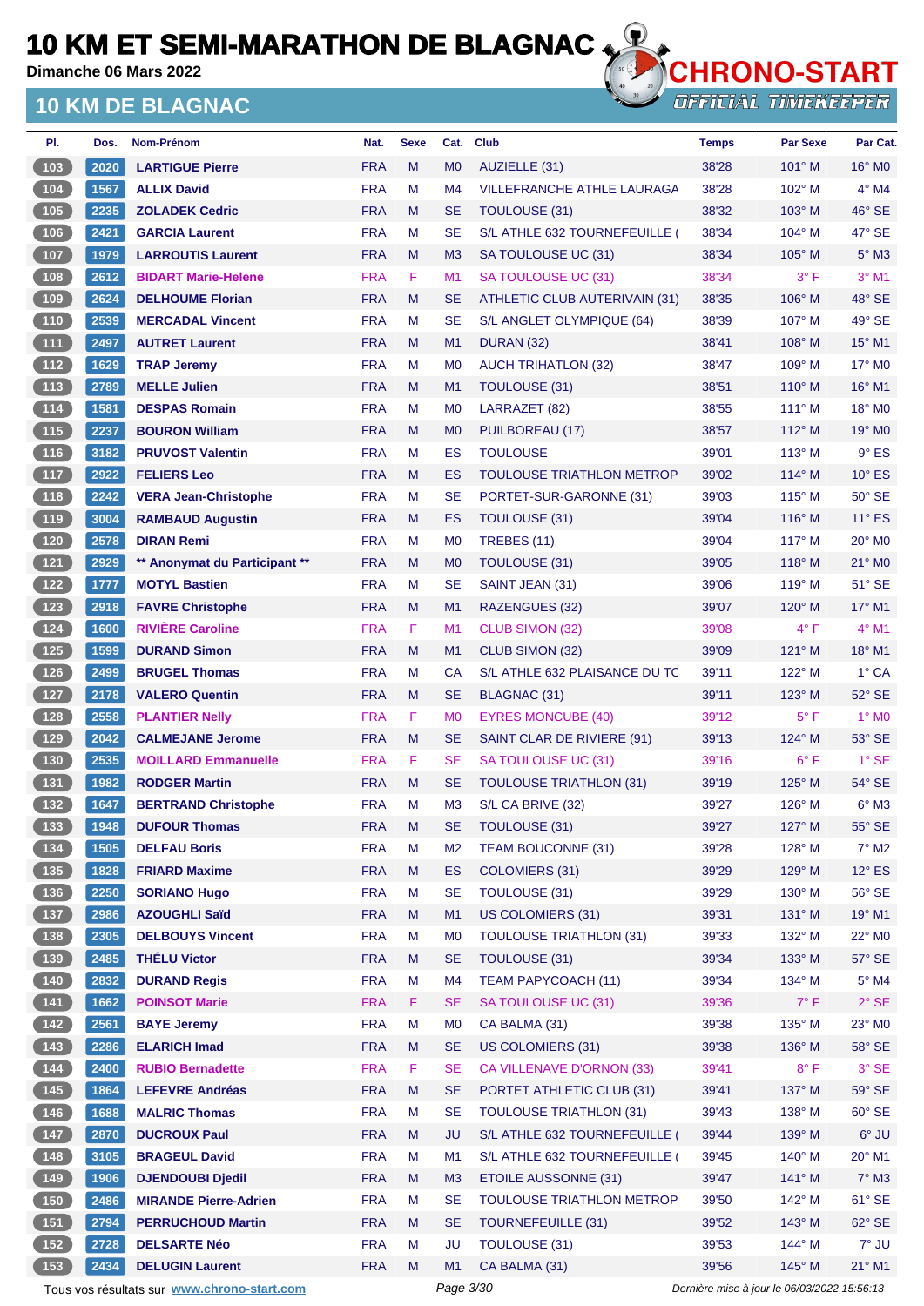# 10 KM ET SEMI-MARATHON DE BLAGNAC

Dimanche 06 Mars 2022

## 10 KM DE BLAGNAC

| Pl. | Dos. | Nom-Prénom | Nat. | Sexe | Cat. | Club | Temps | Par Sexe | Par Cat. |
|---|---|---|---|---|---|---|---|---|---|
| 103 | 2020 | LARTIGUE Pierre | FRA | M | M0 | AUZIELLE (31) | 38'28 | 101° M | 16° M0 |
| 104 | 1567 | ALLIX David | FRA | M | M4 | VILLEFRANCHE ATHLE LAURAGA | 38'28 | 102° M | 4° M4 |
| 105 | 2235 | ZOLADEK Cedric | FRA | M | SE | TOULOUSE (31) | 38'32 | 103° M | 46° SE |
| 106 | 2421 | GARCIA Laurent | FRA | M | SE | S/L ATHLE 632 TOURNEFEUILLE ( | 38'34 | 104° M | 47° SE |
| 107 | 1979 | LARROUTIS Laurent | FRA | M | M3 | SA TOULOUSE UC (31) | 38'34 | 105° M | 5° M3 |
| 108 | 2612 | BIDART Marie-Helene | FRA | F | M1 | SA TOULOUSE UC (31) | 38'34 | 3° F | 3° M1 |
| 109 | 2624 | DELHOUME Florian | FRA | M | SE | ATHLETIC CLUB AUTERIVAIN (31) | 38'35 | 106° M | 48° SE |
| 110 | 2539 | MERCADAL Vincent | FRA | M | SE | S/L ANGLET OLYMPIQUE (64) | 38'39 | 107° M | 49° SE |
| 111 | 2497 | AUTRET Laurent | FRA | M | M1 | DURAN (32) | 38'41 | 108° M | 15° M1 |
| 112 | 1629 | TRAP Jeremy | FRA | M | M0 | AUCH TRIHATLON (32) | 38'47 | 109° M | 17° M0 |
| 113 | 2789 | MELLE Julien | FRA | M | M1 | TOULOUSE (31) | 38'51 | 110° M | 16° M1 |
| 114 | 1581 | DESPAS Romain | FRA | M | M0 | LARRAZET (82) | 38'55 | 111° M | 18° M0 |
| 115 | 2237 | BOURON William | FRA | M | M0 | PUILBOREAU (17) | 38'57 | 112° M | 19° M0 |
| 116 | 3182 | PRUVOST Valentin | FRA | M | ES | TOULOUSE | 39'01 | 113° M | 9° ES |
| 117 | 2922 | FELIERS Leo | FRA | M | ES | TOULOUSE TRIATHLON METROP | 39'02 | 114° M | 10° ES |
| 118 | 2242 | VERA Jean-Christophe | FRA | M | SE | PORTET-SUR-GARONNE (31) | 39'03 | 115° M | 50° SE |
| 119 | 3004 | RAMBAUD Augustin | FRA | M | ES | TOULOUSE (31) | 39'04 | 116° M | 11° ES |
| 120 | 2578 | DIRAN Remi | FRA | M | M0 | TREBES (11) | 39'04 | 117° M | 20° M0 |
| 121 | 2929 | ** Anonymat du Participant ** | FRA | M | M0 | TOULOUSE (31) | 39'05 | 118° M | 21° M0 |
| 122 | 1777 | MOTYL Bastien | FRA | M | SE | SAINT JEAN (31) | 39'06 | 119° M | 51° SE |
| 123 | 2918 | FAVRE Christophe | FRA | M | M1 | RAZENGUES (32) | 39'07 | 120° M | 17° M1 |
| 124 | 1600 | RIVIÈRE Caroline | FRA | F | M1 | CLUB SIMON (32) | 39'08 | 4° F | 4° M1 |
| 125 | 1599 | DURAND Simon | FRA | M | M1 | CLUB SIMON (32) | 39'09 | 121° M | 18° M1 |
| 126 | 2499 | BRUGEL Thomas | FRA | M | CA | S/L ATHLE 632 PLAISANCE DU TC | 39'11 | 122° M | 1° CA |
| 127 | 2178 | VALERO Quentin | FRA | M | SE | BLAGNAC (31) | 39'11 | 123° M | 52° SE |
| 128 | 2558 | PLANTIER Nelly | FRA | F | M0 | EYRES MONCUBE (40) | 39'12 | 5° F | 1° M0 |
| 129 | 2042 | CALMEJANE Jerome | FRA | M | SE | SAINT CLAR DE RIVIERE (91) | 39'13 | 124° M | 53° SE |
| 130 | 2535 | MOILLARD Emmanuelle | FRA | F | SE | SA TOULOUSE UC (31) | 39'16 | 6° F | 1° SE |
| 131 | 1982 | RODGER Martin | FRA | M | SE | TOULOUSE TRIATHLON (31) | 39'19 | 125° M | 54° SE |
| 132 | 1647 | BERTRAND Christophe | FRA | M | M3 | S/L CA BRIVE (32) | 39'27 | 126° M | 6° M3 |
| 133 | 1948 | DUFOUR Thomas | FRA | M | SE | TOULOUSE (31) | 39'27 | 127° M | 55° SE |
| 134 | 1505 | DELFAU Boris | FRA | M | M2 | TEAM BOUCONNE (31) | 39'28 | 128° M | 7° M2 |
| 135 | 1828 | FRIARD Maxime | FRA | M | ES | COLOMIERS (31) | 39'29 | 129° M | 12° ES |
| 136 | 2250 | SORIANO Hugo | FRA | M | SE | TOULOUSE (31) | 39'29 | 130° M | 56° SE |
| 137 | 2986 | AZOUGHLI Saïd | FRA | M | M1 | US COLOMIERS (31) | 39'31 | 131° M | 19° M1 |
| 138 | 2305 | DELBOUYS Vincent | FRA | M | M0 | TOULOUSE TRIATHLON (31) | 39'33 | 132° M | 22° M0 |
| 139 | 2485 | THÉLU Victor | FRA | M | SE | TOULOUSE (31) | 39'34 | 133° M | 57° SE |
| 140 | 2832 | DURAND Regis | FRA | M | M4 | TEAM PAPYCOACH (11) | 39'34 | 134° M | 5° M4 |
| 141 | 1662 | POINSOT Marie | FRA | F | SE | SA TOULOUSE UC (31) | 39'36 | 7° F | 2° SE |
| 142 | 2561 | BAYE Jeremy | FRA | M | M0 | CA BALMA (31) | 39'38 | 135° M | 23° M0 |
| 143 | 2286 | ELARICH Imad | FRA | M | SE | US COLOMIERS (31) | 39'38 | 136° M | 58° SE |
| 144 | 2400 | RUBIO Bernadette | FRA | F | SE | CA VILLENAVE D'ORNON (33) | 39'41 | 8° F | 3° SE |
| 145 | 1864 | LEFEVRE Andréas | FRA | M | SE | PORTET ATHLETIC CLUB (31) | 39'41 | 137° M | 59° SE |
| 146 | 1688 | MALRIC Thomas | FRA | M | SE | TOULOUSE TRIATHLON (31) | 39'43 | 138° M | 60° SE |
| 147 | 2870 | DUCROUX Paul | FRA | M | JU | S/L ATHLE 632 TOURNEFEUILLE ( | 39'44 | 139° M | 6° JU |
| 148 | 3105 | BRAGEUL David | FRA | M | M1 | S/L ATHLE 632 TOURNEFEUILLE ( | 39'45 | 140° M | 20° M1 |
| 149 | 1906 | DJENDOUBI Djedil | FRA | M | M3 | ETOILE AUSSONNE (31) | 39'47 | 141° M | 7° M3 |
| 150 | 2486 | MIRANDE Pierre-Adrien | FRA | M | SE | TOULOUSE TRIATHLON METROP | 39'50 | 142° M | 61° SE |
| 151 | 2794 | PERRUCHOUD Martin | FRA | M | SE | TOURNEFEUILLE (31) | 39'52 | 143° M | 62° SE |
| 152 | 2728 | DELSARTE Néo | FRA | M | JU | TOULOUSE (31) | 39'53 | 144° M | 7° JU |
| 153 | 2434 | DELUGIN Laurent | FRA | M | M1 | CA BALMA (31) | 39'56 | 145° M | 21° M1 |

Tous vos résultats sur www.chrono-start.com — Dernière mise à jour le 06/03/2022 15:56:13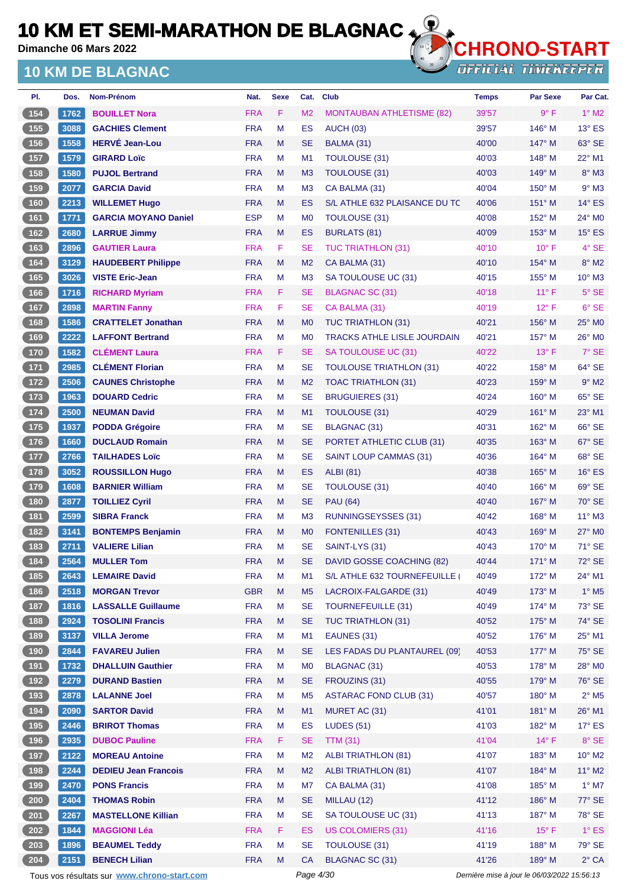# 10 KM ET SEMI-MARATHON DE BLAGNAC

**Dimanche 06 Mars 2022**

## 10 KM DE BLAGNAC

| Pl. | Dos. | Nom-Prénom | Nat. | Sexe | Cat. | Club | Temps | Par Sexe | Par Cat. |
|---|---|---|---|---|---|---|---|---|---|
| 154 | 1762 | BOUILLET Nora | FRA | F | M2 | MONTAUBAN ATHLETISME (82) | 39'57 | 9° F | 1° M2 |
| 155 | 3088 | GACHIES Clement | FRA | M | ES | AUCH (03) | 39'57 | 146° M | 13° ES |
| 156 | 1558 | HERVÉ Jean-Lou | FRA | M | SE | BALMA (31) | 40'00 | 147° M | 63° SE |
| 157 | 1579 | GIRARD Loïc | FRA | M | M1 | TOULOUSE (31) | 40'03 | 148° M | 22° M1 |
| 158 | 1580 | PUJOL Bertrand | FRA | M | M3 | TOULOUSE (31) | 40'03 | 149° M | 8° M3 |
| 159 | 2077 | GARCIA David | FRA | M | M3 | CA BALMA (31) | 40'04 | 150° M | 9° M3 |
| 160 | 2213 | WILLEMET Hugo | FRA | M | ES | S/L ATHLE 632 PLAISANCE DU TC | 40'06 | 151° M | 14° ES |
| 161 | 1771 | GARCIA MOYANO Daniel | ESP | M | M0 | TOULOUSE (31) | 40'08 | 152° M | 24° M0 |
| 162 | 2680 | LARRUE Jimmy | FRA | M | ES | BURLATS (81) | 40'09 | 153° M | 15° ES |
| 163 | 2896 | GAUTIER Laura | FRA | F | SE | TUC TRIATHLON (31) | 40'10 | 10° F | 4° SE |
| 164 | 3129 | HAUDEBERT Philippe | FRA | M | M2 | CA BALMA (31) | 40'10 | 154° M | 8° M2 |
| 165 | 3026 | VISTE Eric-Jean | FRA | M | M3 | SA TOULOUSE UC (31) | 40'15 | 155° M | 10° M3 |
| 166 | 1716 | RICHARD Myriam | FRA | F | SE | BLAGNAC SC (31) | 40'18 | 11° F | 5° SE |
| 167 | 2898 | MARTIN Fanny | FRA | F | SE | CA BALMA (31) | 40'19 | 12° F | 6° SE |
| 168 | 1586 | CRATTELET Jonathan | FRA | M | M0 | TUC TRIATHLON (31) | 40'21 | 156° M | 25° M0 |
| 169 | 2222 | LAFFONT Bertrand | FRA | M | M0 | TRACKS ATHLE LISLE JOURDAIN | 40'21 | 157° M | 26° M0 |
| 170 | 1582 | CLÉMENT Laura | FRA | F | SE | SA TOULOUSE UC (31) | 40'22 | 13° F | 7° SE |
| 171 | 2985 | CLÉMENT Florian | FRA | M | SE | TOULOUSE TRIATHLON (31) | 40'22 | 158° M | 64° SE |
| 172 | 2506 | CAUNES Christophe | FRA | M | M2 | TOAC TRIATHLON (31) | 40'23 | 159° M | 9° M2 |
| 173 | 1963 | DOUARD Cedric | FRA | M | SE | BRUGUIERES (31) | 40'24 | 160° M | 65° SE |
| 174 | 2500 | NEUMAN David | FRA | M | M1 | TOULOUSE (31) | 40'29 | 161° M | 23° M1 |
| 175 | 1937 | PODDA Grégoire | FRA | M | SE | BLAGNAC (31) | 40'31 | 162° M | 66° SE |
| 176 | 1660 | DUCLAUD Romain | FRA | M | SE | PORTET ATHLETIC CLUB (31) | 40'35 | 163° M | 67° SE |
| 177 | 2766 | TAILHADES Loïc | FRA | M | SE | SAINT LOUP CAMMAS (31) | 40'36 | 164° M | 68° SE |
| 178 | 3052 | ROUSSILLON Hugo | FRA | M | ES | ALBI (81) | 40'38 | 165° M | 16° ES |
| 179 | 1608 | BARNIER William | FRA | M | SE | TOULOUSE (31) | 40'40 | 166° M | 69° SE |
| 180 | 2877 | TOILLIEZ Cyril | FRA | M | SE | PAU (64) | 40'40 | 167° M | 70° SE |
| 181 | 2599 | SIBRA Franck | FRA | M | M3 | RUNNINGSEYSSES (31) | 40'42 | 168° M | 11° M3 |
| 182 | 3141 | BONTEMPS Benjamin | FRA | M | M0 | FONTENILLES (31) | 40'43 | 169° M | 27° M0 |
| 183 | 2711 | VALIERE Lilian | FRA | M | SE | SAINT-LYS (31) | 40'43 | 170° M | 71° SE |
| 184 | 2564 | MULLER Tom | FRA | M | SE | DAVID GOSSE COACHING (82) | 40'44 | 171° M | 72° SE |
| 185 | 2643 | LEMAIRE David | FRA | M | M1 | S/L ATHLE 632 TOURNEFEUILLE ( | 40'49 | 172° M | 24° M1 |
| 186 | 2518 | MORGAN Trevor | GBR | M | M5 | LACROIX-FALGARDE (31) | 40'49 | 173° M | 1° M5 |
| 187 | 1816 | LASSALLE Guillaume | FRA | M | SE | TOURNEFEUILLE (31) | 40'49 | 174° M | 73° SE |
| 188 | 2924 | TOSOLINI Francis | FRA | M | SE | TUC TRIATHLON (31) | 40'52 | 175° M | 74° SE |
| 189 | 3137 | VILLA Jerome | FRA | M | M1 | EAUNES (31) | 40'52 | 176° M | 25° M1 |
| 190 | 2844 | FAVAREU Julien | FRA | M | SE | LES FADAS DU PLANTAUREL (09) | 40'53 | 177° M | 75° SE |
| 191 | 1732 | DHALLUIN Gauthier | FRA | M | M0 | BLAGNAC (31) | 40'53 | 178° M | 28° M0 |
| 192 | 2279 | DURAND Bastien | FRA | M | SE | FROUZINS (31) | 40'55 | 179° M | 76° SE |
| 193 | 2878 | LALANNE Joel | FRA | M | M5 | ASTARAC FOND CLUB (31) | 40'57 | 180° M | 2° M5 |
| 194 | 2090 | SARTOR David | FRA | M | M1 | MURET AC (31) | 41'01 | 181° M | 26° M1 |
| 195 | 2446 | BRIROT Thomas | FRA | M | ES | LUDES (51) | 41'03 | 182° M | 17° ES |
| 196 | 2935 | DUBOC Pauline | FRA | F | SE | TTM (31) | 41'04 | 14° F | 8° SE |
| 197 | 2122 | MOREAU Antoine | FRA | M | M2 | ALBI TRIATHLON (81) | 41'07 | 183° M | 10° M2 |
| 198 | 2244 | DEDIEU Jean Francois | FRA | M | M2 | ALBI TRIATHLON (81) | 41'07 | 184° M | 11° M2 |
| 199 | 2470 | PONS Francis | FRA | M | M7 | CA BALMA (31) | 41'08 | 185° M | 1° M7 |
| 200 | 2404 | THOMAS Robin | FRA | M | SE | MILLAU (12) | 41'12 | 186° M | 77° SE |
| 201 | 2267 | MASTELLONE Killian | FRA | M | SE | SA TOULOUSE UC (31) | 41'13 | 187° M | 78° SE |
| 202 | 1844 | MAGGIONI Léa | FRA | F | ES | US COLOMIERS (31) | 41'16 | 15° F | 1° ES |
| 203 | 1896 | BEAUMEL Teddy | FRA | M | SE | TOULOUSE (31) | 41'19 | 188° M | 79° SE |
| 204 | 2151 | BENECH Lilian | FRA | M | CA | BLAGNAC SC (31) | 41'26 | 189° M | 2° CA |

Tous vos résultats sur www.chrono-start.com

Dernière mise à jour le 06/03/2022 15:56:13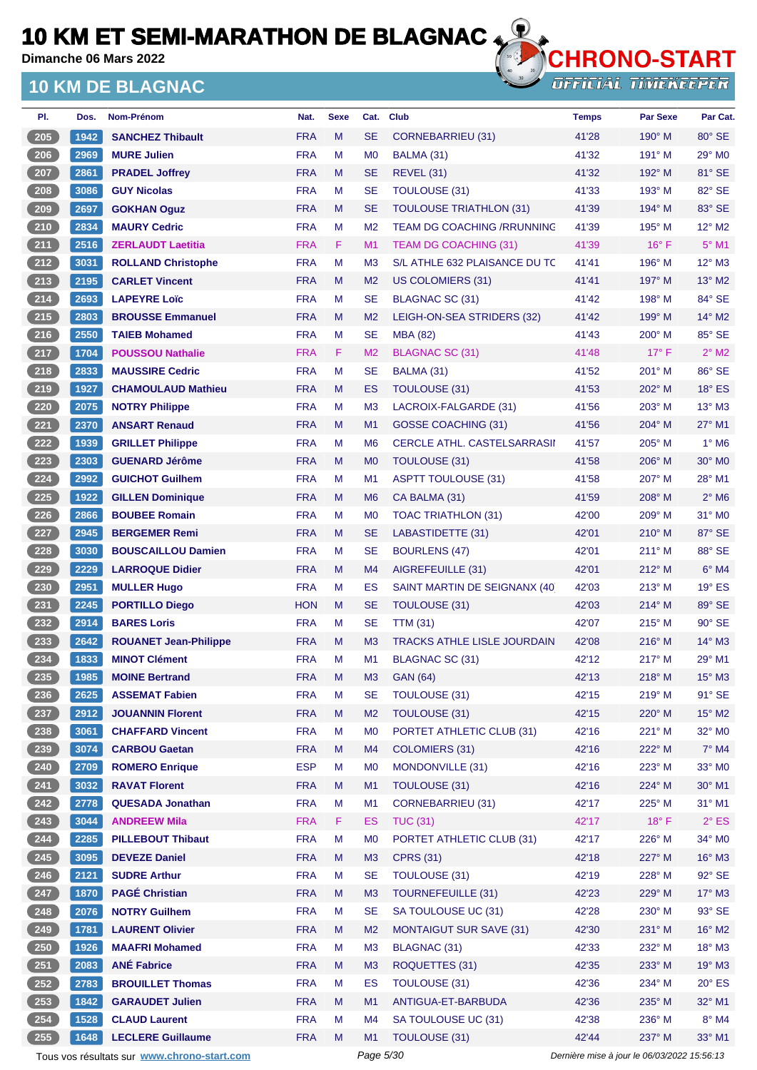# 10 KM ET SEMI-MARATHON DE BLAGNAC

**Dimanche 06 Mars 2022**

## 10 KM DE BLAGNAC

| Pl. | Dos. | Nom-Prénom | Nat. | Sexe | Cat. | Club | Temps | Par Sexe | Par Cat. |
|---|---|---|---|---|---|---|---|---|---|
| 205 | 1942 | SANCHEZ Thibault | FRA | M | SE | CORNEBARRIEU (31) | 41'28 | 190° M | 80° SE |
| 206 | 2969 | MURE Julien | FRA | M | M0 | BALMA (31) | 41'32 | 191° M | 29° M0 |
| 207 | 2861 | PRADEL Joffrey | FRA | M | SE | REVEL (31) | 41'32 | 192° M | 81° SE |
| 208 | 3086 | GUY Nicolas | FRA | M | SE | TOULOUSE (31) | 41'33 | 193° M | 82° SE |
| 209 | 2697 | GOKHAN Oguz | FRA | M | SE | TOULOUSE TRIATHLON (31) | 41'39 | 194° M | 83° SE |
| 210 | 2834 | MAURY Cedric | FRA | M | M2 | TEAM DG COACHING /RRUNNING | 41'39 | 195° M | 12° M2 |
| 211 | 2516 | ZERLAUDT Laetitia | FRA | F | M1 | TEAM DG COACHING (31) | 41'39 | 16° F | 5° M1 |
| 212 | 3031 | ROLLAND Christophe | FRA | M | M3 | S/L ATHLE 632 PLAISANCE DU TC | 41'41 | 196° M | 12° M3 |
| 213 | 2195 | CARLET Vincent | FRA | M | M2 | US COLOMIERS (31) | 41'41 | 197° M | 13° M2 |
| 214 | 2693 | LAPEYRE Loïc | FRA | M | SE | BLAGNAC SC (31) | 41'42 | 198° M | 84° SE |
| 215 | 2803 | BROUSSE Emmanuel | FRA | M | M2 | LEIGH-ON-SEA STRIDERS (32) | 41'42 | 199° M | 14° M2 |
| 216 | 2550 | TAIEB Mohamed | FRA | M | SE | MBA (82) | 41'43 | 200° M | 85° SE |
| 217 | 1704 | POUSSOU Nathalie | FRA | F | M2 | BLAGNAC SC (31) | 41'48 | 17° F | 2° M2 |
| 218 | 2833 | MAUSSIRE Cedric | FRA | M | SE | BALMA (31) | 41'52 | 201° M | 86° SE |
| 219 | 1927 | CHAMOULAUD Mathieu | FRA | M | ES | TOULOUSE (31) | 41'53 | 202° M | 18° ES |
| 220 | 2075 | NOTRY Philippe | FRA | M | M3 | LACROIX-FALGARDE (31) | 41'56 | 203° M | 13° M3 |
| 221 | 2370 | ANSART Renaud | FRA | M | M1 | GOSSE COACHING (31) | 41'56 | 204° M | 27° M1 |
| 222 | 1939 | GRILLET Philippe | FRA | M | M6 | CERCLE ATHL. CASTELSARRASII | 41'57 | 205° M | 1° M6 |
| 223 | 2303 | GUENARD Jérôme | FRA | M | M0 | TOULOUSE (31) | 41'58 | 206° M | 30° M0 |
| 224 | 2992 | GUICHOT Guilhem | FRA | M | M1 | ASPTT TOULOUSE (31) | 41'58 | 207° M | 28° M1 |
| 225 | 1922 | GILLEN Dominique | FRA | M | M6 | CA BALMA (31) | 41'59 | 208° M | 2° M6 |
| 226 | 2866 | BOUBEE Romain | FRA | M | M0 | TOAC TRIATHLON (31) | 42'00 | 209° M | 31° M0 |
| 227 | 2945 | BERGEMER Remi | FRA | M | SE | LABASTIDETTE (31) | 42'01 | 210° M | 87° SE |
| 228 | 3030 | BOUSCAILLOU Damien | FRA | M | SE | BOURLENS (47) | 42'01 | 211° M | 88° SE |
| 229 | 2229 | LARROQUE Didier | FRA | M | M4 | AIGREFEUILLE (31) | 42'01 | 212° M | 6° M4 |
| 230 | 2951 | MULLER Hugo | FRA | M | ES | SAINT MARTIN DE SEIGNANX (40 | 42'03 | 213° M | 19° ES |
| 231 | 2245 | PORTILLO Diego | HON | M | SE | TOULOUSE (31) | 42'03 | 214° M | 89° SE |
| 232 | 2914 | BARES Loris | FRA | M | SE | TTM (31) | 42'07 | 215° M | 90° SE |
| 233 | 2642 | ROUANET Jean-Philippe | FRA | M | M3 | TRACKS ATHLE LISLE JOURDAIN | 42'08 | 216° M | 14° M3 |
| 234 | 1833 | MINOT Clément | FRA | M | M1 | BLAGNAC SC (31) | 42'12 | 217° M | 29° M1 |
| 235 | 1985 | MOINE Bertrand | FRA | M | M3 | GAN (64) | 42'13 | 218° M | 15° M3 |
| 236 | 2625 | ASSEMAT Fabien | FRA | M | SE | TOULOUSE (31) | 42'15 | 219° M | 91° SE |
| 237 | 2912 | JOUANNIN Florent | FRA | M | M2 | TOULOUSE (31) | 42'15 | 220° M | 15° M2 |
| 238 | 3061 | CHAFFARD Vincent | FRA | M | M0 | PORTET ATHLETIC CLUB (31) | 42'16 | 221° M | 32° M0 |
| 239 | 3074 | CARBOU Gaetan | FRA | M | M4 | COLOMIERS (31) | 42'16 | 222° M | 7° M4 |
| 240 | 2709 | ROMERO Enrique | ESP | M | M0 | MONDONVILLE (31) | 42'16 | 223° M | 33° M0 |
| 241 | 3032 | RAVAT Florent | FRA | M | M1 | TOULOUSE (31) | 42'16 | 224° M | 30° M1 |
| 242 | 2778 | QUESADA Jonathan | FRA | M | M1 | CORNEBARRIEU (31) | 42'17 | 225° M | 31° M1 |
| 243 | 3044 | ANDREEW Mila | FRA | F | ES | TUC (31) | 42'17 | 18° F | 2° ES |
| 244 | 2285 | PILLEBOUT Thibaut | FRA | M | M0 | PORTET ATHLETIC CLUB (31) | 42'17 | 226° M | 34° M0 |
| 245 | 3095 | DEVEZE Daniel | FRA | M | M3 | CPRS (31) | 42'18 | 227° M | 16° M3 |
| 246 | 2121 | SUDRE Arthur | FRA | M | SE | TOULOUSE (31) | 42'19 | 228° M | 92° SE |
| 247 | 1870 | PAGÉ Christian | FRA | M | M3 | TOURNEFEUILLE (31) | 42'23 | 229° M | 17° M3 |
| 248 | 2076 | NOTRY Guilhem | FRA | M | SE | SA TOULOUSE UC (31) | 42'28 | 230° M | 93° SE |
| 249 | 1781 | LAURENT Olivier | FRA | M | M2 | MONTAIGUT SUR SAVE (31) | 42'30 | 231° M | 16° M2 |
| 250 | 1926 | MAAFRI Mohamed | FRA | M | M3 | BLAGNAC (31) | 42'33 | 232° M | 18° M3 |
| 251 | 2083 | ANÉ Fabrice | FRA | M | M3 | ROQUETTES (31) | 42'35 | 233° M | 19° M3 |
| 252 | 2783 | BROUILLET Thomas | FRA | M | ES | TOULOUSE (31) | 42'36 | 234° M | 20° ES |
| 253 | 1842 | GARAUDET Julien | FRA | M | M1 | ANTIGUA-ET-BARBUDA | 42'36 | 235° M | 32° M1 |
| 254 | 1528 | CLAUD Laurent | FRA | M | M4 | SA TOULOUSE UC (31) | 42'38 | 236° M | 8° M4 |
| 255 | 1648 | LECLERE Guillaume | FRA | M | M1 | TOULOUSE (31) | 42'44 | 237° M | 33° M1 |

Tous vos résultats sur www.chrono-start.com

*Dernière mise à jour le 06/03/2022 15:56:13*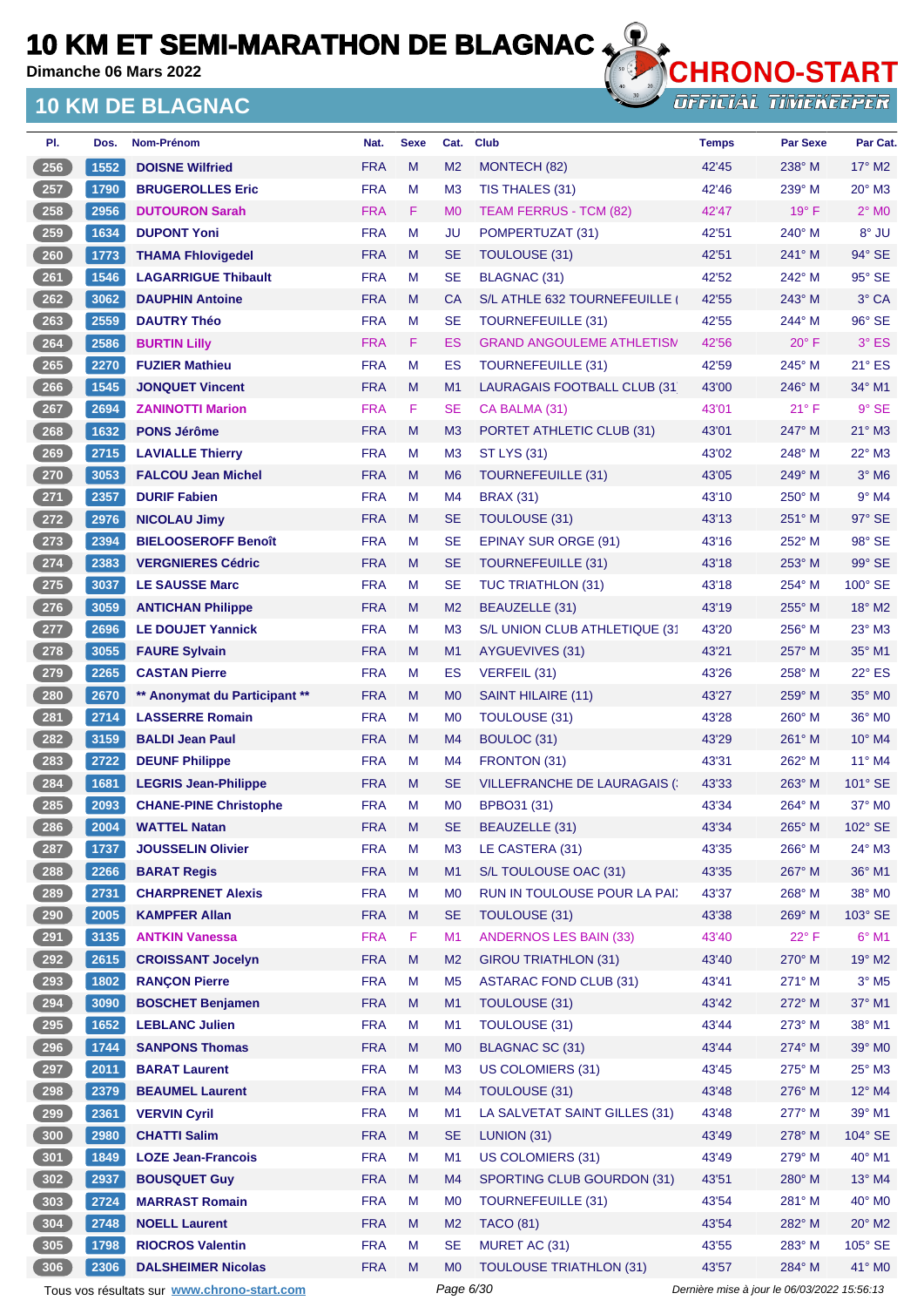# 10 KM ET SEMI-MARATHON DE BLAGNAC

**Dimanche 06 Mars 2022**

## 10 KM DE BLAGNAC

| Pl. | Dos. | Nom-Prénom | Nat. | Sexe | Cat. | Club | Temps | Par Sexe | Par Cat. |
|---|---|---|---|---|---|---|---|---|---|
| 256 | 1552 | DOISNE Wilfried | FRA | M | M2 | MONTECH (82) | 42'45 | 238° M | 17° M2 |
| 257 | 1790 | BRUGEROLLES Eric | FRA | M | M3 | TIS THALES (31) | 42'46 | 239° M | 20° M3 |
| 258 | 2956 | DUTOURON Sarah | FRA | F | M0 | TEAM FERRUS - TCM (82) | 42'47 | 19° F | 2° M0 |
| 259 | 1634 | DUPONT Yoni | FRA | M | JU | POMPERTUZAT (31) | 42'51 | 240° M | 8° JU |
| 260 | 1773 | THAMA Fhlovigedel | FRA | M | SE | TOULOUSE (31) | 42'51 | 241° M | 94° SE |
| 261 | 1546 | LAGARRIGUE Thibault | FRA | M | SE | BLAGNAC (31) | 42'52 | 242° M | 95° SE |
| 262 | 3062 | DAUPHIN Antoine | FRA | M | CA | S/L ATHLE 632 TOURNEFEUILLE ( | 42'55 | 243° M | 3° CA |
| 263 | 2559 | DAUTRY Théo | FRA | M | SE | TOURNEFEUILLE (31) | 42'55 | 244° M | 96° SE |
| 264 | 2586 | BURTIN Lilly | FRA | F | ES | GRAND ANGOULEME ATHLETISM | 42'56 | 20° F | 3° ES |
| 265 | 2270 | FUZIER Mathieu | FRA | M | ES | TOURNEFEUILLE (31) | 42'59 | 245° M | 21° ES |
| 266 | 1545 | JONQUET Vincent | FRA | M | M1 | LAURAGAIS FOOTBALL CLUB (31 | 43'00 | 246° M | 34° M1 |
| 267 | 2694 | ZANINOTTI Marion | FRA | F | SE | CA BALMA (31) | 43'01 | 21° F | 9° SE |
| 268 | 1632 | PONS Jérôme | FRA | M | M3 | PORTET ATHLETIC CLUB (31) | 43'01 | 247° M | 21° M3 |
| 269 | 2715 | LAVIALLE Thierry | FRA | M | M3 | ST LYS (31) | 43'02 | 248° M | 22° M3 |
| 270 | 3053 | FALCOU Jean Michel | FRA | M | M6 | TOURNEFEUILLE (31) | 43'05 | 249° M | 3° M6 |
| 271 | 2357 | DURIF Fabien | FRA | M | M4 | BRAX (31) | 43'10 | 250° M | 9° M4 |
| 272 | 2976 | NICOLAU Jimy | FRA | M | SE | TOULOUSE (31) | 43'13 | 251° M | 97° SE |
| 273 | 2394 | BIELOOSEROFF Benoît | FRA | M | SE | EPINAY SUR ORGE (91) | 43'16 | 252° M | 98° SE |
| 274 | 2383 | VERGNIERES Cédric | FRA | M | SE | TOURNEFEUILLE (31) | 43'18 | 253° M | 99° SE |
| 275 | 3037 | LE SAUSSE Marc | FRA | M | SE | TUC TRIATHLON (31) | 43'18 | 254° M | 100° SE |
| 276 | 3059 | ANTICHAN Philippe | FRA | M | M2 | BEAUZELLE (31) | 43'19 | 255° M | 18° M2 |
| 277 | 2696 | LE DOUJET Yannick | FRA | M | M3 | S/L UNION CLUB ATHLETIQUE (31 | 43'20 | 256° M | 23° M3 |
| 278 | 3055 | FAURE Sylvain | FRA | M | M1 | AYGUEVIVES (31) | 43'21 | 257° M | 35° M1 |
| 279 | 2265 | CASTAN Pierre | FRA | M | ES | VERFEIL (31) | 43'26 | 258° M | 22° ES |
| 280 | 2670 | ** Anonymat du Participant ** | FRA | M | M0 | SAINT HILAIRE (11) | 43'27 | 259° M | 35° M0 |
| 281 | 2714 | LASSERRE Romain | FRA | M | M0 | TOULOUSE (31) | 43'28 | 260° M | 36° M0 |
| 282 | 3159 | BALDI Jean Paul | FRA | M | M4 | BOULOC (31) | 43'29 | 261° M | 10° M4 |
| 283 | 2722 | DEUNF Philippe | FRA | M | M4 | FRONTON (31) | 43'31 | 262° M | 11° M4 |
| 284 | 1681 | LEGRIS Jean-Philippe | FRA | M | SE | VILLEFRANCHE DE LAURAGAIS (: | 43'33 | 263° M | 101° SE |
| 285 | 2093 | CHANE-PINE Christophe | FRA | M | M0 | BPBO31 (31) | 43'34 | 264° M | 37° M0 |
| 286 | 2004 | WATTEL Natan | FRA | M | SE | BEAUZELLE (31) | 43'34 | 265° M | 102° SE |
| 287 | 1737 | JOUSSELIN Olivier | FRA | M | M3 | LE CASTERA (31) | 43'35 | 266° M | 24° M3 |
| 288 | 2266 | BARAT Regis | FRA | M | M1 | S/L TOULOUSE OAC (31) | 43'35 | 267° M | 36° M1 |
| 289 | 2731 | CHARPRENET Alexis | FRA | M | M0 | RUN IN TOULOUSE POUR LA PAI. | 43'37 | 268° M | 38° M0 |
| 290 | 2005 | KAMPFER Allan | FRA | M | SE | TOULOUSE (31) | 43'38 | 269° M | 103° SE |
| 291 | 3135 | ANTKIN Vanessa | FRA | F | M1 | ANDERNOS LES BAIN (33) | 43'40 | 22° F | 6° M1 |
| 292 | 2615 | CROISSANT Jocelyn | FRA | M | M2 | GIROU TRIATHLON (31) | 43'40 | 270° M | 19° M2 |
| 293 | 1802 | RANÇON Pierre | FRA | M | M5 | ASTARAC FOND CLUB (31) | 43'41 | 271° M | 3° M5 |
| 294 | 3090 | BOSCHET Benjamen | FRA | M | M1 | TOULOUSE (31) | 43'42 | 272° M | 37° M1 |
| 295 | 1652 | LEBLANC Julien | FRA | M | M1 | TOULOUSE (31) | 43'44 | 273° M | 38° M1 |
| 296 | 1744 | SANPONS Thomas | FRA | M | M0 | BLAGNAC SC (31) | 43'44 | 274° M | 39° M0 |
| 297 | 2011 | BARAT Laurent | FRA | M | M3 | US COLOMIERS (31) | 43'45 | 275° M | 25° M3 |
| 298 | 2379 | BEAUMEL Laurent | FRA | M | M4 | TOULOUSE (31) | 43'48 | 276° M | 12° M4 |
| 299 | 2361 | VERVIN Cyril | FRA | M | M1 | LA SALVETAT SAINT GILLES (31) | 43'48 | 277° M | 39° M1 |
| 300 | 2980 | CHATTI Salim | FRA | M | SE | LUNION (31) | 43'49 | 278° M | 104° SE |
| 301 | 1849 | LOZE Jean-Francois | FRA | M | M1 | US COLOMIERS (31) | 43'49 | 279° M | 40° M1 |
| 302 | 2937 | BOUSQUET Guy | FRA | M | M4 | SPORTING CLUB GOURDON (31) | 43'51 | 280° M | 13° M4 |
| 303 | 2724 | MARRAST Romain | FRA | M | M0 | TOURNEFEUILLE (31) | 43'54 | 281° M | 40° M0 |
| 304 | 2748 | NOELL Laurent | FRA | M | M2 | TACO (81) | 43'54 | 282° M | 20° M2 |
| 305 | 1798 | RIOCROS Valentin | FRA | M | SE | MURET AC (31) | 43'55 | 283° M | 105° SE |
| 306 | 2306 | DALSHEIMER Nicolas | FRA | M | M0 | TOULOUSE TRIATHLON (31) | 43'57 | 284° M | 41° M0 |

Tous vos résultats sur www.chrono-start.com — Dernière mise à jour le 06/03/2022 15:56:13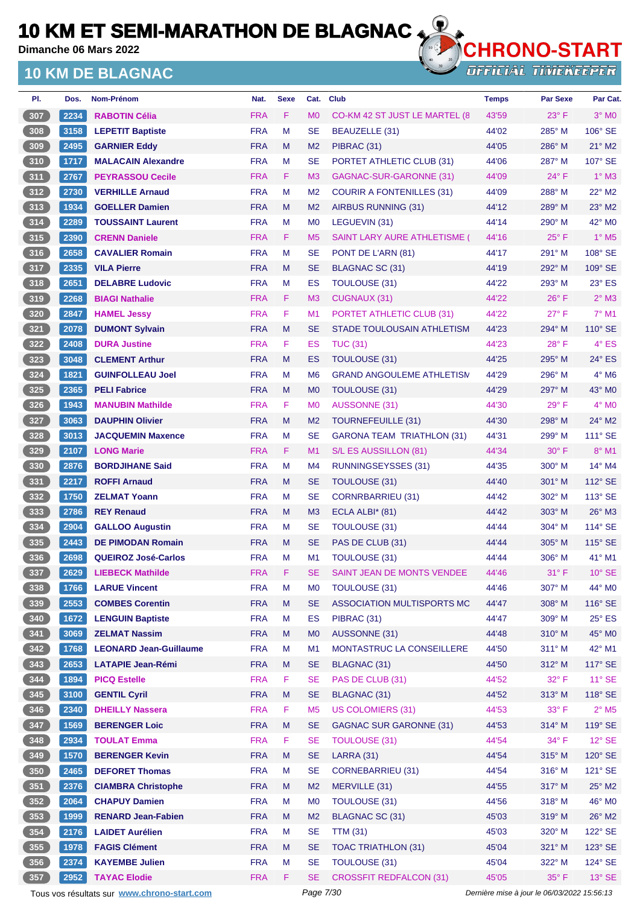# 10 KM ET SEMI-MARATHON DE BLAGNAC

**Dimanche 06 Mars 2022**

## 10 KM DE BLAGNAC

| Pl. | Dos. | Nom-Prénom | Nat. | Sexe | Cat. | Club | Temps | Par Sexe | Par Cat. |
|---|---|---|---|---|---|---|---|---|---|
| 307 | 2234 | RABOTIN Célia | FRA | F | M0 | CO-KM 42 ST JUST LE MARTEL (8 | 43'59 | 23° F | 3° M0 |
| 308 | 3158 | LEPETIT Baptiste | FRA | M | SE | BEAUZELLE (31) | 44'02 | 285° M | 106° SE |
| 309 | 2495 | GARNIER Eddy | FRA | M | M2 | PIBRAC (31) | 44'05 | 286° M | 21° M2 |
| 310 | 1717 | MALACAIN Alexandre | FRA | M | SE | PORTET ATHLETIC CLUB (31) | 44'06 | 287° M | 107° SE |
| 311 | 2767 | PEYRASSOU Cecile | FRA | F | M3 | GAGNAC-SUR-GARONNE (31) | 44'09 | 24° F | 1° M3 |
| 312 | 2730 | VERHILLE Arnaud | FRA | M | M2 | COURIR A FONTENILLES (31) | 44'09 | 288° M | 22° M2 |
| 313 | 1934 | GOELLER Damien | FRA | M | M2 | AIRBUS RUNNING (31) | 44'12 | 289° M | 23° M2 |
| 314 | 2289 | TOUSSAINT Laurent | FRA | M | M0 | LEGUEVIN (31) | 44'14 | 290° M | 42° M0 |
| 315 | 2390 | CRENN Daniele | FRA | F | M5 | SAINT LARY AURE ATHLETISME ( | 44'16 | 25° F | 1° M5 |
| 316 | 2658 | CAVALIER Romain | FRA | M | SE | PONT DE L'ARN (81) | 44'17 | 291° M | 108° SE |
| 317 | 2335 | VILA Pierre | FRA | M | SE | BLAGNAC SC (31) | 44'19 | 292° M | 109° SE |
| 318 | 2651 | DELABRE Ludovic | FRA | M | ES | TOULOUSE (31) | 44'22 | 293° M | 23° ES |
| 319 | 2268 | BIAGI Nathalie | FRA | F | M3 | CUGNAUX (31) | 44'22 | 26° F | 2° M3 |
| 320 | 2847 | HAMEL Jessy | FRA | F | M1 | PORTET ATHLETIC CLUB (31) | 44'22 | 27° F | 7° M1 |
| 321 | 2078 | DUMONT Sylvain | FRA | M | SE | STADE TOULOUSAIN ATHLETISM | 44'23 | 294° M | 110° SE |
| 322 | 2408 | DURA Justine | FRA | F | ES | TUC (31) | 44'23 | 28° F | 4° ES |
| 323 | 3048 | CLEMENT Arthur | FRA | M | ES | TOULOUSE (31) | 44'25 | 295° M | 24° ES |
| 324 | 1821 | GUINFOLLEAU Joel | FRA | M | M6 | GRAND ANGOULEME ATHLETISM | 44'29 | 296° M | 4° M6 |
| 325 | 2365 | PELI Fabrice | FRA | M | M0 | TOULOUSE (31) | 44'29 | 297° M | 43° M0 |
| 326 | 1943 | MANUBIN Mathilde | FRA | F | M0 | AUSSONNE (31) | 44'30 | 29° F | 4° M0 |
| 327 | 3063 | DAUPHIN Olivier | FRA | M | M2 | TOURNEFEUILLE (31) | 44'30 | 298° M | 24° M2 |
| 328 | 3013 | JACQUEMIN Maxence | FRA | M | SE | GARONA TEAM TRIATHLON (31) | 44'31 | 299° M | 111° SE |
| 329 | 2107 | LONG Marie | FRA | F | M1 | S/L ES AUSSILLON (81) | 44'34 | 30° F | 8° M1 |
| 330 | 2876 | BORDJIHANE Said | FRA | M | M4 | RUNNINGSEYSSES (31) | 44'35 | 300° M | 14° M4 |
| 331 | 2217 | ROFFI Arnaud | FRA | M | SE | TOULOUSE (31) | 44'40 | 301° M | 112° SE |
| 332 | 1750 | ZELMAT Yoann | FRA | M | SE | CORNRBARRIEU (31) | 44'42 | 302° M | 113° SE |
| 333 | 2786 | REY Renaud | FRA | M | M3 | ECLA ALBI* (81) | 44'42 | 303° M | 26° M3 |
| 334 | 2904 | GALLOO Augustin | FRA | M | SE | TOULOUSE (31) | 44'44 | 304° M | 114° SE |
| 335 | 2443 | DE PIMODAN Romain | FRA | M | SE | PAS DE CLUB (31) | 44'44 | 305° M | 115° SE |
| 336 | 2698 | QUEIROZ José-Carlos | FRA | M | M1 | TOULOUSE (31) | 44'44 | 306° M | 41° M1 |
| 337 | 2629 | LIEBECK Mathilde | FRA | F | SE | SAINT JEAN DE MONTS VENDEE | 44'46 | 31° F | 10° SE |
| 338 | 1766 | LARUE Vincent | FRA | M | M0 | TOULOUSE (31) | 44'46 | 307° M | 44° M0 |
| 339 | 2553 | COMBES Corentin | FRA | M | SE | ASSOCIATION MULTISPORTS MC | 44'47 | 308° M | 116° SE |
| 340 | 1672 | LENGUIN Baptiste | FRA | M | ES | PIBRAC (31) | 44'47 | 309° M | 25° ES |
| 341 | 3069 | ZELMAT Nassim | FRA | M | M0 | AUSSONNE (31) | 44'48 | 310° M | 45° M0 |
| 342 | 1768 | LEONARD Jean-Guillaume | FRA | M | M1 | MONTASTRUC LA CONSEILLERE | 44'50 | 311° M | 42° M1 |
| 343 | 2653 | LATAPIE Jean-Rémi | FRA | M | SE | BLAGNAC (31) | 44'50 | 312° M | 117° SE |
| 344 | 1894 | PICQ Estelle | FRA | F | SE | PAS DE CLUB (31) | 44'52 | 32° F | 11° SE |
| 345 | 3100 | GENTIL Cyril | FRA | M | SE | BLAGNAC (31) | 44'52 | 313° M | 118° SE |
| 346 | 2340 | DHEILLY Nassera | FRA | F | M5 | US COLOMIERS (31) | 44'53 | 33° F | 2° M5 |
| 347 | 1569 | BERENGER Loic | FRA | M | SE | GAGNAC SUR GARONNE (31) | 44'53 | 314° M | 119° SE |
| 348 | 2934 | TOULAT Emma | FRA | F | SE | TOULOUSE (31) | 44'54 | 34° F | 12° SE |
| 349 | 1570 | BERENGER Kevin | FRA | M | SE | LARRA (31) | 44'54 | 315° M | 120° SE |
| 350 | 2465 | DEFORET Thomas | FRA | M | SE | CORNEBARRIEU (31) | 44'54 | 316° M | 121° SE |
| 351 | 2376 | CIAMBRA Christophe | FRA | M | M2 | MERVILLE (31) | 44'55 | 317° M | 25° M2 |
| 352 | 2064 | CHAPUY Damien | FRA | M | M0 | TOULOUSE (31) | 44'56 | 318° M | 46° M0 |
| 353 | 1999 | RENARD Jean-Fabien | FRA | M | M2 | BLAGNAC SC (31) | 45'03 | 319° M | 26° M2 |
| 354 | 2176 | LAIDET Aurélien | FRA | M | SE | TTM (31) | 45'03 | 320° M | 122° SE |
| 355 | 1978 | FAGIS Clément | FRA | M | SE | TOAC TRIATHLON (31) | 45'04 | 321° M | 123° SE |
| 356 | 2374 | KAYEMBE Julien | FRA | M | SE | TOULOUSE (31) | 45'04 | 322° M | 124° SE |
| 357 | 2952 | TAYAC Elodie | FRA | F | SE | CROSSFIT REDFALCON (31) | 45'05 | 35° F | 13° SE |

Tous vos résultats sur www.chrono-start.com — Dernière mise à jour le 06/03/2022 15:56:13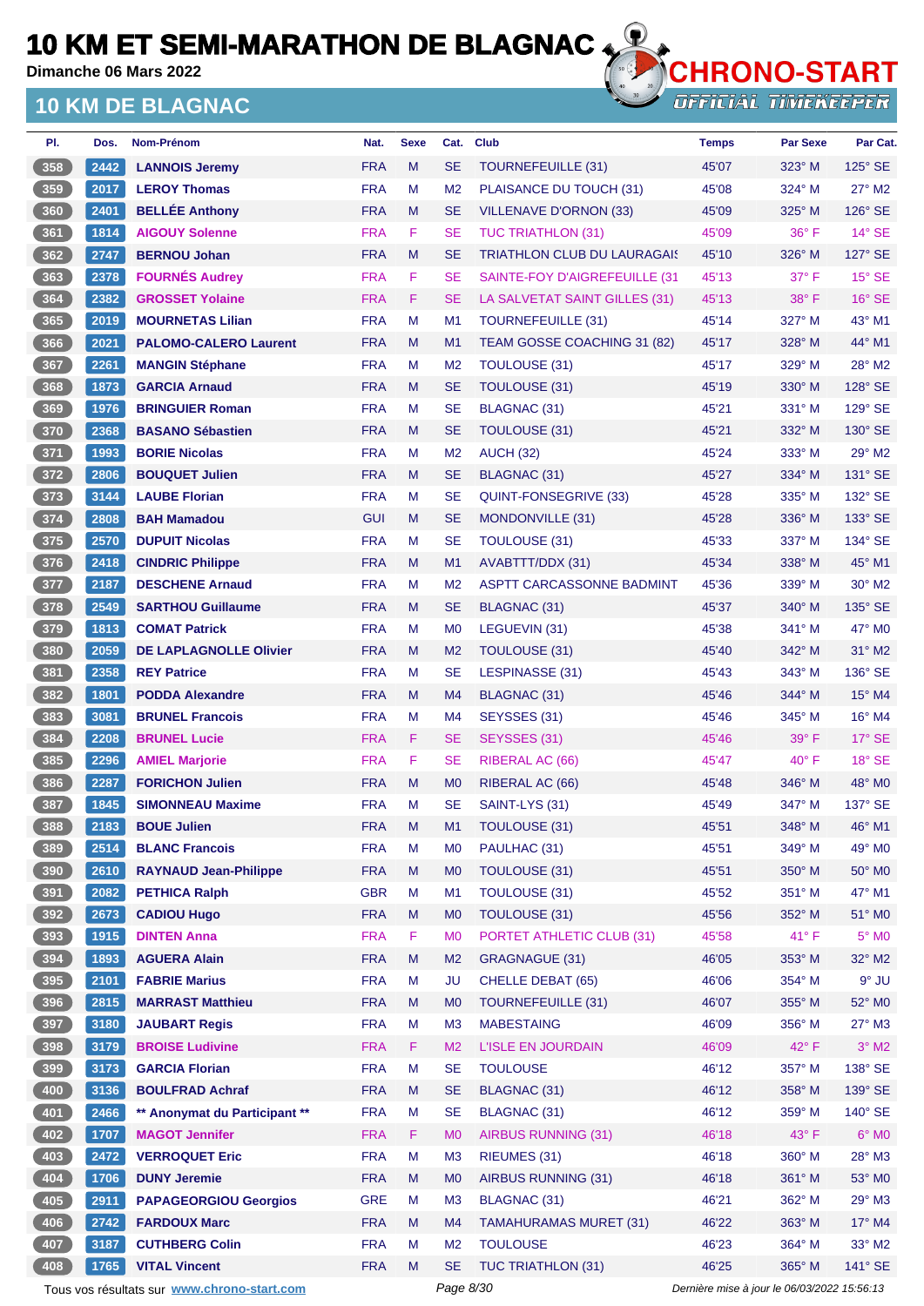# 10 KM ET SEMI-MARATHON DE BLAGNAC

**Dimanche 06 Mars 2022**

## 10 KM DE BLAGNAC

CHRONO-START
OFFICIAL TIMEKEEPER

| Pl. | Dos. | Nom-Prénom | Nat. | Sexe | Cat. | Club | Temps | Par Sexe | Par Cat. |
|---|---|---|---|---|---|---|---|---|---|
| 358 | 2442 | LANNOIS Jeremy | FRA | M | SE | TOURNEFEUILLE (31) | 45'07 | 323° M | 125° SE |
| 359 | 2017 | LEROY Thomas | FRA | M | M2 | PLAISANCE DU TOUCH (31) | 45'08 | 324° M | 27° M2 |
| 360 | 2401 | BELLÉE Anthony | FRA | M | SE | VILLENAVE D'ORNON (33) | 45'09 | 325° M | 126° SE |
| 361 | 1814 | AIGOUY Solenne | FRA | F | SE | TUC TRIATHLON (31) | 45'09 | 36° F | 14° SE |
| 362 | 2747 | BERNOU Johan | FRA | M | SE | TRIATHLON CLUB DU LAURAGAIS | 45'10 | 326° M | 127° SE |
| 363 | 2378 | FOURNÉS Audrey | FRA | F | SE | SAINTE-FOY D'AIGREFEUILLE (31 | 45'13 | 37° F | 15° SE |
| 364 | 2382 | GROSSET Yolaine | FRA | F | SE | LA SALVETAT SAINT GILLES (31) | 45'13 | 38° F | 16° SE |
| 365 | 2019 | MOURNETAS Lilian | FRA | M | M1 | TOURNEFEUILLE (31) | 45'14 | 327° M | 43° M1 |
| 366 | 2021 | PALOMO-CALERO Laurent | FRA | M | M1 | TEAM GOSSE COACHING 31 (82) | 45'17 | 328° M | 44° M1 |
| 367 | 2261 | MANGIN Stéphane | FRA | M | M2 | TOULOUSE (31) | 45'17 | 329° M | 28° M2 |
| 368 | 1873 | GARCIA Arnaud | FRA | M | SE | TOULOUSE (31) | 45'19 | 330° M | 128° SE |
| 369 | 1976 | BRINGUIER Roman | FRA | M | SE | BLAGNAC (31) | 45'21 | 331° M | 129° SE |
| 370 | 2368 | BASANO Sébastien | FRA | M | SE | TOULOUSE (31) | 45'21 | 332° M | 130° SE |
| 371 | 1993 | BORIE Nicolas | FRA | M | M2 | AUCH (32) | 45'24 | 333° M | 29° M2 |
| 372 | 2806 | BOUQUET Julien | FRA | M | SE | BLAGNAC (31) | 45'27 | 334° M | 131° SE |
| 373 | 3144 | LAUBE Florian | FRA | M | SE | QUINT-FONSEGRIVE (33) | 45'28 | 335° M | 132° SE |
| 374 | 2808 | BAH Mamadou | GUI | M | SE | MONDONVILLE (31) | 45'28 | 336° M | 133° SE |
| 375 | 2570 | DUPUIT Nicolas | FRA | M | SE | TOULOUSE (31) | 45'33 | 337° M | 134° SE |
| 376 | 2418 | CINDRIC Philippe | FRA | M | M1 | AVABTTT/DDX (31) | 45'34 | 338° M | 45° M1 |
| 377 | 2187 | DESCHENE Arnaud | FRA | M | M2 | ASPTT CARCASSONNE BADMINT | 45'36 | 339° M | 30° M2 |
| 378 | 2549 | SARTHOU Guillaume | FRA | M | SE | BLAGNAC (31) | 45'37 | 340° M | 135° SE |
| 379 | 1813 | COMAT Patrick | FRA | M | M0 | LEGUEVIN (31) | 45'38 | 341° M | 47° M0 |
| 380 | 2059 | DE LAPLAGNOLLE Olivier | FRA | M | M2 | TOULOUSE (31) | 45'40 | 342° M | 31° M2 |
| 381 | 2358 | REY Patrice | FRA | M | SE | LESPINASSE (31) | 45'43 | 343° M | 136° SE |
| 382 | 1801 | PODDA Alexandre | FRA | M | M4 | BLAGNAC (31) | 45'46 | 344° M | 15° M4 |
| 383 | 3081 | BRUNEL Francois | FRA | M | M4 | SEYSSES (31) | 45'46 | 345° M | 16° M4 |
| 384 | 2208 | BRUNEL Lucie | FRA | F | SE | SEYSSES (31) | 45'46 | 39° F | 17° SE |
| 385 | 2296 | AMIEL Marjorie | FRA | F | SE | RIBERAL AC (66) | 45'47 | 40° F | 18° SE |
| 386 | 2287 | FORICHON Julien | FRA | M | M0 | RIBERAL AC (66) | 45'48 | 346° M | 48° M0 |
| 387 | 1845 | SIMONNEAU Maxime | FRA | M | SE | SAINT-LYS (31) | 45'49 | 347° M | 137° SE |
| 388 | 2183 | BOUE Julien | FRA | M | M1 | TOULOUSE (31) | 45'51 | 348° M | 46° M1 |
| 389 | 2514 | BLANC Francois | FRA | M | M0 | PAULHAC (31) | 45'51 | 349° M | 49° M0 |
| 390 | 2610 | RAYNAUD Jean-Philippe | FRA | M | M0 | TOULOUSE (31) | 45'51 | 350° M | 50° M0 |
| 391 | 2082 | PETHICA Ralph | GBR | M | M1 | TOULOUSE (31) | 45'52 | 351° M | 47° M1 |
| 392 | 2673 | CADIOU Hugo | FRA | M | M0 | TOULOUSE (31) | 45'56 | 352° M | 51° M0 |
| 393 | 1915 | DINTEN Anna | FRA | F | M0 | PORTET ATHLETIC CLUB (31) | 45'58 | 41° F | 5° M0 |
| 394 | 1893 | AGUERA Alain | FRA | M | M2 | GRAGNAGUE (31) | 46'05 | 353° M | 32° M2 |
| 395 | 2101 | FABRIE Marius | FRA | M | JU | CHELLE DEBAT (65) | 46'06 | 354° M | 9° JU |
| 396 | 2815 | MARRAST Matthieu | FRA | M | M0 | TOURNEFEUILLE (31) | 46'07 | 355° M | 52° M0 |
| 397 | 3180 | JAUBART Regis | FRA | M | M3 | MABESTAING | 46'09 | 356° M | 27° M3 |
| 398 | 3179 | BROISE Ludivine | FRA | F | M2 | L'ISLE EN JOURDAIN | 46'09 | 42° F | 3° M2 |
| 399 | 3173 | GARCIA Florian | FRA | M | SE | TOULOUSE | 46'12 | 357° M | 138° SE |
| 400 | 3136 | BOULFRAD Achraf | FRA | M | SE | BLAGNAC (31) | 46'12 | 358° M | 139° SE |
| 401 | 2466 | ** Anonymat du Participant ** | FRA | M | SE | BLAGNAC (31) | 46'12 | 359° M | 140° SE |
| 402 | 1707 | MAGOT Jennifer | FRA | F | M0 | AIRBUS RUNNING (31) | 46'18 | 43° F | 6° M0 |
| 403 | 2472 | VERROQUET Eric | FRA | M | M3 | RIEUMES (31) | 46'18 | 360° M | 28° M3 |
| 404 | 1706 | DUNY Jeremie | FRA | M | M0 | AIRBUS RUNNING (31) | 46'18 | 361° M | 53° M0 |
| 405 | 2911 | PAPAGEORGIOU Georgios | GRE | M | M3 | BLAGNAC (31) | 46'21 | 362° M | 29° M3 |
| 406 | 2742 | FARDOUX Marc | FRA | M | M4 | TAMAHURAMAS MURET (31) | 46'22 | 363° M | 17° M4 |
| 407 | 3187 | CUTHBERG Colin | FRA | M | M2 | TOULOUSE | 46'23 | 364° M | 33° M2 |
| 408 | 1765 | VITAL Vincent | FRA | M | SE | TUC TRIATHLON (31) | 46'25 | 365° M | 141° SE |

Tous vos résultats sur www.chrono-start.com — Dernière mise à jour le 06/03/2022 15:56:13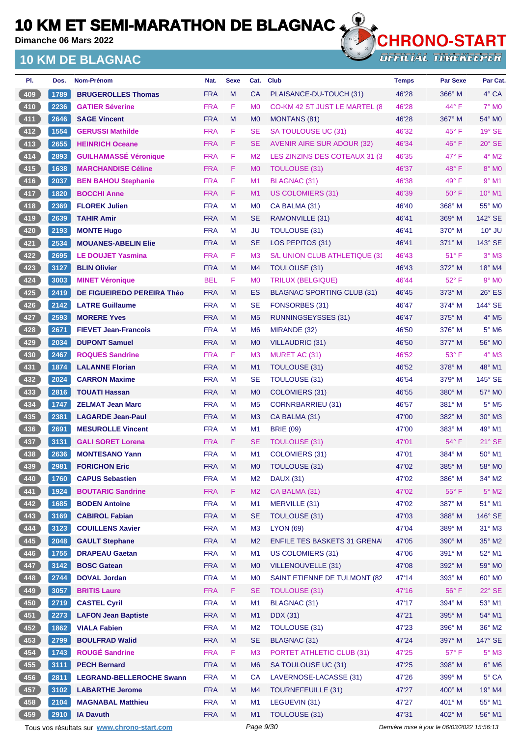# 10 KM ET SEMI-MARATHON DE BLAGNAC

**Dimanche 06 Mars 2022**

## 10 KM DE BLAGNAC

CHRONO-START
OFFICIAL TIMEKEEPER

| Pl. | Dos. | Nom-Prénom | Nat. | Sexe | Cat. | Club | Temps | Par Sexe | Par Cat. |
|---|---|---|---|---|---|---|---|---|---|
| 409 | 1789 | BRUGEROLLES Thomas | FRA | M | CA | PLAISANCE-DU-TOUCH (31) | 46'28 | 366° M | 4° CA |
| 410 | 2236 | GATIER Séverine | FRA | F | M0 | CO-KM 42 ST JUST LE MARTEL (8 | 46'28 | 44° F | 7° M0 |
| 411 | 2646 | SAGE Vincent | FRA | M | M0 | MONTANS (81) | 46'28 | 367° M | 54° M0 |
| 412 | 1554 | GERUSSI Mathilde | FRA | F | SE | SA TOULOUSE UC (31) | 46'32 | 45° F | 19° SE |
| 413 | 2655 | HEINRICH Oceane | FRA | F | SE | AVENIR AIRE SUR ADOUR (32) | 46'34 | 46° F | 20° SE |
| 414 | 2893 | GUILHAMASSÉ Véronique | FRA | F | M2 | LES ZINZINS DES COTEAUX 31 (3 | 46'35 | 47° F | 4° M2 |
| 415 | 1638 | MARCHANDISE Céline | FRA | F | M0 | TOULOUSE (31) | 46'37 | 48° F | 8° M0 |
| 416 | 2037 | BEN BAHOU Stephanie | FRA | F | M1 | BLAGNAC (31) | 46'38 | 49° F | 9° M1 |
| 417 | 1820 | BOCCHI Anne | FRA | F | M1 | US COLOMIERS (31) | 46'39 | 50° F | 10° M1 |
| 418 | 2369 | FLOREK Julien | FRA | M | M0 | CA BALMA (31) | 46'40 | 368° M | 55° M0 |
| 419 | 2639 | TAHIR Amir | FRA | M | SE | RAMONVILLE (31) | 46'41 | 369° M | 142° SE |
| 420 | 2193 | MONTE Hugo | FRA | M | JU | TOULOUSE (31) | 46'41 | 370° M | 10° JU |
| 421 | 2534 | MOUANES-ABELIN Elie | FRA | M | SE | LOS PEPITOS (31) | 46'41 | 371° M | 143° SE |
| 422 | 2695 | LE DOUJET Yasmina | FRA | F | M3 | S/L UNION CLUB ATHLETIQUE (31 | 46'43 | 51° F | 3° M3 |
| 423 | 3127 | BLIN Olivier | FRA | M | M4 | TOULOUSE (31) | 46'43 | 372° M | 18° M4 |
| 424 | 3003 | MINET Véronique | BEL | F | M0 | TRILUX (BELGIQUE) | 46'44 | 52° F | 9° M0 |
| 425 | 2419 | DE FIGUEIREDO PEREIRA Théo | FRA | M | ES | BLAGNAC SPORTING CLUB (31) | 46'45 | 373° M | 26° ES |
| 426 | 2142 | LATRE Guillaume | FRA | M | SE | FONSORBES (31) | 46'47 | 374° M | 144° SE |
| 427 | 2593 | MORERE Yves | FRA | M | M5 | RUNNINGSEYSSES (31) | 46'47 | 375° M | 4° M5 |
| 428 | 2671 | FIEVET Jean-Francois | FRA | M | M6 | MIRANDE (32) | 46'50 | 376° M | 5° M6 |
| 429 | 2034 | DUPONT Samuel | FRA | M | M0 | VILLAUDRIC (31) | 46'50 | 377° M | 56° M0 |
| 430 | 2467 | ROQUES Sandrine | FRA | F | M3 | MURET AC (31) | 46'52 | 53° F | 4° M3 |
| 431 | 1874 | LALANNE Florian | FRA | M | M1 | TOULOUSE (31) | 46'52 | 378° M | 48° M1 |
| 432 | 2024 | CARRON Maxime | FRA | M | SE | TOULOUSE (31) | 46'54 | 379° M | 145° SE |
| 433 | 2816 | TOUATI Hassan | FRA | M | M0 | COLOMIERS (31) | 46'55 | 380° M | 57° M0 |
| 434 | 1747 | ZELMAT Jean Marc | FRA | M | M5 | CORNRBARRIEU (31) | 46'57 | 381° M | 5° M5 |
| 435 | 2381 | LAGARDE Jean-Paul | FRA | M | M3 | CA BALMA (31) | 47'00 | 382° M | 30° M3 |
| 436 | 2691 | MESUROLLE Vincent | FRA | M | M1 | BRIE (09) | 47'00 | 383° M | 49° M1 |
| 437 | 3131 | GALI SORET Lorena | FRA | F | SE | TOULOUSE (31) | 47'01 | 54° F | 21° SE |
| 438 | 2636 | MONTESANO Yann | FRA | M | M1 | COLOMIERS (31) | 47'01 | 384° M | 50° M1 |
| 439 | 2981 | FORICHON Eric | FRA | M | M0 | TOULOUSE (31) | 47'02 | 385° M | 58° M0 |
| 440 | 1760 | CAPUS Sebastien | FRA | M | M2 | DAUX (31) | 47'02 | 386° M | 34° M2 |
| 441 | 1924 | BOUTARIC Sandrine | FRA | F | M2 | CA BALMA (31) | 47'02 | 55° F | 5° M2 |
| 442 | 1685 | BODEN Antoine | FRA | M | M1 | MERVILLE (31) | 47'02 | 387° M | 51° M1 |
| 443 | 3169 | CABIROL Fabian | FRA | M | SE | TOULOUSE (31) | 47'03 | 388° M | 146° SE |
| 444 | 3123 | COUILLENS Xavier | FRA | M | M3 | LYON (69) | 47'04 | 389° M | 31° M3 |
| 445 | 2048 | GAULT Stephane | FRA | M | M2 | ENFILE TES BASKETS 31 GRENA | 47'05 | 390° M | 35° M2 |
| 446 | 1755 | DRAPEAU Gaetan | FRA | M | M1 | US COLOMIERS (31) | 47'06 | 391° M | 52° M1 |
| 447 | 3142 | BOSC Gatean | FRA | M | M0 | VILLENOUVELLE (31) | 47'08 | 392° M | 59° M0 |
| 448 | 2744 | DOVAL Jordan | FRA | M | M0 | SAINT ETIENNE DE TULMONT (82 | 47'14 | 393° M | 60° M0 |
| 449 | 3057 | BRITIS Laure | FRA | F | SE | TOULOUSE (31) | 47'16 | 56° F | 22° SE |
| 450 | 2719 | CASTEL Cyril | FRA | M | M1 | BLAGNAC (31) | 47'17 | 394° M | 53° M1 |
| 451 | 2273 | LAFON Jean Baptiste | FRA | M | M1 | DDX (31) | 47'21 | 395° M | 54° M1 |
| 452 | 1862 | VIALA Fabien | FRA | M | M2 | TOULOUSE (31) | 47'23 | 396° M | 36° M2 |
| 453 | 2799 | BOULFRAD Walid | FRA | M | SE | BLAGNAC (31) | 47'24 | 397° M | 147° SE |
| 454 | 1743 | ROUGÉ Sandrine | FRA | F | M3 | PORTET ATHLETIC CLUB (31) | 47'25 | 57° F | 5° M3 |
| 455 | 3111 | PECH Bernard | FRA | M | M6 | SA TOULOUSE UC (31) | 47'25 | 398° M | 6° M6 |
| 456 | 2811 | LEGRAND-BELLEROCHE Swann | FRA | M | CA | LAVERNOSE-LACASSE (31) | 47'26 | 399° M | 5° CA |
| 457 | 3102 | LABARTHE Jerome | FRA | M | M4 | TOURNEFEUILLE (31) | 47'27 | 400° M | 19° M4 |
| 458 | 2104 | MAGNABAL Matthieu | FRA | M | M1 | LEGUEVIN (31) | 47'27 | 401° M | 55° M1 |
| 459 | 2910 | IA Davuth | FRA | M | M1 | TOULOUSE (31) | 47'31 | 402° M | 56° M1 |

Tous vos résultats sur www.chrono-start.com

Dernière mise à jour le 06/03/2022 15:56:13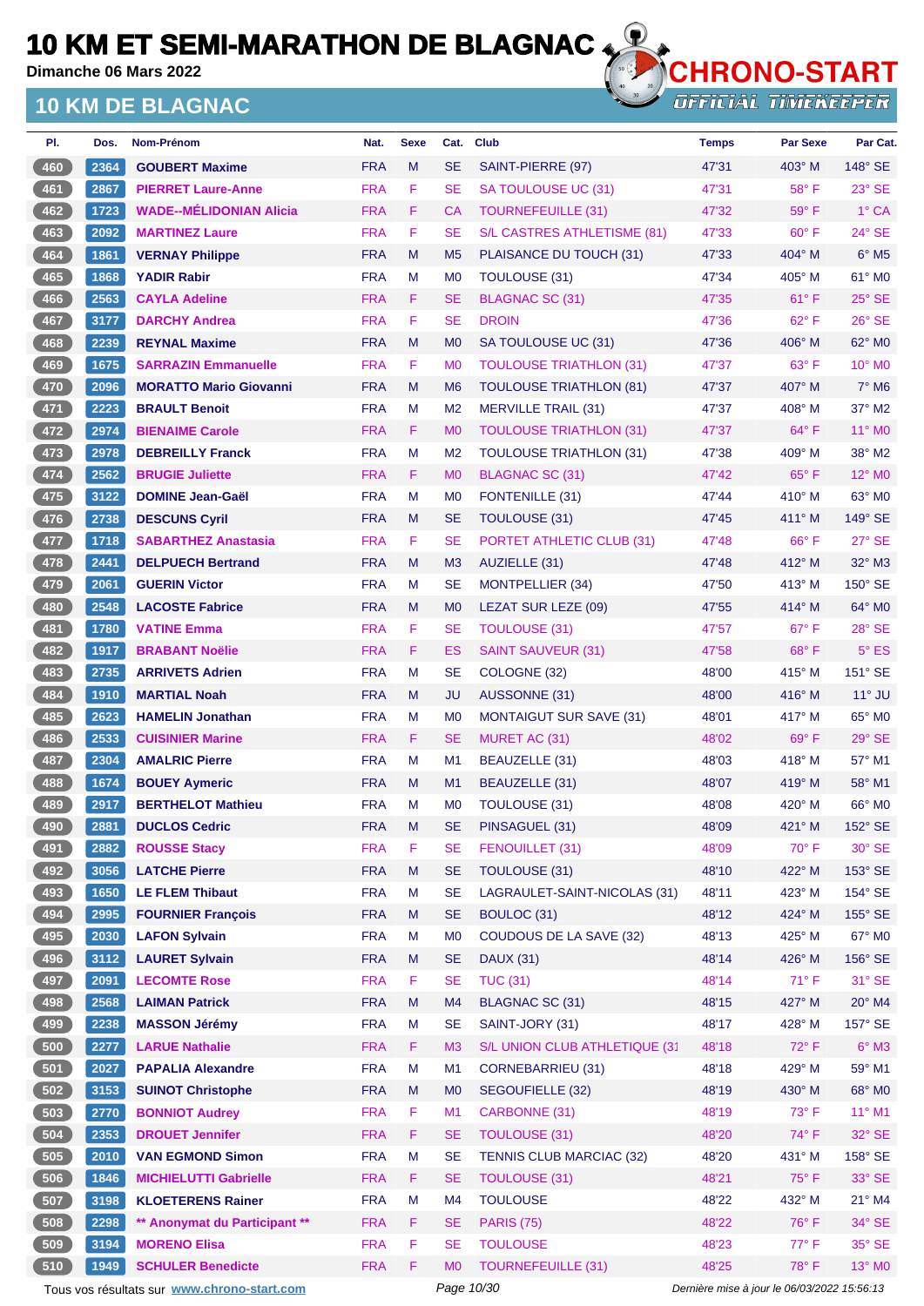# 10 KM ET SEMI-MARATHON DE BLAGNAC

**Dimanche 06 Mars 2022**

## 10 KM DE BLAGNAC

| Pl. | Dos. | Nom-Prénom | Nat. | Sexe | Cat. | Club | Temps | Par Sexe | Par Cat. |
|---|---|---|---|---|---|---|---|---|---|
| 460 | 2364 | GOUBERT Maxime | FRA | M | SE | SAINT-PIERRE (97) | 47'31 | 403° M | 148° SE |
| 461 | 2867 | PIERRET Laure-Anne | FRA | F | SE | SA TOULOUSE UC (31) | 47'31 | 58° F | 23° SE |
| 462 | 1723 | WADE--MÉLIDONIAN Alicia | FRA | F | CA | TOURNEFEUILLE (31) | 47'32 | 59° F | 1° CA |
| 463 | 2092 | MARTINEZ Laure | FRA | F | SE | S/L CASTRES ATHLETISME (81) | 47'33 | 60° F | 24° SE |
| 464 | 1861 | VERNAY Philippe | FRA | M | M5 | PLAISANCE DU TOUCH (31) | 47'33 | 404° M | 6° M5 |
| 465 | 1868 | YADIR Rabir | FRA | M | M0 | TOULOUSE (31) | 47'34 | 405° M | 61° M0 |
| 466 | 2563 | CAYLA Adeline | FRA | F | SE | BLAGNAC SC (31) | 47'35 | 61° F | 25° SE |
| 467 | 3177 | DARCHY Andrea | FRA | F | SE | DROIN | 47'36 | 62° F | 26° SE |
| 468 | 2239 | REYNAL Maxime | FRA | M | M0 | SA TOULOUSE UC (31) | 47'36 | 406° M | 62° M0 |
| 469 | 1675 | SARRAZIN Emmanuelle | FRA | F | M0 | TOULOUSE TRIATHLON (31) | 47'37 | 63° F | 10° M0 |
| 470 | 2096 | MORATTO Mario Giovanni | FRA | M | M6 | TOULOUSE TRIATHLON (81) | 47'37 | 407° M | 7° M6 |
| 471 | 2223 | BRAULT Benoit | FRA | M | M2 | MERVILLE TRAIL (31) | 47'37 | 408° M | 37° M2 |
| 472 | 2974 | BIENAIME Carole | FRA | F | M0 | TOULOUSE TRIATHLON (31) | 47'37 | 64° F | 11° M0 |
| 473 | 2978 | DEBREILLY Franck | FRA | M | M2 | TOULOUSE TRIATHLON (31) | 47'38 | 409° M | 38° M2 |
| 474 | 2562 | BRUGIE Juliette | FRA | F | M0 | BLAGNAC SC (31) | 47'42 | 65° F | 12° M0 |
| 475 | 3122 | DOMINE Jean-Gaël | FRA | M | M0 | FONTENILLE (31) | 47'44 | 410° M | 63° M0 |
| 476 | 2738 | DESCUNS Cyril | FRA | M | SE | TOULOUSE (31) | 47'45 | 411° M | 149° SE |
| 477 | 1718 | SABARTHEZ Anastasia | FRA | F | SE | PORTET ATHLETIC CLUB (31) | 47'48 | 66° F | 27° SE |
| 478 | 2441 | DELPUECH Bertrand | FRA | M | M3 | AUZIELLE (31) | 47'48 | 412° M | 32° M3 |
| 479 | 2061 | GUERIN Victor | FRA | M | SE | MONTPELLIER (34) | 47'50 | 413° M | 150° SE |
| 480 | 2548 | LACOSTE Fabrice | FRA | M | M0 | LEZAT SUR LEZE (09) | 47'55 | 414° M | 64° M0 |
| 481 | 1780 | VATINE Emma | FRA | F | SE | TOULOUSE (31) | 47'57 | 67° F | 28° SE |
| 482 | 1917 | BRABANT Noëlie | FRA | F | ES | SAINT SAUVEUR (31) | 47'58 | 68° F | 5° ES |
| 483 | 2735 | ARRIVETS Adrien | FRA | M | SE | COLOGNE (32) | 48'00 | 415° M | 151° SE |
| 484 | 1910 | MARTIAL Noah | FRA | M | JU | AUSSONNE (31) | 48'00 | 416° M | 11° JU |
| 485 | 2623 | HAMELIN Jonathan | FRA | M | M0 | MONTAIGUT SUR SAVE (31) | 48'01 | 417° M | 65° M0 |
| 486 | 2533 | CUISINIER Marine | FRA | F | SE | MURET AC (31) | 48'02 | 69° F | 29° SE |
| 487 | 2304 | AMALRIC Pierre | FRA | M | M1 | BEAUZELLE (31) | 48'03 | 418° M | 57° M1 |
| 488 | 1674 | BOUEY Aymeric | FRA | M | M1 | BEAUZELLE (31) | 48'07 | 419° M | 58° M1 |
| 489 | 2917 | BERTHELOT Mathieu | FRA | M | M0 | TOULOUSE (31) | 48'08 | 420° M | 66° M0 |
| 490 | 2881 | DUCLOS Cedric | FRA | M | SE | PINSAGUEL (31) | 48'09 | 421° M | 152° SE |
| 491 | 2882 | ROUSSE Stacy | FRA | F | SE | FENOUILLET (31) | 48'09 | 70° F | 30° SE |
| 492 | 3056 | LATCHE Pierre | FRA | M | SE | TOULOUSE (31) | 48'10 | 422° M | 153° SE |
| 493 | 1650 | LE FLEM Thibaut | FRA | M | SE | LAGRAULET-SAINT-NICOLAS (31) | 48'11 | 423° M | 154° SE |
| 494 | 2995 | FOURNIER François | FRA | M | SE | BOULOC (31) | 48'12 | 424° M | 155° SE |
| 495 | 2030 | LAFON Sylvain | FRA | M | M0 | COUDOUS DE LA SAVE (32) | 48'13 | 425° M | 67° M0 |
| 496 | 3112 | LAURET Sylvain | FRA | M | SE | DAUX (31) | 48'14 | 426° M | 156° SE |
| 497 | 2091 | LECOMTE Rose | FRA | F | SE | TUC (31) | 48'14 | 71° F | 31° SE |
| 498 | 2568 | LAIMAN Patrick | FRA | M | M4 | BLAGNAC SC (31) | 48'15 | 427° M | 20° M4 |
| 499 | 2238 | MASSON Jérémy | FRA | M | SE | SAINT-JORY (31) | 48'17 | 428° M | 157° SE |
| 500 | 2277 | LARUE Nathalie | FRA | F | M3 | S/L UNION CLUB ATHLETIQUE (31 | 48'18 | 72° F | 6° M3 |
| 501 | 2027 | PAPALIA Alexandre | FRA | M | M1 | CORNEBARRIEU (31) | 48'18 | 429° M | 59° M1 |
| 502 | 3153 | SUINOT Christophe | FRA | M | M0 | SEGOUFIELLE (32) | 48'19 | 430° M | 68° M0 |
| 503 | 2770 | BONNIOT Audrey | FRA | F | M1 | CARBONNE (31) | 48'19 | 73° F | 11° M1 |
| 504 | 2353 | DROUET Jennifer | FRA | F | SE | TOULOUSE (31) | 48'20 | 74° F | 32° SE |
| 505 | 2010 | VAN EGMOND Simon | FRA | M | SE | TENNIS CLUB MARCIAC (32) | 48'20 | 431° M | 158° SE |
| 506 | 1846 | MICHIELUTTI Gabrielle | FRA | F | SE | TOULOUSE (31) | 48'21 | 75° F | 33° SE |
| 507 | 3198 | KLOETERENS Rainer | FRA | M | M4 | TOULOUSE | 48'22 | 432° M | 21° M4 |
| 508 | 2298 | ** Anonymat du Participant ** | FRA | F | SE | PARIS (75) | 48'22 | 76° F | 34° SE |
| 509 | 3194 | MORENO Elisa | FRA | F | SE | TOULOUSE | 48'23 | 77° F | 35° SE |
| 510 | 1949 | SCHULER Benedicte | FRA | F | M0 | TOURNEFEUILLE (31) | 48'25 | 78° F | 13° M0 |

Tous vos résultats sur www.chrono-start.com — Dernière mise à jour le 06/03/2022 15:56:13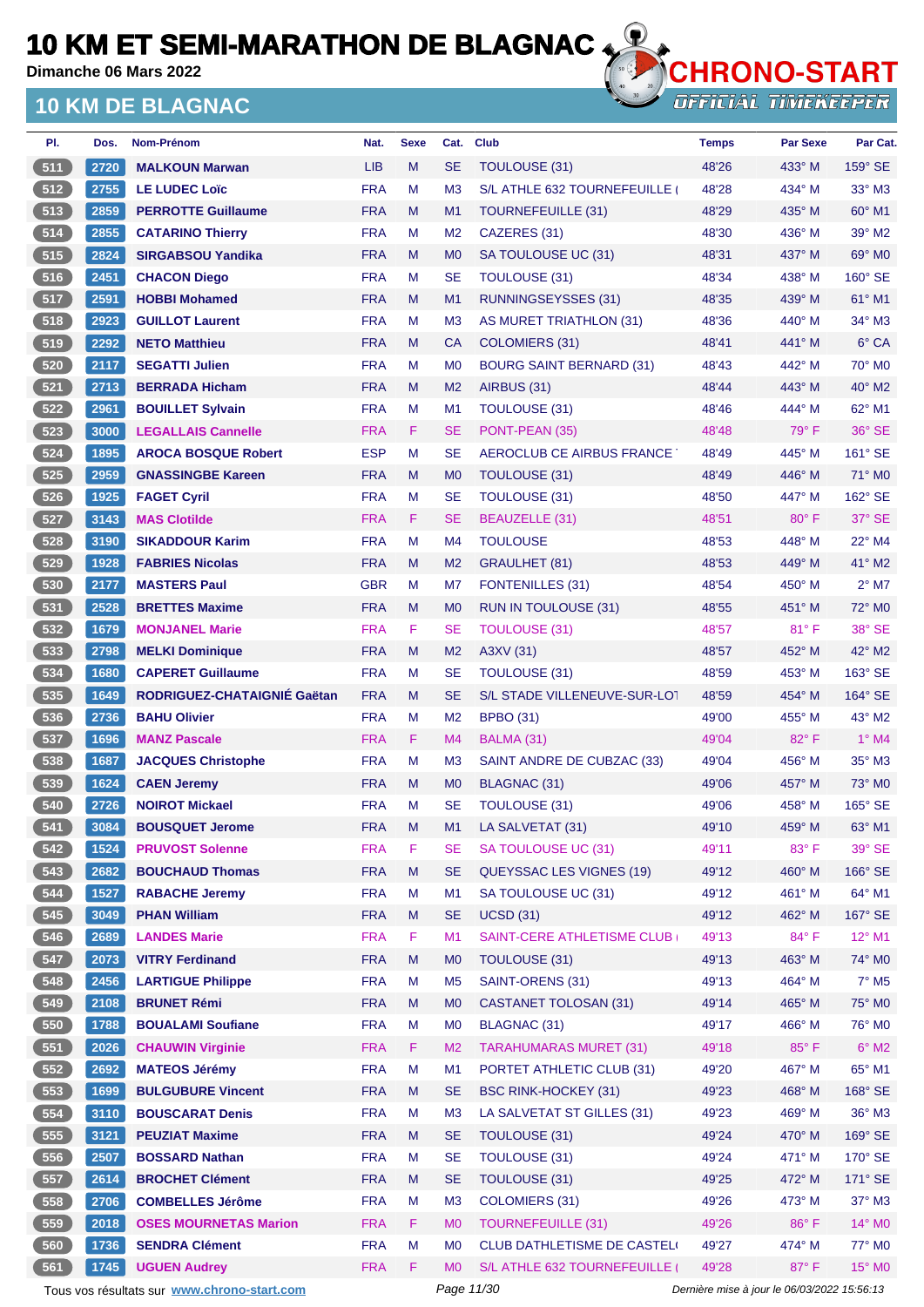# 10 KM ET SEMI-MARATHON DE BLAGNAC

**Dimanche 06 Mars 2022**

## 10 KM DE BLAGNAC

| Pl. | Dos. | Nom-Prénom | Nat. | Sexe | Cat. | Club | Temps | Par Sexe | Par Cat. |
|---|---|---|---|---|---|---|---|---|---|
| 511 | 2720 | **MALKOUN Marwan** | LIB | M | SE | TOULOUSE (31) | 48'26 | 433° M | 159° SE |
| 512 | 2755 | **LE LUDEC Loïc** | FRA | M | M3 | S/L ATHLE 632 TOURNEFEUILLE ( | 48'28 | 434° M | 33° M3 |
| 513 | 2859 | **PERROTTE Guillaume** | FRA | M | M1 | TOURNEFEUILLE (31) | 48'29 | 435° M | 60° M1 |
| 514 | 2855 | **CATARINO Thierry** | FRA | M | M2 | CAZERES (31) | 48'30 | 436° M | 39° M2 |
| 515 | 2824 | **SIRGABSOU Yandika** | FRA | M | M0 | SA TOULOUSE UC (31) | 48'31 | 437° M | 69° M0 |
| 516 | 2451 | **CHACON Diego** | FRA | M | SE | TOULOUSE (31) | 48'34 | 438° M | 160° SE |
| 517 | 2591 | **HOBBI Mohamed** | FRA | M | M1 | RUNNINGSEYSSES (31) | 48'35 | 439° M | 61° M1 |
| 518 | 2923 | **GUILLOT Laurent** | FRA | M | M3 | AS MURET TRIATHLON (31) | 48'36 | 440° M | 34° M3 |
| 519 | 2292 | **NETO Matthieu** | FRA | M | CA | COLOMIERS (31) | 48'41 | 441° M | 6° CA |
| 520 | 2117 | **SEGATTI Julien** | FRA | M | M0 | BOURG SAINT BERNARD (31) | 48'43 | 442° M | 70° M0 |
| 521 | 2713 | **BERRADA Hicham** | FRA | M | M2 | AIRBUS (31) | 48'44 | 443° M | 40° M2 |
| 522 | 2961 | **BOUILLET Sylvain** | FRA | M | M1 | TOULOUSE (31) | 48'46 | 444° M | 62° M1 |
| 523 | 3000 | **LEGALLAIS Cannelle** | FRA | F | SE | PONT-PEAN (35) | 48'48 | 79° F | 36° SE |
| 524 | 1895 | **AROCA BOSQUE Robert** | ESP | M | SE | AEROCLUB CE AIRBUS FRANCE | 48'49 | 445° M | 161° SE |
| 525 | 2959 | **GNASSINGBE Kareen** | FRA | M | M0 | TOULOUSE (31) | 48'49 | 446° M | 71° M0 |
| 526 | 1925 | **FAGET Cyril** | FRA | M | SE | TOULOUSE (31) | 48'50 | 447° M | 162° SE |
| 527 | 3143 | **MAS Clotilde** | FRA | F | SE | BEAUZELLE (31) | 48'51 | 80° F | 37° SE |
| 528 | 3190 | **SIKADDOUR Karim** | FRA | M | M4 | TOULOUSE | 48'53 | 448° M | 22° M4 |
| 529 | 1928 | **FABRIES Nicolas** | FRA | M | M2 | GRAULHET (81) | 48'53 | 449° M | 41° M2 |
| 530 | 2177 | **MASTERS Paul** | GBR | M | M7 | FONTENILLES (31) | 48'54 | 450° M | 2° M7 |
| 531 | 2528 | **BRETTES Maxime** | FRA | M | M0 | RUN IN TOULOUSE (31) | 48'55 | 451° M | 72° M0 |
| 532 | 1679 | **MONJANEL Marie** | FRA | F | SE | TOULOUSE (31) | 48'57 | 81° F | 38° SE |
| 533 | 2798 | **MELKI Dominique** | FRA | M | M2 | A3XV (31) | 48'57 | 452° M | 42° M2 |
| 534 | 1680 | **CAPERET Guillaume** | FRA | M | SE | TOULOUSE (31) | 48'59 | 453° M | 163° SE |
| 535 | 1649 | **RODRIGUEZ-CHATAIGNIÉ Gaëtan** | FRA | M | SE | S/L STADE VILLENEUVE-SUR-LOT | 48'59 | 454° M | 164° SE |
| 536 | 2736 | **BAHU Olivier** | FRA | M | M2 | BPBO (31) | 49'00 | 455° M | 43° M2 |
| 537 | 1696 | **MANZ Pascale** | FRA | F | M4 | BALMA (31) | 49'04 | 82° F | 1° M4 |
| 538 | 1687 | **JACQUES Christophe** | FRA | M | M3 | SAINT ANDRE DE CUBZAC (33) | 49'04 | 456° M | 35° M3 |
| 539 | 1624 | **CAEN Jeremy** | FRA | M | M0 | BLAGNAC (31) | 49'06 | 457° M | 73° M0 |
| 540 | 2726 | **NOIROT Mickael** | FRA | M | SE | TOULOUSE (31) | 49'06 | 458° M | 165° SE |
| 541 | 3084 | **BOUSQUET Jerome** | FRA | M | M1 | LA SALVETAT (31) | 49'10 | 459° M | 63° M1 |
| 542 | 1524 | **PRUVOST Solenne** | FRA | F | SE | SA TOULOUSE UC (31) | 49'11 | 83° F | 39° SE |
| 543 | 2682 | **BOUCHAUD Thomas** | FRA | M | SE | QUEYSSAC LES VIGNES (19) | 49'12 | 460° M | 166° SE |
| 544 | 1527 | **RABACHE Jeremy** | FRA | M | M1 | SA TOULOUSE UC (31) | 49'12 | 461° M | 64° M1 |
| 545 | 3049 | **PHAN William** | FRA | M | SE | UCSD (31) | 49'12 | 462° M | 167° SE |
| 546 | 2689 | **LANDES Marie** | FRA | F | M1 | SAINT-CERE ATHLETISME CLUB ( | 49'13 | 84° F | 12° M1 |
| 547 | 2073 | **VITRY Ferdinand** | FRA | M | M0 | TOULOUSE (31) | 49'13 | 463° M | 74° M0 |
| 548 | 2456 | **LARTIGUE Philippe** | FRA | M | M5 | SAINT-ORENS (31) | 49'13 | 464° M | 7° M5 |
| 549 | 2108 | **BRUNET Rémi** | FRA | M | M0 | CASTANET TOLOSAN (31) | 49'14 | 465° M | 75° M0 |
| 550 | 1788 | **BOUALAMI Soufiane** | FRA | M | M0 | BLAGNAC (31) | 49'17 | 466° M | 76° M0 |
| 551 | 2026 | **CHAUWIN Virginie** | FRA | F | M2 | TARAHUMARAS MURET (31) | 49'18 | 85° F | 6° M2 |
| 552 | 2692 | **MATEOS Jérémy** | FRA | M | M1 | PORTET ATHLETIC CLUB (31) | 49'20 | 467° M | 65° M1 |
| 553 | 1699 | **BULGUBURE Vincent** | FRA | M | SE | BSC RINK-HOCKEY (31) | 49'23 | 468° M | 168° SE |
| 554 | 3110 | **BOUSCARAT Denis** | FRA | M | M3 | LA SALVETAT ST GILLES (31) | 49'23 | 469° M | 36° M3 |
| 555 | 3121 | **PEUZIAT Maxime** | FRA | M | SE | TOULOUSE (31) | 49'24 | 470° M | 169° SE |
| 556 | 2507 | **BOSSARD Nathan** | FRA | M | SE | TOULOUSE (31) | 49'24 | 471° M | 170° SE |
| 557 | 2614 | **BROCHET Clément** | FRA | M | SE | TOULOUSE (31) | 49'25 | 472° M | 171° SE |
| 558 | 2706 | **COMBELLES Jérôme** | FRA | M | M3 | COLOMIERS (31) | 49'26 | 473° M | 37° M3 |
| 559 | 2018 | **OSES MOURNETAS Marion** | FRA | F | M0 | TOURNEFEUILLE (31) | 49'26 | 86° F | 14° M0 |
| 560 | 1736 | **SENDRA Clément** | FRA | M | M0 | CLUB DATHLETISME DE CASTEL( | 49'27 | 474° M | 77° M0 |
| 561 | 1745 | **UGUEN Audrey** | FRA | F | M0 | S/L ATHLE 632 TOURNEFEUILLE ( | 49'28 | 87° F | 15° M0 |

Tous vos résultats sur www.chrono-start.com — Dernière mise à jour le 06/03/2022 15:56:13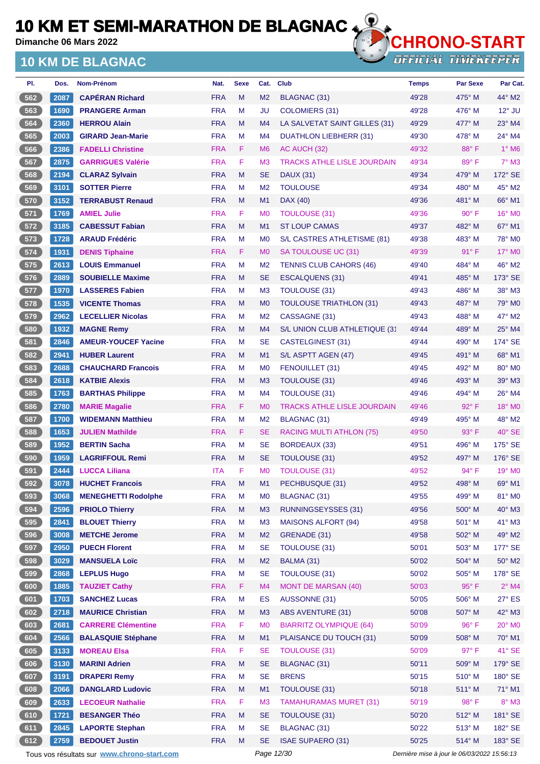# 10 KM ET SEMI-MARATHON DE BLAGNAC

**Dimanche 06 Mars 2022**

## 10 KM DE BLAGNAC

| Pl. | Dos. | Nom-Prénom | Nat. | Sexe | Cat. | Club | Temps | Par Sexe | Par Cat. |
|---|---|---|---|---|---|---|---|---|---|
| 562 | 2087 | CAPÉRAN Richard | FRA | M | M2 | BLAGNAC (31) | 49'28 | 475° M | 44° M2 |
| 563 | 1690 | PRANGERE Arman | FRA | M | JU | COLOMIERS (31) | 49'28 | 476° M | 12° JU |
| 564 | 2360 | HERROU Alain | FRA | M | M4 | LA SALVETAT SAINT GILLES (31) | 49'29 | 477° M | 23° M4 |
| 565 | 2003 | GIRARD Jean-Marie | FRA | M | M4 | DUATHLON LIEBHERR (31) | 49'30 | 478° M | 24° M4 |
| 566 | 2386 | FADELLI Christine | FRA | F | M6 | AC AUCH (32) | 49'32 | 88° F | 1° M6 |
| 567 | 2875 | GARRIGUES Valérie | FRA | F | M3 | TRACKS ATHLE LISLE JOURDAIN | 49'34 | 89° F | 7° M3 |
| 568 | 2194 | CLARAZ Sylvain | FRA | M | SE | DAUX (31) | 49'34 | 479° M | 172° SE |
| 569 | 3101 | SOTTER Pierre | FRA | M | M2 | TOULOUSE | 49'34 | 480° M | 45° M2 |
| 570 | 3152 | TERRABUST Renaud | FRA | M | M1 | DAX (40) | 49'36 | 481° M | 66° M1 |
| 571 | 1769 | AMIEL Julie | FRA | F | M0 | TOULOUSE (31) | 49'36 | 90° F | 16° M0 |
| 572 | 3185 | CABESSUT Fabian | FRA | M | M1 | ST LOUP CAMAS | 49'37 | 482° M | 67° M1 |
| 573 | 1728 | ARAUD Frédéric | FRA | M | M0 | S/L CASTRES ATHLETISME (81) | 49'38 | 483° M | 78° M0 |
| 574 | 1931 | DENIS Tiphaine | FRA | F | M0 | SA TOULOUSE UC (31) | 49'39 | 91° F | 17° M0 |
| 575 | 2613 | LOUIS Emmanuel | FRA | M | M2 | TENNIS CLUB CAHORS (46) | 49'40 | 484° M | 46° M2 |
| 576 | 2889 | SOUBIELLE Maxime | FRA | M | SE | ESCALQUENS (31) | 49'41 | 485° M | 173° SE |
| 577 | 1970 | LASSERES Fabien | FRA | M | M3 | TOULOUSE (31) | 49'43 | 486° M | 38° M3 |
| 578 | 1535 | VICENTE Thomas | FRA | M | M0 | TOULOUSE TRIATHLON (31) | 49'43 | 487° M | 79° M0 |
| 579 | 2962 | LECELLIER Nicolas | FRA | M | M2 | CASSAGNE (31) | 49'43 | 488° M | 47° M2 |
| 580 | 1932 | MAGNE Remy | FRA | M | M4 | S/L UNION CLUB ATHLETIQUE (31 | 49'44 | 489° M | 25° M4 |
| 581 | 2846 | AMEUR-YOUCEF Yacine | FRA | M | SE | CASTELGINEST (31) | 49'44 | 490° M | 174° SE |
| 582 | 2941 | HUBER Laurent | FRA | M | M1 | S/L ASPTT AGEN (47) | 49'45 | 491° M | 68° M1 |
| 583 | 2688 | CHAUCHARD Francois | FRA | M | M0 | FENOUILLET (31) | 49'45 | 492° M | 80° M0 |
| 584 | 2618 | KATBIE Alexis | FRA | M | M3 | TOULOUSE (31) | 49'46 | 493° M | 39° M3 |
| 585 | 1763 | BARTHAS Philippe | FRA | M | M4 | TOULOUSE (31) | 49'46 | 494° M | 26° M4 |
| 586 | 2780 | MARIE Magalie | FRA | F | M0 | TRACKS ATHLE LISLE JOURDAIN | 49'46 | 92° F | 18° M0 |
| 587 | 1700 | WIDEMANN Matthieu | FRA | M | M2 | BLAGNAC (31) | 49'49 | 495° M | 48° M2 |
| 588 | 1653 | JULIEN Mathilde | FRA | F | SE | RACING MULTI ATHLON (75) | 49'50 | 93° F | 40° SE |
| 589 | 1952 | BERTIN Sacha | FRA | M | SE | BORDEAUX (33) | 49'51 | 496° M | 175° SE |
| 590 | 1959 | LAGRIFFOUL Remi | FRA | M | SE | TOULOUSE (31) | 49'52 | 497° M | 176° SE |
| 591 | 2444 | LUCCA Liliana | ITA | F | M0 | TOULOUSE (31) | 49'52 | 94° F | 19° M0 |
| 592 | 3078 | HUCHET Francois | FRA | M | M1 | PECHBUSQUE (31) | 49'52 | 498° M | 69° M1 |
| 593 | 3068 | MENEGHETTI Rodolphe | FRA | M | M0 | BLAGNAC (31) | 49'55 | 499° M | 81° M0 |
| 594 | 2596 | PRIOLO Thierry | FRA | M | M3 | RUNNINGSEYSSES (31) | 49'56 | 500° M | 40° M3 |
| 595 | 2841 | BLOUET Thierry | FRA | M | M3 | MAISONS ALFORT (94) | 49'58 | 501° M | 41° M3 |
| 596 | 3008 | METCHE Jerome | FRA | M | M2 | GRENADE (31) | 49'58 | 502° M | 49° M2 |
| 597 | 2950 | PUECH Florent | FRA | M | SE | TOULOUSE (31) | 50'01 | 503° M | 177° SE |
| 598 | 3029 | MANSUELA Loïc | FRA | M | M2 | BALMA (31) | 50'02 | 504° M | 50° M2 |
| 599 | 2868 | LEPLUS Hugo | FRA | M | SE | TOULOUSE (31) | 50'02 | 505° M | 178° SE |
| 600 | 1885 | TAUZIET Cathy | FRA | F | M4 | MONT DE MARSAN (40) | 50'03 | 95° F | 2° M4 |
| 601 | 1703 | SANCHEZ Lucas | FRA | M | ES | AUSSONNE (31) | 50'05 | 506° M | 27° ES |
| 602 | 2718 | MAURICE Christian | FRA | M | M3 | ABS AVENTURE (31) | 50'08 | 507° M | 42° M3 |
| 603 | 2681 | CARRERE Clémentine | FRA | F | M0 | BIARRITZ OLYMPIQUE (64) | 50'09 | 96° F | 20° M0 |
| 604 | 2566 | BALASQUIE Stéphane | FRA | M | M1 | PLAISANCE DU TOUCH (31) | 50'09 | 508° M | 70° M1 |
| 605 | 3133 | MOREAU Elsa | FRA | F | SE | TOULOUSE (31) | 50'09 | 97° F | 41° SE |
| 606 | 3130 | MARINI Adrien | FRA | M | SE | BLAGNAC (31) | 50'11 | 509° M | 179° SE |
| 607 | 3191 | DRAPERI Remy | FRA | M | SE | BRENS | 50'15 | 510° M | 180° SE |
| 608 | 2066 | DANGLARD Ludovic | FRA | M | M1 | TOULOUSE (31) | 50'18 | 511° M | 71° M1 |
| 609 | 2633 | LECOEUR Nathalie | FRA | F | M3 | TAMAHURAMAS MURET (31) | 50'19 | 98° F | 8° M3 |
| 610 | 1721 | BESANGER Théo | FRA | M | SE | TOULOUSE (31) | 50'20 | 512° M | 181° SE |
| 611 | 2845 | LAPORTE Stephan | FRA | M | SE | BLAGNAC (31) | 50'22 | 513° M | 182° SE |
| 612 | 2759 | BEDOUET Justin | FRA | M | SE | ISAE SUPAERO (31) | 50'25 | 514° M | 183° SE |

Tous vos résultats sur www.chrono-start.com — Dernière mise à jour le 06/03/2022 15:56:13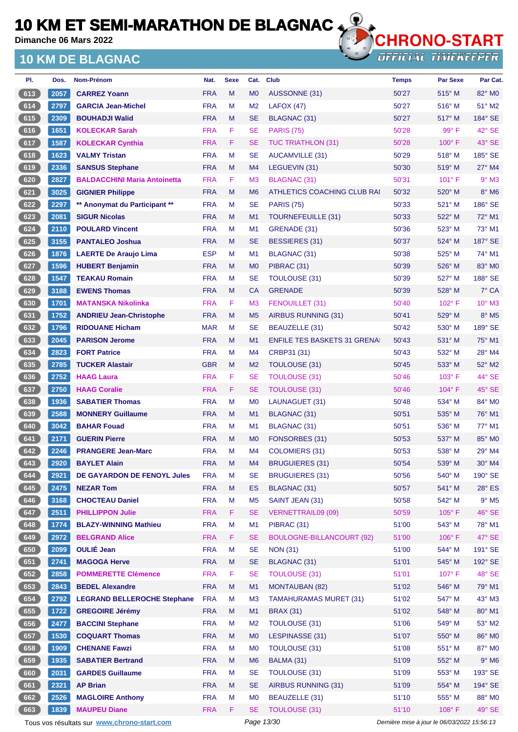# 10 KM ET SEMI-MARATHON DE BLAGNAC

**Dimanche 06 Mars 2022**

## 10 KM DE BLAGNAC

CHRONO-START OFFICIAL TIMEKEEPER

| Pl. | Dos. | Nom-Prénom | Nat. | Sexe | Cat. | Club | Temps | Par Sexe | Par Cat. |
|---|---|---|---|---|---|---|---|---|---|
| 613 | 2057 | **CARREZ Yoann** | FRA | M | M0 | AUSSONNE (31) | 50'27 | 515° M | 82° M0 |
| 614 | 2797 | **GARCIA Jean-Michel** | FRA | M | M2 | LAFOX (47) | 50'27 | 516° M | 51° M2 |
| 615 | 2309 | **BOUHADJI Walid** | FRA | M | SE | BLAGNAC (31) | 50'27 | 517° M | 184° SE |
| 616 | 1651 | **KOLECKAR Sarah** | FRA | F | SE | PARIS (75) | 50'28 | 99° F | 42° SE |
| 617 | 1587 | **KOLECKAR Cynthia** | FRA | F | SE | TUC TRIATHLON (31) | 50'28 | 100° F | 43° SE |
| 618 | 1623 | **VALMY Tristan** | FRA | M | SE | AUCAMVILLE (31) | 50'29 | 518° M | 185° SE |
| 619 | 2336 | **SANSUS Stephane** | FRA | M | M4 | LEGUEVIN (31) | 50'30 | 519° M | 27° M4 |
| 620 | 2827 | **BALDACCHINI Maria Antoinetta** | FRA | F | M3 | BLAGNAC (31) | 50'31 | 101° F | 9° M3 |
| 621 | 3025 | **GIGNIER Philippe** | FRA | M | M6 | ATHLETICS COACHING CLUB RAI | 50'32 | 520° M | 8° M6 |
| 622 | 2297 | **** Anonymat du Participant **** | FRA | M | SE | PARIS (75) | 50'33 | 521° M | 186° SE |
| 623 | 2081 | **SIGUR Nicolas** | FRA | M | M1 | TOURNEFEUILLE (31) | 50'33 | 522° M | 72° M1 |
| 624 | 2110 | **POULARD Vincent** | FRA | M | M1 | GRENADE (31) | 50'36 | 523° M | 73° M1 |
| 625 | 3155 | **PANTALEO Joshua** | FRA | M | SE | BESSIERES (31) | 50'37 | 524° M | 187° SE |
| 626 | 1876 | **LAERTE De Araujo Lima** | ESP | M | M1 | BLAGNAC (31) | 50'38 | 525° M | 74° M1 |
| 627 | 1596 | **HUBERT Benjamin** | FRA | M | M0 | PIBRAC (31) | 50'39 | 526° M | 83° M0 |
| 628 | 1547 | **TEAKAU Romain** | FRA | M | SE | TOULOUSE (31) | 50'39 | 527° M | 188° SE |
| 629 | 3188 | **EWENS Thomas** | FRA | M | CA | GRENADE | 50'39 | 528° M | 7° CA |
| 630 | 1701 | **MATANSKA Nikolinka** | FRA | F | M3 | FENOUILLET (31) | 50'40 | 102° F | 10° M3 |
| 631 | 1752 | **ANDRIEU Jean-Christophe** | FRA | M | M5 | AIRBUS RUNNING (31) | 50'41 | 529° M | 8° M5 |
| 632 | 1796 | **RIDOUANE Hicham** | MAR | M | SE | BEAUZELLE (31) | 50'42 | 530° M | 189° SE |
| 633 | 2045 | **PARISON Jerome** | FRA | M | M1 | ENFILE TES BASKETS 31 GRENA | 50'43 | 531° M | 75° M1 |
| 634 | 2823 | **FORT Patrice** | FRA | M | M4 | CRBP31 (31) | 50'43 | 532° M | 28° M4 |
| 635 | 2785 | **TUCKER Alastair** | GBR | M | M2 | TOULOUSE (31) | 50'45 | 533° M | 52° M2 |
| 636 | 2752 | **HAAG Laura** | FRA | F | SE | TOULOUSE (31) | 50'46 | 103° F | 44° SE |
| 637 | 2750 | **HAAG Coralie** | FRA | F | SE | TOULOUSE (31) | 50'46 | 104° F | 45° SE |
| 638 | 1936 | **SABATIER Thomas** | FRA | M | M0 | LAUNAGUET (31) | 50'48 | 534° M | 84° M0 |
| 639 | 2588 | **MONNERY Guillaume** | FRA | M | M1 | BLAGNAC (31) | 50'51 | 535° M | 76° M1 |
| 640 | 3042 | **BAHAR Fouad** | FRA | M | M1 | BLAGNAC (31) | 50'51 | 536° M | 77° M1 |
| 641 | 2171 | **GUERIN Pierre** | FRA | M | M0 | FONSORBES (31) | 50'53 | 537° M | 85° M0 |
| 642 | 2246 | **PRANGERE Jean-Marc** | FRA | M | M4 | COLOMIERS (31) | 50'53 | 538° M | 29° M4 |
| 643 | 2920 | **BAYLET Alain** | FRA | M | M4 | BRUGUIERES (31) | 50'54 | 539° M | 30° M4 |
| 644 | 2921 | **DE GAYARDON DE FENOYL Jules** | FRA | M | SE | BRUGUIERES (31) | 50'56 | 540° M | 190° SE |
| 645 | 2475 | **NEZAR Tom** | FRA | M | ES | BLAGNAC (31) | 50'57 | 541° M | 28° ES |
| 646 | 3168 | **CHOCTEAU Daniel** | FRA | M | M5 | SAINT JEAN (31) | 50'58 | 542° M | 9° M5 |
| 647 | 2511 | **PHILLIPPON Julie** | FRA | F | SE | VERNETTRAIL09 (09) | 50'59 | 105° F | 46° SE |
| 648 | 1774 | **BLAZY-WINNING Mathieu** | FRA | M | M1 | PIBRAC (31) | 51'00 | 543° M | 78° M1 |
| 649 | 2972 | **BELGRAND Alice** | FRA | F | SE | BOULOGNE-BILLANCOURT (92) | 51'00 | 106° F | 47° SE |
| 650 | 2099 | **OULIÉ Jean** | FRA | M | SE | NON (31) | 51'00 | 544° M | 191° SE |
| 651 | 2741 | **MAGOGA Herve** | FRA | M | SE | BLAGNAC (31) | 51'01 | 545° M | 192° SE |
| 652 | 2858 | **POMMERETTE Clémence** | FRA | F | SE | TOULOUSE (31) | 51'01 | 107° F | 48° SE |
| 653 | 2843 | **BEDEL Alexandre** | FRA | M | M1 | MONTAUBAN (82) | 51'02 | 546° M | 79° M1 |
| 654 | 2792 | **LEGRAND BELLEROCHE Stephane** | FRA | M | M3 | TAMAHURAMAS MURET (31) | 51'02 | 547° M | 43° M3 |
| 655 | 1722 | **GREGOIRE Jérémy** | FRA | M | M1 | BRAX (31) | 51'02 | 548° M | 80° M1 |
| 656 | 2477 | **BACCINI Stephane** | FRA | M | M2 | TOULOUSE (31) | 51'06 | 549° M | 53° M2 |
| 657 | 1530 | **COQUART Thomas** | FRA | M | M0 | LESPINASSE (31) | 51'07 | 550° M | 86° M0 |
| 658 | 1909 | **CHENANE Fawzi** | FRA | M | M0 | TOULOUSE (31) | 51'08 | 551° M | 87° M0 |
| 659 | 1935 | **SABATIER Bertrand** | FRA | M | M6 | BALMA (31) | 51'09 | 552° M | 9° M6 |
| 660 | 2031 | **GARDES Guillaume** | FRA | M | SE | TOULOUSE (31) | 51'09 | 553° M | 193° SE |
| 661 | 2321 | **AP Brian** | FRA | M | SE | AIRBUS RUNNING (31) | 51'09 | 554° M | 194° SE |
| 662 | 2526 | **MAGLOIRE Anthony** | FRA | M | M0 | BEAUZELLE (31) | 51'10 | 555° M | 88° M0 |
| 663 | 1839 | **MAUPEU Diane** | FRA | F | SE | TOULOUSE (31) | 51'10 | 108° F | 49° SE |

Tous vos résultats sur www.chrono-start.com

*Dernière mise à jour le 06/03/2022 15:56:13*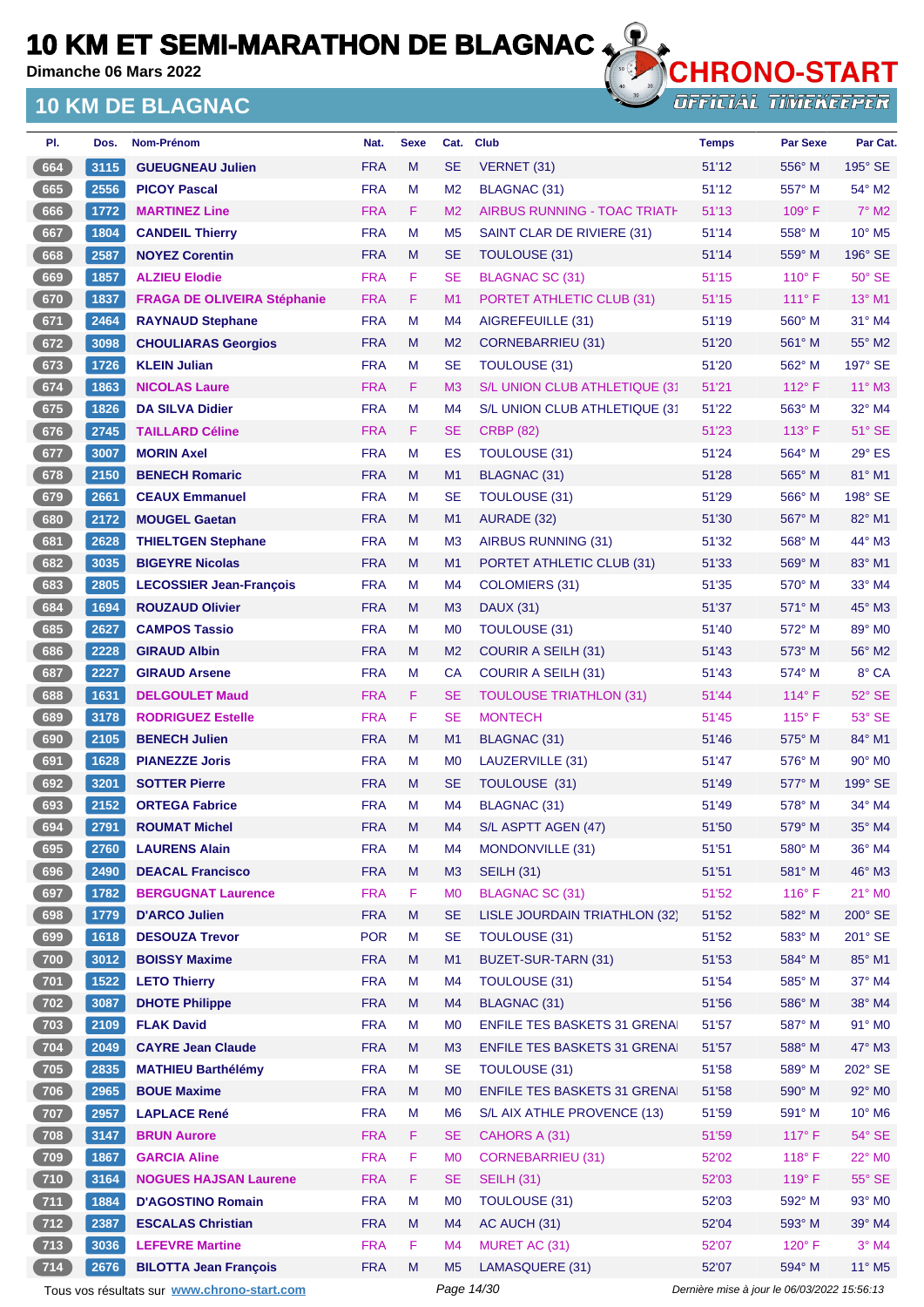# 10 KM ET SEMI-MARATHON DE BLAGNAC

**Dimanche 06 Mars 2022**

## 10 KM DE BLAGNAC

| Pl. | Dos. | Nom-Prénom | Nat. | Sexe | Cat. | Club | Temps | Par Sexe | Par Cat. |
|---|---|---|---|---|---|---|---|---|---|
| 664 | 3115 | GUEUGNEAU Julien | FRA | M | SE | VERNET (31) | 51'12 | 556° M | 195° SE |
| 665 | 2556 | PICOY Pascal | FRA | M | M2 | BLAGNAC (31) | 51'12 | 557° M | 54° M2 |
| 666 | 1772 | MARTINEZ Line | FRA | F | M2 | AIRBUS RUNNING - TOAC TRIATH | 51'13 | 109° F | 7° M2 |
| 667 | 1804 | CANDEIL Thierry | FRA | M | M5 | SAINT CLAR DE RIVIERE (31) | 51'14 | 558° M | 10° M5 |
| 668 | 2587 | NOYEZ Corentin | FRA | M | SE | TOULOUSE (31) | 51'14 | 559° M | 196° SE |
| 669 | 1857 | ALZIEU Elodie | FRA | F | SE | BLAGNAC SC (31) | 51'15 | 110° F | 50° SE |
| 670 | 1837 | FRAGA DE OLIVEIRA Stéphanie | FRA | F | M1 | PORTET ATHLETIC CLUB (31) | 51'15 | 111° F | 13° M1 |
| 671 | 2464 | RAYNAUD Stephane | FRA | M | M4 | AIGREFEUILLE (31) | 51'19 | 560° M | 31° M4 |
| 672 | 3098 | CHOULIARAS Georgios | FRA | M | M2 | CORNEBARRIEU (31) | 51'20 | 561° M | 55° M2 |
| 673 | 1726 | KLEIN Julian | FRA | M | SE | TOULOUSE (31) | 51'20 | 562° M | 197° SE |
| 674 | 1863 | NICOLAS Laure | FRA | F | M3 | S/L UNION CLUB ATHLETIQUE (31 | 51'21 | 112° F | 11° M3 |
| 675 | 1826 | DA SILVA Didier | FRA | M | M4 | S/L UNION CLUB ATHLETIQUE (31 | 51'22 | 563° M | 32° M4 |
| 676 | 2745 | TAILLARD Céline | FRA | F | SE | CRBP (82) | 51'23 | 113° F | 51° SE |
| 677 | 3007 | MORIN Axel | FRA | M | ES | TOULOUSE (31) | 51'24 | 564° M | 29° ES |
| 678 | 2150 | BENECH Romaric | FRA | M | M1 | BLAGNAC (31) | 51'28 | 565° M | 81° M1 |
| 679 | 2661 | CEAUX Emmanuel | FRA | M | SE | TOULOUSE (31) | 51'29 | 566° M | 198° SE |
| 680 | 2172 | MOUGEL Gaetan | FRA | M | M1 | AURADE (32) | 51'30 | 567° M | 82° M1 |
| 681 | 2628 | THIELTGEN Stephane | FRA | M | M3 | AIRBUS RUNNING (31) | 51'32 | 568° M | 44° M3 |
| 682 | 3035 | BIGEYRE Nicolas | FRA | M | M1 | PORTET ATHLETIC CLUB (31) | 51'33 | 569° M | 83° M1 |
| 683 | 2805 | LECOSSIER Jean-François | FRA | M | M4 | COLOMIERS (31) | 51'35 | 570° M | 33° M4 |
| 684 | 1694 | ROUZAUD Olivier | FRA | M | M3 | DAUX (31) | 51'37 | 571° M | 45° M3 |
| 685 | 2627 | CAMPOS Tassio | FRA | M | M0 | TOULOUSE (31) | 51'40 | 572° M | 89° M0 |
| 686 | 2228 | GIRAUD Albin | FRA | M | M2 | COURIR A SEILH (31) | 51'43 | 573° M | 56° M2 |
| 687 | 2227 | GIRAUD Arsene | FRA | M | CA | COURIR A SEILH (31) | 51'43 | 574° M | 8° CA |
| 688 | 1631 | DELGOULET Maud | FRA | F | SE | TOULOUSE TRIATHLON (31) | 51'44 | 114° F | 52° SE |
| 689 | 3178 | RODRIGUEZ Estelle | FRA | F | SE | MONTECH | 51'45 | 115° F | 53° SE |
| 690 | 2105 | BENECH Julien | FRA | M | M1 | BLAGNAC (31) | 51'46 | 575° M | 84° M1 |
| 691 | 1628 | PIANEZZE Joris | FRA | M | M0 | LAUZERVILLE (31) | 51'47 | 576° M | 90° M0 |
| 692 | 3201 | SOTTER Pierre | FRA | M | SE | TOULOUSE (31) | 51'49 | 577° M | 199° SE |
| 693 | 2152 | ORTEGA Fabrice | FRA | M | M4 | BLAGNAC (31) | 51'49 | 578° M | 34° M4 |
| 694 | 2791 | ROUMAT Michel | FRA | M | M4 | S/L ASPTT AGEN (47) | 51'50 | 579° M | 35° M4 |
| 695 | 2760 | LAURENS Alain | FRA | M | M4 | MONDONVILLE (31) | 51'51 | 580° M | 36° M4 |
| 696 | 2490 | DEACAL Francisco | FRA | M | M3 | SEILH (31) | 51'51 | 581° M | 46° M3 |
| 697 | 1782 | BERGUGNAT Laurence | FRA | F | M0 | BLAGNAC SC (31) | 51'52 | 116° F | 21° M0 |
| 698 | 1779 | D'ARCO Julien | FRA | M | SE | LISLE JOURDAIN TRIATHLON (32) | 51'52 | 582° M | 200° SE |
| 699 | 1618 | DESOUZA Trevor | POR | M | SE | TOULOUSE (31) | 51'52 | 583° M | 201° SE |
| 700 | 3012 | BOISSY Maxime | FRA | M | M1 | BUZET-SUR-TARN (31) | 51'53 | 584° M | 85° M1 |
| 701 | 1522 | LETO Thierry | FRA | M | M4 | TOULOUSE (31) | 51'54 | 585° M | 37° M4 |
| 702 | 3087 | DHOTE Philippe | FRA | M | M4 | BLAGNAC (31) | 51'56 | 586° M | 38° M4 |
| 703 | 2109 | FLAK David | FRA | M | M0 | ENFILE TES BASKETS 31 GRENAI | 51'57 | 587° M | 91° M0 |
| 704 | 2049 | CAYRE Jean Claude | FRA | M | M3 | ENFILE TES BASKETS 31 GRENAI | 51'57 | 588° M | 47° M3 |
| 705 | 2835 | MATHIEU Barthélémy | FRA | M | SE | TOULOUSE (31) | 51'58 | 589° M | 202° SE |
| 706 | 2965 | BOUE Maxime | FRA | M | M0 | ENFILE TES BASKETS 31 GRENAI | 51'58 | 590° M | 92° M0 |
| 707 | 2957 | LAPLACE René | FRA | M | M6 | S/L AIX ATHLE PROVENCE (13) | 51'59 | 591° M | 10° M6 |
| 708 | 3147 | BRUN Aurore | FRA | F | SE | CAHORS A (31) | 51'59 | 117° F | 54° SE |
| 709 | 1867 | GARCIA Aline | FRA | F | M0 | CORNEBARRIEU (31) | 52'02 | 118° F | 22° M0 |
| 710 | 3164 | NOGUES HAJSAN Laurene | FRA | F | SE | SEILH (31) | 52'03 | 119° F | 55° SE |
| 711 | 1884 | D'AGOSTINO Romain | FRA | M | M0 | TOULOUSE (31) | 52'03 | 592° M | 93° M0 |
| 712 | 2387 | ESCALAS Christian | FRA | M | M4 | AC AUCH (31) | 52'04 | 593° M | 39° M4 |
| 713 | 3036 | LEFEVRE Martine | FRA | F | M4 | MURET AC (31) | 52'07 | 120° F | 3° M4 |
| 714 | 2676 | BILOTTA Jean François | FRA | M | M5 | LAMASQUERE (31) | 52'07 | 594° M | 11° M5 |

Tous vos résultats sur www.chrono-start.com — Dernière mise à jour le 06/03/2022 15:56:13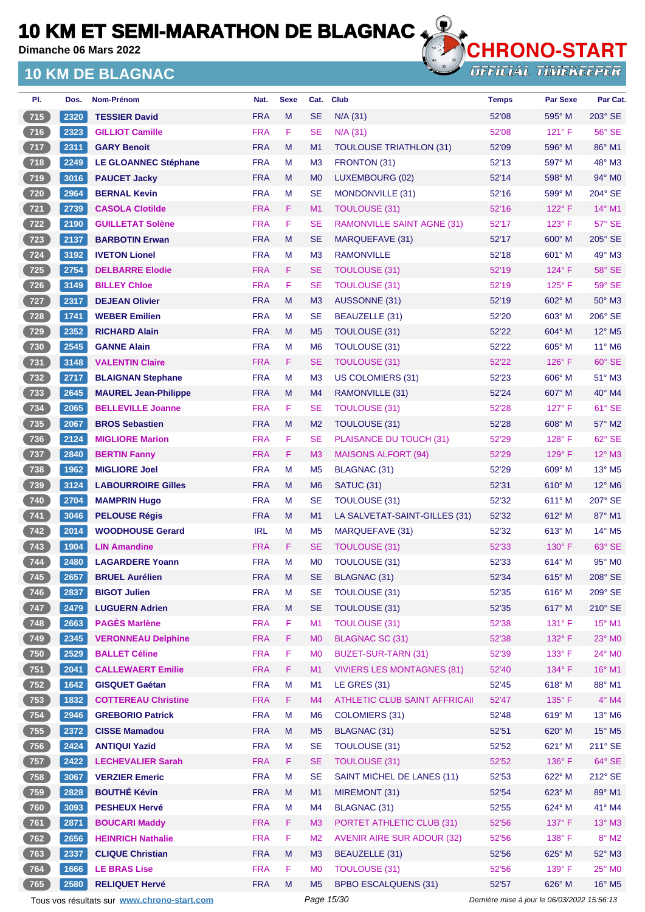# 10 KM ET SEMI-MARATHON DE BLAGNAC

**Dimanche 06 Mars 2022**

## 10 KM DE BLAGNAC

CHRONO-START OFFICIAL TIMEKEEPER

| Pl. | Dos. | Nom-Prénom | Nat. | Sexe | Cat. | Club | Temps | Par Sexe | Par Cat. |
|---|---|---|---|---|---|---|---|---|---|
| 715 | 2320 | TESSIER David | FRA | M | SE | N/A (31) | 52'08 | 595° M | 203° SE |
| 716 | 2323 | GILLIOT Camille | FRA | F | SE | N/A (31) | 52'08 | 121° F | 56° SE |
| 717 | 2311 | GARY Benoit | FRA | M | M1 | TOULOUSE TRIATHLON (31) | 52'09 | 596° M | 86° M1 |
| 718 | 2249 | LE GLOANNEC Stéphane | FRA | M | M3 | FRONTON (31) | 52'13 | 597° M | 48° M3 |
| 719 | 3016 | PAUCET Jacky | FRA | M | M0 | LUXEMBOURG (02) | 52'14 | 598° M | 94° M0 |
| 720 | 2964 | BERNAL Kevin | FRA | M | SE | MONDONVILLE (31) | 52'16 | 599° M | 204° SE |
| 721 | 2739 | CASOLA Clotilde | FRA | F | M1 | TOULOUSE (31) | 52'16 | 122° F | 14° M1 |
| 722 | 2190 | GUILLETAT Solène | FRA | F | SE | RAMONVILLE SAINT AGNE (31) | 52'17 | 123° F | 57° SE |
| 723 | 2137 | BARBOTIN Erwan | FRA | M | SE | MARQUEFAVE (31) | 52'17 | 600° M | 205° SE |
| 724 | 3192 | IVETON Lionel | FRA | M | M3 | RAMONVILLE | 52'18 | 601° M | 49° M3 |
| 725 | 2754 | DELBARRE Elodie | FRA | F | SE | TOULOUSE (31) | 52'19 | 124° F | 58° SE |
| 726 | 3149 | BILLEY Chloe | FRA | F | SE | TOULOUSE (31) | 52'19 | 125° F | 59° SE |
| 727 | 2317 | DEJEAN Olivier | FRA | M | M3 | AUSSONNE (31) | 52'19 | 602° M | 50° M3 |
| 728 | 1741 | WEBER Emilien | FRA | M | SE | BEAUZELLE (31) | 52'20 | 603° M | 206° SE |
| 729 | 2352 | RICHARD Alain | FRA | M | M5 | TOULOUSE (31) | 52'22 | 604° M | 12° M5 |
| 730 | 2545 | GANNE Alain | FRA | M | M6 | TOULOUSE (31) | 52'22 | 605° M | 11° M6 |
| 731 | 3148 | VALENTIN Claire | FRA | F | SE | TOULOUSE (31) | 52'22 | 126° F | 60° SE |
| 732 | 2717 | BLAIGNAN Stephane | FRA | M | M3 | US COLOMIERS (31) | 52'23 | 606° M | 51° M3 |
| 733 | 2645 | MAUREL Jean-Philippe | FRA | M | M4 | RAMONVILLE (31) | 52'24 | 607° M | 40° M4 |
| 734 | 2065 | BELLEVILLE Joanne | FRA | F | SE | TOULOUSE (31) | 52'28 | 127° F | 61° SE |
| 735 | 2067 | BROS Sebastien | FRA | M | M2 | TOULOUSE (31) | 52'28 | 608° M | 57° M2 |
| 736 | 2124 | MIGLIORE Marion | FRA | F | SE | PLAISANCE DU TOUCH (31) | 52'29 | 128° F | 62° SE |
| 737 | 2840 | BERTIN Fanny | FRA | F | M3 | MAISONS ALFORT (94) | 52'29 | 129° F | 12° M3 |
| 738 | 1962 | MIGLIORE Joel | FRA | M | M5 | BLAGNAC (31) | 52'29 | 609° M | 13° M5 |
| 739 | 3124 | LABOURROIRE Gilles | FRA | M | M6 | SATUC (31) | 52'31 | 610° M | 12° M6 |
| 740 | 2704 | MAMPRIN Hugo | FRA | M | SE | TOULOUSE (31) | 52'32 | 611° M | 207° SE |
| 741 | 3046 | PELOUSE Régis | FRA | M | M1 | LA SALVETAT-SAINT-GILLES (31) | 52'32 | 612° M | 87° M1 |
| 742 | 2014 | WOODHOUSE Gerard | IRL | M | M5 | MARQUEFAVE (31) | 52'32 | 613° M | 14° M5 |
| 743 | 1904 | LIN Amandine | FRA | F | SE | TOULOUSE (31) | 52'33 | 130° F | 63° SE |
| 744 | 2480 | LAGARDERE Yoann | FRA | M | M0 | TOULOUSE (31) | 52'33 | 614° M | 95° M0 |
| 745 | 2657 | BRUEL Aurélien | FRA | M | SE | BLAGNAC (31) | 52'34 | 615° M | 208° SE |
| 746 | 2837 | BIGOT Julien | FRA | M | SE | TOULOUSE (31) | 52'35 | 616° M | 209° SE |
| 747 | 2479 | LUGUERN Adrien | FRA | M | SE | TOULOUSE (31) | 52'35 | 617° M | 210° SE |
| 748 | 2663 | PAGÈS Marlène | FRA | F | M1 | TOULOUSE (31) | 52'38 | 131° F | 15° M1 |
| 749 | 2345 | VERONNEAU Delphine | FRA | F | M0 | BLAGNAC SC (31) | 52'38 | 132° F | 23° M0 |
| 750 | 2529 | BALLET Céline | FRA | F | M0 | BUZET-SUR-TARN (31) | 52'39 | 133° F | 24° M0 |
| 751 | 2041 | CALLEWAERT Emilie | FRA | F | M1 | VIVIERS LES MONTAGNES (81) | 52'40 | 134° F | 16° M1 |
| 752 | 1642 | GISQUET Gaétan | FRA | M | M1 | LE GRES (31) | 52'45 | 618° M | 88° M1 |
| 753 | 1832 | COTTEREAU Christine | FRA | F | M4 | ATHLETIC CLUB SAINT AFFRICAI | 52'47 | 135° F | 4° M4 |
| 754 | 2946 | GREBORIO Patrick | FRA | M | M6 | COLOMIERS (31) | 52'48 | 619° M | 13° M6 |
| 755 | 2372 | CISSE Mamadou | FRA | M | M5 | BLAGNAC (31) | 52'51 | 620° M | 15° M5 |
| 756 | 2424 | ANTIQUI Yazid | FRA | M | SE | TOULOUSE (31) | 52'52 | 621° M | 211° SE |
| 757 | 2422 | LECHEVALIER Sarah | FRA | F | SE | TOULOUSE (31) | 52'52 | 136° F | 64° SE |
| 758 | 3067 | VERZIER Emeric | FRA | M | SE | SAINT MICHEL DE LANES (11) | 52'53 | 622° M | 212° SE |
| 759 | 2828 | BOUTHÉ Kévin | FRA | M | M1 | MIREMONT (31) | 52'54 | 623° M | 89° M1 |
| 760 | 3093 | PESHEUX Hervé | FRA | M | M4 | BLAGNAC (31) | 52'55 | 624° M | 41° M4 |
| 761 | 2871 | BOUCARI Maddy | FRA | F | M3 | PORTET ATHLETIC CLUB (31) | 52'56 | 137° F | 13° M3 |
| 762 | 2656 | HEINRICH Nathalie | FRA | F | M2 | AVENIR AIRE SUR ADOUR (32) | 52'56 | 138° F | 8° M2 |
| 763 | 2337 | CLIQUE Christian | FRA | M | M3 | BEAUZELLE (31) | 52'56 | 625° M | 52° M3 |
| 764 | 1666 | LE BRAS Lise | FRA | F | M0 | TOULOUSE (31) | 52'56 | 139° F | 25° M0 |
| 765 | 2580 | RELIQUET Hervé | FRA | M | M5 | BPBO ESCALQUENS (31) | 52'57 | 626° M | 16° M5 |

Tous vos résultats sur www.chrono-start.com — Dernière mise à jour le 06/03/2022 15:56:13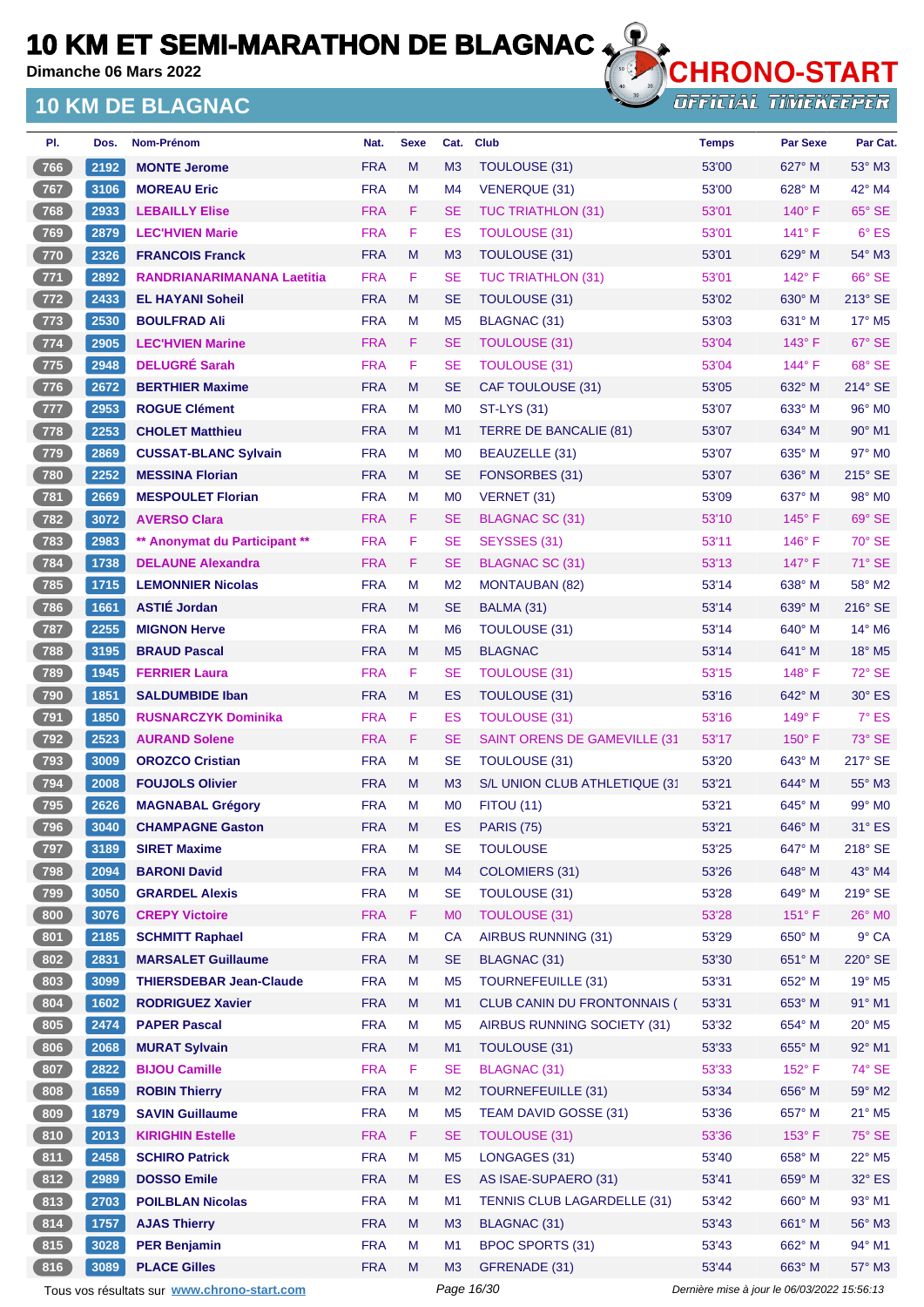# 10 KM ET SEMI-MARATHON DE BLAGNAC

Dimanche 06 Mars 2022

## 10 KM DE BLAGNAC

| Pl. | Dos. | Nom-Prénom | Nat. | Sexe | Cat. | Club | Temps | Par Sexe | Par Cat. |
|---|---|---|---|---|---|---|---|---|---|
| 766 | 2192 | MONTE Jerome | FRA | M | M3 | TOULOUSE (31) | 53'00 | 627° M | 53° M3 |
| 767 | 3106 | MOREAU Eric | FRA | M | M4 | VENERQUE (31) | 53'00 | 628° M | 42° M4 |
| 768 | 2933 | LEBAILLY Elise | FRA | F | SE | TUC TRIATHLON (31) | 53'01 | 140° F | 65° SE |
| 769 | 2879 | LEC'HVIEN Marie | FRA | F | ES | TOULOUSE (31) | 53'01 | 141° F | 6° ES |
| 770 | 2326 | FRANCOIS Franck | FRA | M | M3 | TOULOUSE (31) | 53'01 | 629° M | 54° M3 |
| 771 | 2892 | RANDRIANARIMANANA Laetitia | FRA | F | SE | TUC TRIATHLON (31) | 53'01 | 142° F | 66° SE |
| 772 | 2433 | EL HAYANI Soheil | FRA | M | SE | TOULOUSE (31) | 53'02 | 630° M | 213° SE |
| 773 | 2530 | BOULFRAD Ali | FRA | M | M5 | BLAGNAC (31) | 53'03 | 631° M | 17° M5 |
| 774 | 2905 | LEC'HVIEN Marine | FRA | F | SE | TOULOUSE (31) | 53'04 | 143° F | 67° SE |
| 775 | 2948 | DELUGRÉ Sarah | FRA | F | SE | TOULOUSE (31) | 53'04 | 144° F | 68° SE |
| 776 | 2672 | BERTHIER Maxime | FRA | M | SE | CAF TOULOUSE (31) | 53'05 | 632° M | 214° SE |
| 777 | 2953 | ROGUE Clément | FRA | M | M0 | ST-LYS (31) | 53'07 | 633° M | 96° M0 |
| 778 | 2253 | CHOLET Matthieu | FRA | M | M1 | TERRE DE BANCALIE (81) | 53'07 | 634° M | 90° M1 |
| 779 | 2869 | CUSSAT-BLANC Sylvain | FRA | M | M0 | BEAUZELLE (31) | 53'07 | 635° M | 97° M0 |
| 780 | 2252 | MESSINA Florian | FRA | M | SE | FONSORBES (31) | 53'07 | 636° M | 215° SE |
| 781 | 2669 | MESPOULET Florian | FRA | M | M0 | VERNET (31) | 53'09 | 637° M | 98° M0 |
| 782 | 3072 | AVERSO Clara | FRA | F | SE | BLAGNAC SC (31) | 53'10 | 145° F | 69° SE |
| 783 | 2983 | ** Anonymat du Participant ** | FRA | F | SE | SEYSSES (31) | 53'11 | 146° F | 70° SE |
| 784 | 1738 | DELAUNE Alexandra | FRA | F | SE | BLAGNAC SC (31) | 53'13 | 147° F | 71° SE |
| 785 | 1715 | LEMONNIER Nicolas | FRA | M | M2 | MONTAUBAN (82) | 53'14 | 638° M | 58° M2 |
| 786 | 1661 | ASTIÉ Jordan | FRA | M | SE | BALMA (31) | 53'14 | 639° M | 216° SE |
| 787 | 2255 | MIGNON Herve | FRA | M | M6 | TOULOUSE (31) | 53'14 | 640° M | 14° M6 |
| 788 | 3195 | BRAUD Pascal | FRA | M | M5 | BLAGNAC | 53'14 | 641° M | 18° M5 |
| 789 | 1945 | FERRIER Laura | FRA | F | SE | TOULOUSE (31) | 53'15 | 148° F | 72° SE |
| 790 | 1851 | SALDUMBIDE Iban | FRA | M | ES | TOULOUSE (31) | 53'16 | 642° M | 30° ES |
| 791 | 1850 | RUSNARCZYK Dominika | FRA | F | ES | TOULOUSE (31) | 53'16 | 149° F | 7° ES |
| 792 | 2523 | AURAND Solene | FRA | F | SE | SAINT ORENS DE GAMEVILLE (31 | 53'17 | 150° F | 73° SE |
| 793 | 3009 | OROZCO Cristian | FRA | M | SE | TOULOUSE (31) | 53'20 | 643° M | 217° SE |
| 794 | 2008 | FOUJOLS Olivier | FRA | M | M3 | S/L UNION CLUB ATHLETIQUE (31 | 53'21 | 644° M | 55° M3 |
| 795 | 2626 | MAGNABAL Grégory | FRA | M | M0 | FITOU (11) | 53'21 | 645° M | 99° M0 |
| 796 | 3040 | CHAMPAGNE Gaston | FRA | M | ES | PARIS (75) | 53'21 | 646° M | 31° ES |
| 797 | 3189 | SIRET Maxime | FRA | M | SE | TOULOUSE | 53'25 | 647° M | 218° SE |
| 798 | 2094 | BARONI David | FRA | M | M4 | COLOMIERS (31) | 53'26 | 648° M | 43° M4 |
| 799 | 3050 | GRARDEL Alexis | FRA | M | SE | TOULOUSE (31) | 53'28 | 649° M | 219° SE |
| 800 | 3076 | CREPY Victoire | FRA | F | M0 | TOULOUSE (31) | 53'28 | 151° F | 26° M0 |
| 801 | 2185 | SCHMITT Raphael | FRA | M | CA | AIRBUS RUNNING (31) | 53'29 | 650° M | 9° CA |
| 802 | 2831 | MARSALET Guillaume | FRA | M | SE | BLAGNAC (31) | 53'30 | 651° M | 220° SE |
| 803 | 3099 | THIERSDEBAR Jean-Claude | FRA | M | M5 | TOURNEFEUILLE (31) | 53'31 | 652° M | 19° M5 |
| 804 | 1602 | RODRIGUEZ Xavier | FRA | M | M1 | CLUB CANIN DU FRONTONNAIS ( | 53'31 | 653° M | 91° M1 |
| 805 | 2474 | PAPER Pascal | FRA | M | M5 | AIRBUS RUNNING SOCIETY (31) | 53'32 | 654° M | 20° M5 |
| 806 | 2068 | MURAT Sylvain | FRA | M | M1 | TOULOUSE (31) | 53'33 | 655° M | 92° M1 |
| 807 | 2822 | BIJOU Camille | FRA | F | SE | BLAGNAC (31) | 53'33 | 152° F | 74° SE |
| 808 | 1659 | ROBIN Thierry | FRA | M | M2 | TOURNEFEUILLE (31) | 53'34 | 656° M | 59° M2 |
| 809 | 1879 | SAVIN Guillaume | FRA | M | M5 | TEAM DAVID GOSSE (31) | 53'36 | 657° M | 21° M5 |
| 810 | 2013 | KIRIGHIN Estelle | FRA | F | SE | TOULOUSE (31) | 53'36 | 153° F | 75° SE |
| 811 | 2458 | SCHIRO Patrick | FRA | M | M5 | LONGAGES (31) | 53'40 | 658° M | 22° M5 |
| 812 | 2989 | DOSSO Emile | FRA | M | ES | AS ISAE-SUPAERO (31) | 53'41 | 659° M | 32° ES |
| 813 | 2703 | POILBLAN Nicolas | FRA | M | M1 | TENNIS CLUB LAGARDELLE (31) | 53'42 | 660° M | 93° M1 |
| 814 | 1757 | AJAS Thierry | FRA | M | M3 | BLAGNAC (31) | 53'43 | 661° M | 56° M3 |
| 815 | 3028 | PER Benjamin | FRA | M | M1 | BPOC SPORTS (31) | 53'43 | 662° M | 94° M1 |
| 816 | 3089 | PLACE Gilles | FRA | M | M3 | GFRENADE (31) | 53'44 | 663° M | 57° M3 |

Tous vos résultats sur www.chrono-start.com — Dernière mise à jour le 06/03/2022 15:56:13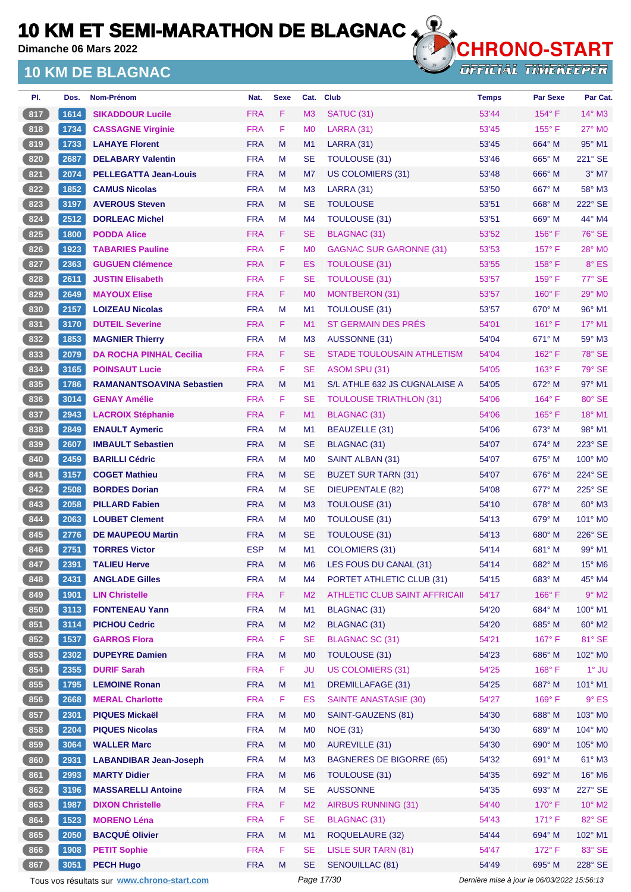# 10 KM ET SEMI-MARATHON DE BLAGNAC

**Dimanche 06 Mars 2022**

## 10 KM DE BLAGNAC

CHRONO-START OFFICIAL TIMEKEEPER

| Pl. | Dos. | Nom-Prénom | Nat. | Sexe | Cat. | Club | Temps | Par Sexe | Par Cat. |
|---|---|---|---|---|---|---|---|---|---|
| 817 | 1614 | SIKADDOUR Lucile | FRA | F | M3 | SATUC (31) | 53'44 | 154° F | 14° M3 |
| 818 | 1734 | CASSAGNE Virginie | FRA | F | M0 | LARRA (31) | 53'45 | 155° F | 27° M0 |
| 819 | 1733 | LAHAYE Florent | FRA | M | M1 | LARRA (31) | 53'45 | 664° M | 95° M1 |
| 820 | 2687 | DELABARY Valentin | FRA | M | SE | TOULOUSE (31) | 53'46 | 665° M | 221° SE |
| 821 | 2074 | PELLEGATTA Jean-Louis | FRA | M | M7 | US COLOMIERS (31) | 53'48 | 666° M | 3° M7 |
| 822 | 1852 | CAMUS Nicolas | FRA | M | M3 | LARRA (31) | 53'50 | 667° M | 58° M3 |
| 823 | 3197 | AVEROUS Steven | FRA | M | SE | TOULOUSE | 53'51 | 668° M | 222° SE |
| 824 | 2512 | DORLEAC Michel | FRA | M | M4 | TOULOUSE (31) | 53'51 | 669° M | 44° M4 |
| 825 | 1800 | PODDA Alice | FRA | F | SE | BLAGNAC (31) | 53'52 | 156° F | 76° SE |
| 826 | 1923 | TABARIES Pauline | FRA | F | M0 | GAGNAC SUR GARONNE (31) | 53'53 | 157° F | 28° M0 |
| 827 | 2363 | GUGUEN Clémence | FRA | F | ES | TOULOUSE (31) | 53'55 | 158° F | 8° ES |
| 828 | 2611 | JUSTIN Elisabeth | FRA | F | SE | TOULOUSE (31) | 53'57 | 159° F | 77° SE |
| 829 | 2649 | MAYOUX Elise | FRA | F | M0 | MONTBERON (31) | 53'57 | 160° F | 29° M0 |
| 830 | 2157 | LOIZEAU Nicolas | FRA | M | M1 | TOULOUSE (31) | 53'57 | 670° M | 96° M1 |
| 831 | 3170 | DUTEIL Severine | FRA | F | M1 | ST GERMAIN DES PRÉS | 54'01 | 161° F | 17° M1 |
| 832 | 1853 | MAGNIER Thierry | FRA | M | M3 | AUSSONNE (31) | 54'04 | 671° M | 59° M3 |
| 833 | 2079 | DA ROCHA PINHAL Cecilia | FRA | F | SE | STADE TOULOUSAIN ATHLETISM | 54'04 | 162° F | 78° SE |
| 834 | 3165 | POINSAUT Lucie | FRA | F | SE | ASOM SPU (31) | 54'05 | 163° F | 79° SE |
| 835 | 1786 | RAMANANTSOAVINA Sebastien | FRA | M | M1 | S/L ATHLE 632 JS CUGNALAISE A | 54'05 | 672° M | 97° M1 |
| 836 | 3014 | GENAY Amélie | FRA | F | SE | TOULOUSE TRIATHLON (31) | 54'06 | 164° F | 80° SE |
| 837 | 2943 | LACROIX Stéphanie | FRA | F | M1 | BLAGNAC (31) | 54'06 | 165° F | 18° M1 |
| 838 | 2849 | ENAULT Aymeric | FRA | M | M1 | BEAUZELLE (31) | 54'06 | 673° M | 98° M1 |
| 839 | 2607 | IMBAULT Sebastien | FRA | M | SE | BLAGNAC (31) | 54'07 | 674° M | 223° SE |
| 840 | 2459 | BARILLI Cédric | FRA | M | M0 | SAINT ALBAN (31) | 54'07 | 675° M | 100° M0 |
| 841 | 3157 | COGET Mathieu | FRA | M | SE | BUZET SUR TARN (31) | 54'07 | 676° M | 224° SE |
| 842 | 2508 | BORDES Dorian | FRA | M | SE | DIEUPENTALE (82) | 54'08 | 677° M | 225° SE |
| 843 | 2058 | PILLARD Fabien | FRA | M | M3 | TOULOUSE (31) | 54'10 | 678° M | 60° M3 |
| 844 | 2063 | LOUBET Clement | FRA | M | M0 | TOULOUSE (31) | 54'13 | 679° M | 101° M0 |
| 845 | 2776 | DE MAUPEOU Martin | FRA | M | SE | TOULOUSE (31) | 54'13 | 680° M | 226° SE |
| 846 | 2751 | TORRES Victor | ESP | M | M1 | COLOMIERS (31) | 54'14 | 681° M | 99° M1 |
| 847 | 2391 | TALIEU Herve | FRA | M | M6 | LES FOUS DU CANAL (31) | 54'14 | 682° M | 15° M6 |
| 848 | 2431 | ANGLADE Gilles | FRA | M | M4 | PORTET ATHLETIC CLUB (31) | 54'15 | 683° M | 45° M4 |
| 849 | 1901 | LIN Christelle | FRA | F | M2 | ATHLETIC CLUB SAINT AFFRICAII | 54'17 | 166° F | 9° M2 |
| 850 | 3113 | FONTENEAU Yann | FRA | M | M1 | BLAGNAC (31) | 54'20 | 684° M | 100° M1 |
| 851 | 3114 | PICHOU Cedric | FRA | M | M2 | BLAGNAC (31) | 54'20 | 685° M | 60° M2 |
| 852 | 1537 | GARROS Flora | FRA | F | SE | BLAGNAC SC (31) | 54'21 | 167° F | 81° SE |
| 853 | 2302 | DUPEYRE Damien | FRA | M | M0 | TOULOUSE (31) | 54'23 | 686° M | 102° M0 |
| 854 | 2355 | DURIF Sarah | FRA | F | JU | US COLOMIERS (31) | 54'25 | 168° F | 1° JU |
| 855 | 1795 | LEMOINE Ronan | FRA | M | M1 | DREMILLAFAGE (31) | 54'25 | 687° M | 101° M1 |
| 856 | 2668 | MERAL Charlotte | FRA | F | ES | SAINTE ANASTASIE (30) | 54'27 | 169° F | 9° ES |
| 857 | 2301 | PIQUES Mickaël | FRA | M | M0 | SAINT-GAUZENS (81) | 54'30 | 688° M | 103° M0 |
| 858 | 2204 | PIQUES Nicolas | FRA | M | M0 | NOE (31) | 54'30 | 689° M | 104° M0 |
| 859 | 3064 | WALLER Marc | FRA | M | M0 | AUREVILLE (31) | 54'30 | 690° M | 105° M0 |
| 860 | 2931 | LABANDIBAR Jean-Joseph | FRA | M | M3 | BAGNERES DE BIGORRE (65) | 54'32 | 691° M | 61° M3 |
| 861 | 2993 | MARTY Didier | FRA | M | M6 | TOULOUSE (31) | 54'35 | 692° M | 16° M6 |
| 862 | 3196 | MASSARELLI Antoine | FRA | M | SE | AUSSONNE | 54'35 | 693° M | 227° SE |
| 863 | 1987 | DIXON Christelle | FRA | F | M2 | AIRBUS RUNNING (31) | 54'40 | 170° F | 10° M2 |
| 864 | 1523 | MORENO Léna | FRA | F | SE | BLAGNAC (31) | 54'43 | 171° F | 82° SE |
| 865 | 2050 | BACQUÉ Olivier | FRA | M | M1 | ROQUELAURE (32) | 54'44 | 694° M | 102° M1 |
| 866 | 1908 | PETIT Sophie | FRA | F | SE | LISLE SUR TARN (81) | 54'47 | 172° F | 83° SE |
| 867 | 3051 | PECH Hugo | FRA | M | SE | SENOUILLAC (81) | 54'49 | 695° M | 228° SE |

Tous vos résultats sur www.chrono-start.com

Dernière mise à jour le 06/03/2022 15:56:13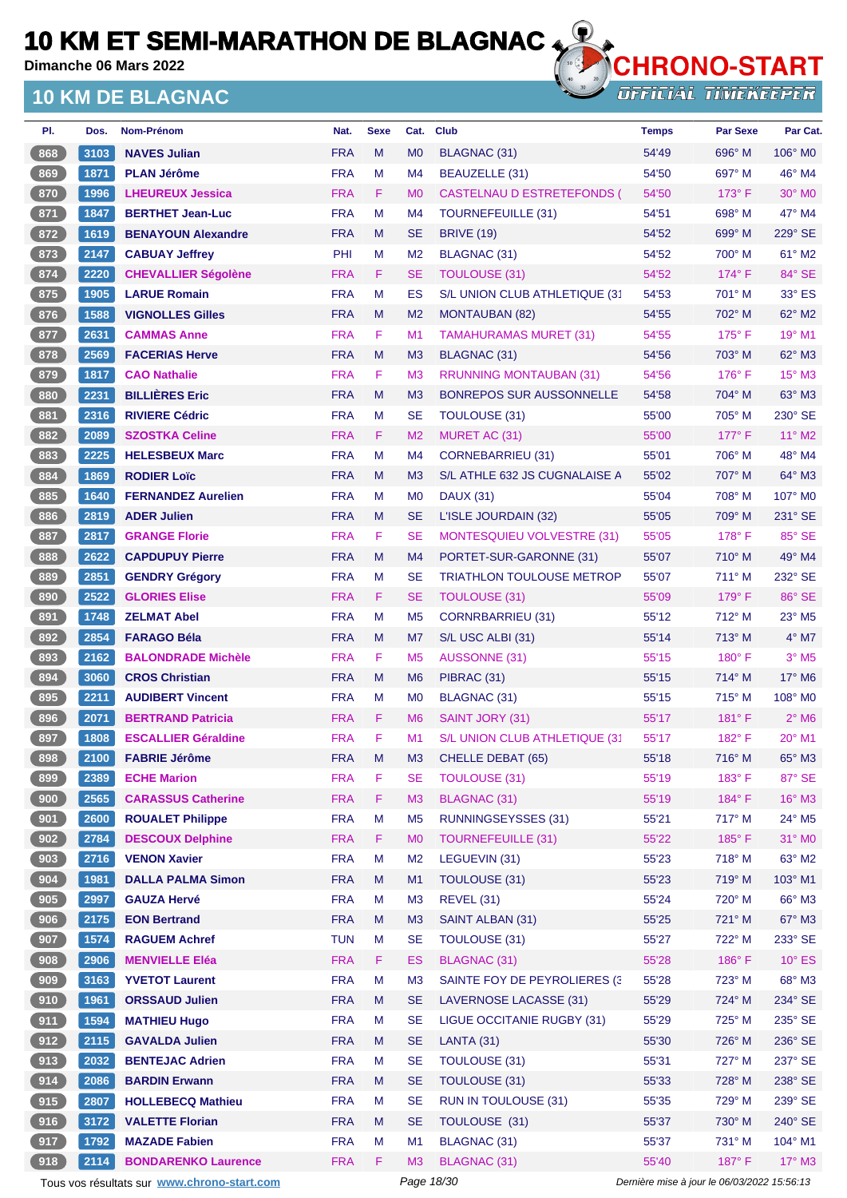# 10 KM ET SEMI-MARATHON DE BLAGNAC

Dimanche 06 Mars 2022

## 10 KM DE BLAGNAC

| Pl. | Dos. | Nom-Prénom | Nat. | Sexe | Cat. | Club | Temps | Par Sexe | Par Cat. |
|---|---|---|---|---|---|---|---|---|---|
| 868 | 3103 | NAVES Julian | FRA | M | M0 | BLAGNAC (31) | 54'49 | 696° M | 106° M0 |
| 869 | 1871 | PLAN Jérôme | FRA | M | M4 | BEAUZELLE (31) | 54'50 | 697° M | 46° M4 |
| 870 | 1996 | LHEUREUX Jessica | FRA | F | M0 | CASTELNAU D ESTRETEFONDS ( | 54'50 | 173° F | 30° M0 |
| 871 | 1847 | BERTHET Jean-Luc | FRA | M | M4 | TOURNEFEUILLE (31) | 54'51 | 698° M | 47° M4 |
| 872 | 1619 | BENAYOUN Alexandre | FRA | M | SE | BRIVE (19) | 54'52 | 699° M | 229° SE |
| 873 | 2147 | CABUAY Jeffrey | PHI | M | M2 | BLAGNAC (31) | 54'52 | 700° M | 61° M2 |
| 874 | 2220 | CHEVALLIER Ségolène | FRA | F | SE | TOULOUSE (31) | 54'52 | 174° F | 84° SE |
| 875 | 1905 | LARUE Romain | FRA | M | ES | S/L UNION CLUB ATHLETIQUE (31 | 54'53 | 701° M | 33° ES |
| 876 | 1588 | VIGNOLLES Gilles | FRA | M | M2 | MONTAUBAN (82) | 54'55 | 702° M | 62° M2 |
| 877 | 2631 | CAMMAS Anne | FRA | F | M1 | TAMAHURAMAS MURET (31) | 54'55 | 175° F | 19° M1 |
| 878 | 2569 | FACERIAS Herve | FRA | M | M3 | BLAGNAC (31) | 54'56 | 703° M | 62° M3 |
| 879 | 1817 | CAO Nathalie | FRA | F | M3 | RRUNNING MONTAUBAN (31) | 54'56 | 176° F | 15° M3 |
| 880 | 2231 | BILLIÈRES Eric | FRA | M | M3 | BONREPOS SUR AUSSONNELLE | 54'58 | 704° M | 63° M3 |
| 881 | 2316 | RIVIERE Cédric | FRA | M | SE | TOULOUSE (31) | 55'00 | 705° M | 230° SE |
| 882 | 2089 | SZOSTKA Celine | FRA | F | M2 | MURET AC (31) | 55'00 | 177° F | 11° M2 |
| 883 | 2225 | HELESBEUX Marc | FRA | M | M4 | CORNEBARRIEU (31) | 55'01 | 706° M | 48° M4 |
| 884 | 1869 | RODIER Loïc | FRA | M | M3 | S/L ATHLE 632 JS CUGNALAISE A | 55'02 | 707° M | 64° M3 |
| 885 | 1640 | FERNANDEZ Aurelien | FRA | M | M0 | DAUX (31) | 55'04 | 708° M | 107° M0 |
| 886 | 2819 | ADER Julien | FRA | M | SE | L'ISLE JOURDAIN (32) | 55'05 | 709° M | 231° SE |
| 887 | 2817 | GRANGE Florie | FRA | F | SE | MONTESQUIEU VOLVESTRE (31) | 55'05 | 178° F | 85° SE |
| 888 | 2622 | CAPDUPUY Pierre | FRA | M | M4 | PORTET-SUR-GARONNE (31) | 55'07 | 710° M | 49° M4 |
| 889 | 2851 | GENDRY Grégory | FRA | M | SE | TRIATHLON TOULOUSE METROP | 55'07 | 711° M | 232° SE |
| 890 | 2522 | GLORIES Elise | FRA | F | SE | TOULOUSE (31) | 55'09 | 179° F | 86° SE |
| 891 | 1748 | ZELMAT Abel | FRA | M | M5 | CORNRBARRIEU (31) | 55'12 | 712° M | 23° M5 |
| 892 | 2854 | FARAGO Béla | FRA | M | M7 | S/L USC ALBI (31) | 55'14 | 713° M | 4° M7 |
| 893 | 2162 | BALONDRADE Michèle | FRA | F | M5 | AUSSONNE (31) | 55'15 | 180° F | 3° M5 |
| 894 | 3060 | CROS Christian | FRA | M | M6 | PIBRAC (31) | 55'15 | 714° M | 17° M6 |
| 895 | 2211 | AUDIBERT Vincent | FRA | M | M0 | BLAGNAC (31) | 55'15 | 715° M | 108° M0 |
| 896 | 2071 | BERTRAND Patricia | FRA | F | M6 | SAINT JORY (31) | 55'17 | 181° F | 2° M6 |
| 897 | 1808 | ESCALLIER Géraldine | FRA | F | M1 | S/L UNION CLUB ATHLETIQUE (31 | 55'17 | 182° F | 20° M1 |
| 898 | 2100 | FABRIE Jérôme | FRA | M | M3 | CHELLE DEBAT (65) | 55'18 | 716° M | 65° M3 |
| 899 | 2389 | ECHE Marion | FRA | F | SE | TOULOUSE (31) | 55'19 | 183° F | 87° SE |
| 900 | 2565 | CARASSUS Catherine | FRA | F | M3 | BLAGNAC (31) | 55'19 | 184° F | 16° M3 |
| 901 | 2600 | ROUALET Philippe | FRA | M | M5 | RUNNINGSEYSSES (31) | 55'21 | 717° M | 24° M5 |
| 902 | 2784 | DESCOUX Delphine | FRA | F | M0 | TOURNEFEUILLE (31) | 55'22 | 185° F | 31° M0 |
| 903 | 2716 | VENON Xavier | FRA | M | M2 | LEGUEVIN (31) | 55'23 | 718° M | 63° M2 |
| 904 | 1981 | DALLA PALMA Simon | FRA | M | M1 | TOULOUSE (31) | 55'23 | 719° M | 103° M1 |
| 905 | 2997 | GAUZA Hervé | FRA | M | M3 | REVEL (31) | 55'24 | 720° M | 66° M3 |
| 906 | 2175 | EON Bertrand | FRA | M | M3 | SAINT ALBAN (31) | 55'25 | 721° M | 67° M3 |
| 907 | 1574 | RAGUEM Achref | TUN | M | SE | TOULOUSE (31) | 55'27 | 722° M | 233° SE |
| 908 | 2906 | MENVIELLE Eléa | FRA | F | ES | BLAGNAC (31) | 55'28 | 186° F | 10° ES |
| 909 | 3163 | YVETOT Laurent | FRA | M | M3 | SAINTE FOY DE PEYROLIERES (3 | 55'28 | 723° M | 68° M3 |
| 910 | 1961 | ORSSAUD Julien | FRA | M | SE | LAVERNOSE LACASSE (31) | 55'29 | 724° M | 234° SE |
| 911 | 1594 | MATHIEU Hugo | FRA | M | SE | LIGUE OCCITANIE RUGBY (31) | 55'29 | 725° M | 235° SE |
| 912 | 2115 | GAVALDA Julien | FRA | M | SE | LANTA (31) | 55'30 | 726° M | 236° SE |
| 913 | 2032 | BENTEJAC Adrien | FRA | M | SE | TOULOUSE (31) | 55'31 | 727° M | 237° SE |
| 914 | 2086 | BARDIN Erwann | FRA | M | SE | TOULOUSE (31) | 55'33 | 728° M | 238° SE |
| 915 | 2807 | HOLLEBECQ Mathieu | FRA | M | SE | RUN IN TOULOUSE (31) | 55'35 | 729° M | 239° SE |
| 916 | 3172 | VALETTE Florian | FRA | M | SE | TOULOUSE (31) | 55'37 | 730° M | 240° SE |
| 917 | 1792 | MAZADE Fabien | FRA | M | M1 | BLAGNAC (31) | 55'37 | 731° M | 104° M1 |
| 918 | 2114 | BONDARENKO Laurence | FRA | F | M3 | BLAGNAC (31) | 55'40 | 187° F | 17° M3 |

Tous vos résultats sur www.chrono-start.com — Dernière mise à jour le 06/03/2022 15:56:13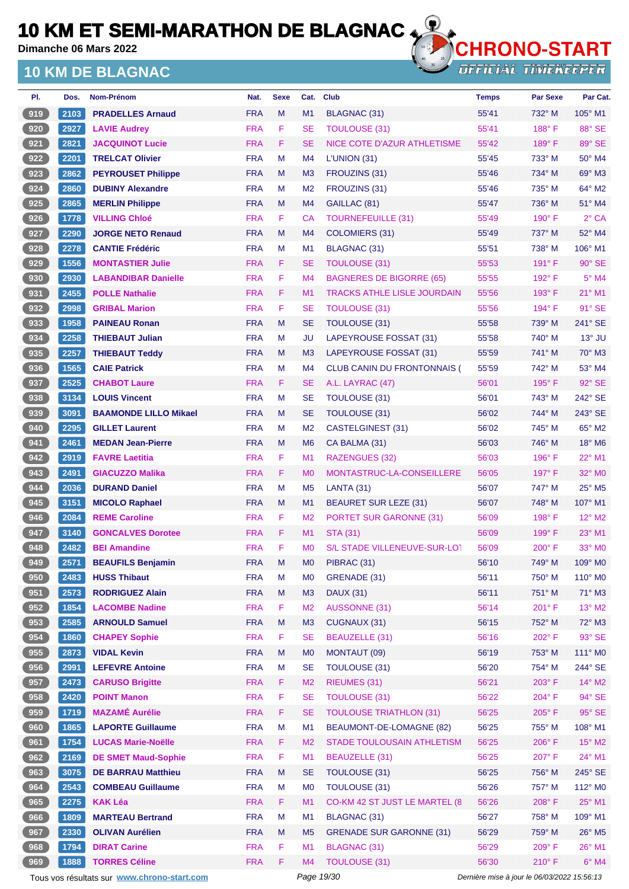# 10 KM ET SEMI-MARATHON DE BLAGNAC

Dimanche 06 Mars 2022

## 10 KM DE BLAGNAC

| Pl. | Dos. | Nom-Prénom | Nat. | Sexe | Cat. | Club | Temps | Par Sexe | Par Cat. |
|---|---|---|---|---|---|---|---|---|---|
| 919 | 2103 | PRADELLES Arnaud | FRA | M | M1 | BLAGNAC (31) | 55'41 | 732° M | 105° M1 |
| 920 | 2927 | LAVIE Audrey | FRA | F | SE | TOULOUSE (31) | 55'41 | 188° F | 88° SE |
| 921 | 2821 | JACQUINOT Lucie | FRA | F | SE | NICE COTE D'AZUR ATHLETISME | 55'42 | 189° F | 89° SE |
| 922 | 2201 | TRELCAT Olivier | FRA | M | M4 | L'UNION (31) | 55'45 | 733° M | 50° M4 |
| 923 | 2862 | PEYROUSET Philippe | FRA | M | M3 | FROUZINS (31) | 55'46 | 734° M | 69° M3 |
| 924 | 2860 | DUBINY Alexandre | FRA | M | M2 | FROUZINS (31) | 55'46 | 735° M | 64° M2 |
| 925 | 2865 | MERLIN Philippe | FRA | M | M4 | GAILLAC (81) | 55'47 | 736° M | 51° M4 |
| 926 | 1778 | VILLING Chloé | FRA | F | CA | TOURNEFEUILLE (31) | 55'49 | 190° F | 2° CA |
| 927 | 2290 | JORGE NETO Renaud | FRA | M | M4 | COLOMIERS (31) | 55'49 | 737° M | 52° M4 |
| 928 | 2278 | CANTIE Frédéric | FRA | M | M1 | BLAGNAC (31) | 55'51 | 738° M | 106° M1 |
| 929 | 1556 | MONTASTIER Julie | FRA | F | SE | TOULOUSE (31) | 55'53 | 191° F | 90° SE |
| 930 | 2930 | LABANDIBAR Danielle | FRA | F | M4 | BAGNERES DE BIGORRE (65) | 55'55 | 192° F | 5° M4 |
| 931 | 2455 | POLLE Nathalie | FRA | F | M1 | TRACKS ATHLE LISLE JOURDAIN | 55'56 | 193° F | 21° M1 |
| 932 | 2998 | GRIBAL Marion | FRA | F | SE | TOULOUSE (31) | 55'56 | 194° F | 91° SE |
| 933 | 1958 | PAINEAU Ronan | FRA | M | SE | TOULOUSE (31) | 55'58 | 739° M | 241° SE |
| 934 | 2258 | THIEBAUT Julian | FRA | M | JU | LAPEYROUSE FOSSAT (31) | 55'58 | 740° M | 13° JU |
| 935 | 2257 | THIEBAUT Teddy | FRA | M | M3 | LAPEYROUSE FOSSAT (31) | 55'59 | 741° M | 70° M3 |
| 936 | 1565 | CAIE Patrick | FRA | M | M4 | CLUB CANIN DU FRONTONNAIS ( | 55'59 | 742° M | 53° M4 |
| 937 | 2525 | CHABOT Laure | FRA | F | SE | A.L. LAYRAC (47) | 56'01 | 195° F | 92° SE |
| 938 | 3134 | LOUIS Vincent | FRA | M | SE | TOULOUSE (31) | 56'01 | 743° M | 242° SE |
| 939 | 3091 | BAAMONDE LILLO Mikael | FRA | M | SE | TOULOUSE (31) | 56'02 | 744° M | 243° SE |
| 940 | 2295 | GILLET Laurent | FRA | M | M2 | CASTELGINEST (31) | 56'02 | 745° M | 65° M2 |
| 941 | 2461 | MEDAN Jean-Pierre | FRA | M | M6 | CA BALMA (31) | 56'03 | 746° M | 18° M6 |
| 942 | 2919 | FAVRE Laetitia | FRA | F | M1 | RAZENGUES (32) | 56'03 | 196° F | 22° M1 |
| 943 | 2491 | GIACUZZO Malika | FRA | F | M0 | MONTASTRUC-LA-CONSEILLERE | 56'05 | 197° F | 32° M0 |
| 944 | 2036 | DURAND Daniel | FRA | M | M5 | LANTA (31) | 56'07 | 747° M | 25° M5 |
| 945 | 3151 | MICOLO Raphael | FRA | M | M1 | BEAURET SUR LEZE (31) | 56'07 | 748° M | 107° M1 |
| 946 | 2084 | REME Caroline | FRA | F | M2 | PORTET SUR GARONNE (31) | 56'09 | 198° F | 12° M2 |
| 947 | 3140 | GONCALVES Dorotee | FRA | F | M1 | STA (31) | 56'09 | 199° F | 23° M1 |
| 948 | 2482 | BEI Amandine | FRA | F | M0 | S/L STADE VILLENEUVE-SUR-LOT | 56'09 | 200° F | 33° M0 |
| 949 | 2571 | BEAUFILS Benjamin | FRA | M | M0 | PIBRAC (31) | 56'10 | 749° M | 109° M0 |
| 950 | 2483 | HUSS Thibaut | FRA | M | M0 | GRENADE (31) | 56'11 | 750° M | 110° M0 |
| 951 | 2573 | RODRIGUEZ Alain | FRA | M | M3 | DAUX (31) | 56'11 | 751° M | 71° M3 |
| 952 | 1854 | LACOMBE Nadine | FRA | F | M2 | AUSSONNE (31) | 56'14 | 201° F | 13° M2 |
| 953 | 2585 | ARNOULD Samuel | FRA | M | M3 | CUGNAUX (31) | 56'15 | 752° M | 72° M3 |
| 954 | 1860 | CHAPEY Sophie | FRA | F | SE | BEAUZELLE (31) | 56'16 | 202° F | 93° SE |
| 955 | 2873 | VIDAL Kevin | FRA | M | M0 | MONTAUT (09) | 56'19 | 753° M | 111° M0 |
| 956 | 2991 | LEFEVRE Antoine | FRA | M | SE | TOULOUSE (31) | 56'20 | 754° M | 244° SE |
| 957 | 2473 | CARUSO Brigitte | FRA | F | M2 | RIEUMES (31) | 56'21 | 203° F | 14° M2 |
| 958 | 2420 | POINT Manon | FRA | F | SE | TOULOUSE (31) | 56'22 | 204° F | 94° SE |
| 959 | 1719 | MAZAMÉ Aurélie | FRA | F | SE | TOULOUSE TRIATHLON (31) | 56'25 | 205° F | 95° SE |
| 960 | 1865 | LAPORTE Guillaume | FRA | M | M1 | BEAUMONT-DE-LOMAGNE (82) | 56'25 | 755° M | 108° M1 |
| 961 | 1754 | LUCAS Marie-Noëlle | FRA | F | M2 | STADE TOULOUSAIN ATHLETISM | 56'25 | 206° F | 15° M2 |
| 962 | 2169 | DE SMET Maud-Sophie | FRA | F | M1 | BEAUZELLE (31) | 56'25 | 207° F | 24° M1 |
| 963 | 3075 | DE BARRAU Matthieu | FRA | M | SE | TOULOUSE (31) | 56'25 | 756° M | 245° SE |
| 964 | 2543 | COMBEAU Guillaume | FRA | M | M0 | TOULOUSE (31) | 56'26 | 757° M | 112° M0 |
| 965 | 2275 | KAK Léa | FRA | F | M1 | CO-KM 42 ST JUST LE MARTEL (8 | 56'26 | 208° F | 25° M1 |
| 966 | 1809 | MARTEAU Bertrand | FRA | M | M1 | BLAGNAC (31) | 56'27 | 758° M | 109° M1 |
| 967 | 2330 | OLIVAN Aurélien | FRA | M | M5 | GRENADE SUR GARONNE (31) | 56'29 | 759° M | 26° M5 |
| 968 | 1794 | DIRAT Carine | FRA | F | M1 | BLAGNAC (31) | 56'29 | 209° F | 26° M1 |
| 969 | 1888 | TORRES Céline | FRA | F | M4 | TOULOUSE (31) | 56'30 | 210° F | 6° M4 |

Tous vos résultats sur www.chrono-start.com

Dernière mise à jour le 06/03/2022 15:56:13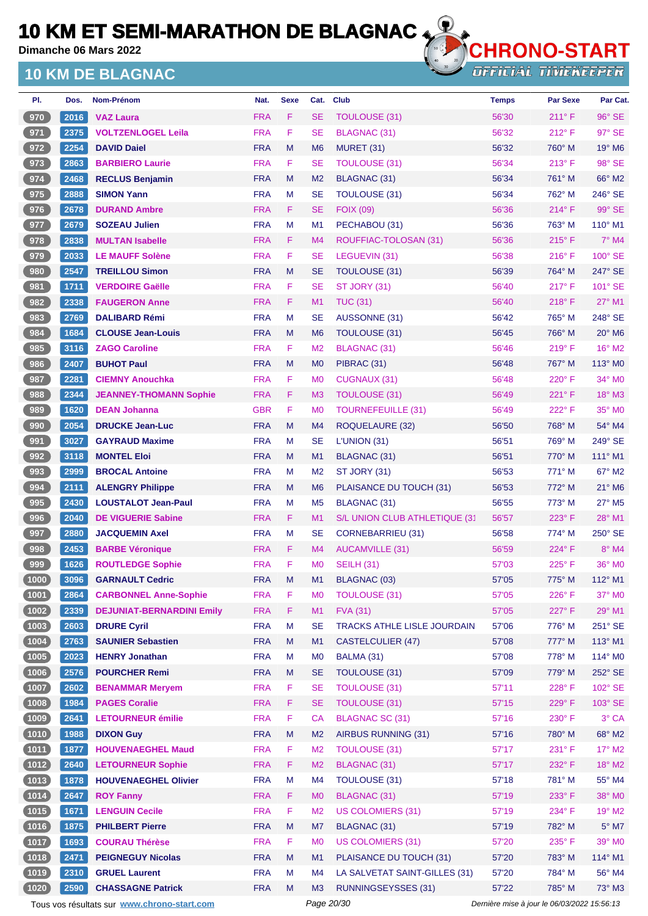# 10 KM ET SEMI-MARATHON DE BLAGNAC

**Dimanche 06 Mars 2022**

## 10 KM DE BLAGNAC

CHRONO-START
OFFICIAL TIMEKEEPER

| Pl. | Dos. | Nom-Prénom | Nat. | Sexe | Cat. | Club | Temps | Par Sexe | Par Cat. |
|---|---|---|---|---|---|---|---|---|---|
| 970 | 2016 | VAZ Laura | FRA | F | SE | TOULOUSE (31) | 56'30 | 211° F | 96° SE |
| 971 | 2375 | VOLTZENLOGEL Leila | FRA | F | SE | BLAGNAC (31) | 56'32 | 212° F | 97° SE |
| 972 | 2254 | DAVID Daiel | FRA | M | M6 | MURET (31) | 56'32 | 760° M | 19° M6 |
| 973 | 2863 | BARBIERO Laurie | FRA | F | SE | TOULOUSE (31) | 56'34 | 213° F | 98° SE |
| 974 | 2468 | RECLUS Benjamin | FRA | M | M2 | BLAGNAC (31) | 56'34 | 761° M | 66° M2 |
| 975 | 2888 | SIMON Yann | FRA | M | SE | TOULOUSE (31) | 56'34 | 762° M | 246° SE |
| 976 | 2678 | DURAND Ambre | FRA | F | SE | FOIX (09) | 56'36 | 214° F | 99° SE |
| 977 | 2679 | SOZEAU Julien | FRA | M | M1 | PECHABOU (31) | 56'36 | 763° M | 110° M1 |
| 978 | 2838 | MULTAN Isabelle | FRA | F | M4 | ROUFFIAC-TOLOSAN (31) | 56'36 | 215° F | 7° M4 |
| 979 | 2033 | LE MAUFF Solène | FRA | F | SE | LEGUEVIN (31) | 56'38 | 216° F | 100° SE |
| 980 | 2547 | TREILLOU Simon | FRA | M | SE | TOULOUSE (31) | 56'39 | 764° M | 247° SE |
| 981 | 1711 | VERDOIRE Gaëlle | FRA | F | SE | ST JORY (31) | 56'40 | 217° F | 101° SE |
| 982 | 2338 | FAUGERON Anne | FRA | F | M1 | TUC (31) | 56'40 | 218° F | 27° M1 |
| 983 | 2769 | DALIBARD Rémi | FRA | M | SE | AUSSONNE (31) | 56'42 | 765° M | 248° SE |
| 984 | 1684 | CLOUSE Jean-Louis | FRA | M | M6 | TOULOUSE (31) | 56'45 | 766° M | 20° M6 |
| 985 | 3116 | ZAGO Caroline | FRA | F | M2 | BLAGNAC (31) | 56'46 | 219° F | 16° M2 |
| 986 | 2407 | BUHOT Paul | FRA | M | M0 | PIBRAC (31) | 56'48 | 767° M | 113° M0 |
| 987 | 2281 | CIEMNY Anouchka | FRA | F | M0 | CUGNAUX (31) | 56'48 | 220° F | 34° M0 |
| 988 | 2344 | JEANNEY-THOMANN Sophie | FRA | F | M3 | TOULOUSE (31) | 56'49 | 221° F | 18° M3 |
| 989 | 1620 | DEAN Johanna | GBR | F | M0 | TOURNEFEUILLE (31) | 56'49 | 222° F | 35° M0 |
| 990 | 2054 | DRUCKE Jean-Luc | FRA | M | M4 | ROQUELAURE (32) | 56'50 | 768° M | 54° M4 |
| 991 | 3027 | GAYRAUD Maxime | FRA | M | SE | L'UNION (31) | 56'51 | 769° M | 249° SE |
| 992 | 3118 | MONTEL Eloi | FRA | M | M1 | BLAGNAC (31) | 56'51 | 770° M | 111° M1 |
| 993 | 2999 | BROCAL Antoine | FRA | M | M2 | ST JORY (31) | 56'53 | 771° M | 67° M2 |
| 994 | 2111 | ALENGRY Philippe | FRA | M | M6 | PLAISANCE DU TOUCH (31) | 56'53 | 772° M | 21° M6 |
| 995 | 2430 | LOUSTALOT Jean-Paul | FRA | M | M5 | BLAGNAC (31) | 56'55 | 773° M | 27° M5 |
| 996 | 2040 | DE VIGUERIE Sabine | FRA | F | M1 | S/L UNION CLUB ATHLETIQUE (31 | 56'57 | 223° F | 28° M1 |
| 997 | 2880 | JACQUEMIN Axel | FRA | M | SE | CORNEBARRIEU (31) | 56'58 | 774° M | 250° SE |
| 998 | 2453 | BARBE Véronique | FRA | F | M4 | AUCAMVILLE (31) | 56'59 | 224° F | 8° M4 |
| 999 | 1626 | ROUTLEDGE Sophie | FRA | F | M0 | SEILH (31) | 57'03 | 225° F | 36° M0 |
| 1000 | 3096 | GARNAULT Cedric | FRA | M | M1 | BLAGNAC (03) | 57'05 | 775° M | 112° M1 |
| 1001 | 2864 | CARBONNEL Anne-Sophie | FRA | F | M0 | TOULOUSE (31) | 57'05 | 226° F | 37° M0 |
| 1002 | 2339 | DEJUNIAT-BERNARDINI Emily | FRA | F | M1 | FVA (31) | 57'05 | 227° F | 29° M1 |
| 1003 | 2603 | DRURE Cyril | FRA | M | SE | TRACKS ATHLE LISLE JOURDAIN | 57'06 | 776° M | 251° SE |
| 1004 | 2763 | SAUNIER Sebastien | FRA | M | M1 | CASTELCULIER (47) | 57'08 | 777° M | 113° M1 |
| 1005 | 2023 | HENRY Jonathan | FRA | M | M0 | BALMA (31) | 57'08 | 778° M | 114° M0 |
| 1006 | 2576 | POURCHER Remi | FRA | M | SE | TOULOUSE (31) | 57'09 | 779° M | 252° SE |
| 1007 | 2602 | BENAMMAR Meryem | FRA | F | SE | TOULOUSE (31) | 57'11 | 228° F | 102° SE |
| 1008 | 1984 | PAGES Coralie | FRA | F | SE | TOULOUSE (31) | 57'15 | 229° F | 103° SE |
| 1009 | 2641 | LETOURNEUR émilie | FRA | F | CA | BLAGNAC SC (31) | 57'16 | 230° F | 3° CA |
| 1010 | 1988 | DIXON Guy | FRA | M | M2 | AIRBUS RUNNING (31) | 57'16 | 780° M | 68° M2 |
| 1011 | 1877 | HOUVENAEGHEL Maud | FRA | F | M2 | TOULOUSE (31) | 57'17 | 231° F | 17° M2 |
| 1012 | 2640 | LETOURNEUR Sophie | FRA | F | M2 | BLAGNAC (31) | 57'17 | 232° F | 18° M2 |
| 1013 | 1878 | HOUVENAEGHEL Olivier | FRA | M | M4 | TOULOUSE (31) | 57'18 | 781° M | 55° M4 |
| 1014 | 2647 | ROY Fanny | FRA | F | M0 | BLAGNAC (31) | 57'19 | 233° F | 38° M0 |
| 1015 | 1671 | LENGUIN Cecile | FRA | F | M2 | US COLOMIERS (31) | 57'19 | 234° F | 19° M2 |
| 1016 | 1875 | PHILBERT Pierre | FRA | M | M7 | BLAGNAC (31) | 57'19 | 782° M | 5° M7 |
| 1017 | 1693 | COURAU Thérèse | FRA | F | M0 | US COLOMIERS (31) | 57'20 | 235° F | 39° M0 |
| 1018 | 2471 | PEIGNEGUY Nicolas | FRA | M | M1 | PLAISANCE DU TOUCH (31) | 57'20 | 783° M | 114° M1 |
| 1019 | 2310 | GRUEL Laurent | FRA | M | M4 | LA SALVETAT SAINT-GILLES (31) | 57'20 | 784° M | 56° M4 |
| 1020 | 2590 | CHASSAGNE Patrick | FRA | M | M3 | RUNNINGSEYSSES (31) | 57'22 | 785° M | 73° M3 |

Tous vos résultats sur www.chrono-start.com — Dernière mise à jour le 06/03/2022 15:56:13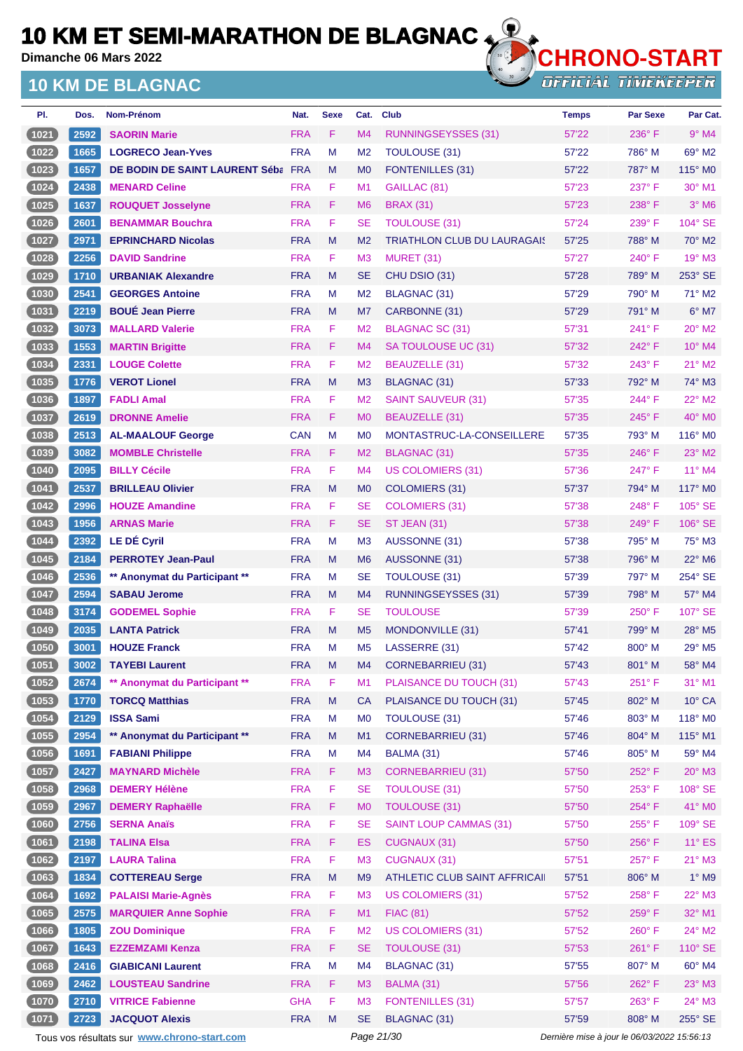# 10 KM ET SEMI-MARATHON DE BLAGNAC

**Dimanche 06 Mars 2022**

## 10 KM DE BLAGNAC

CHRONO-START OFFICIAL TIMEKEEPER

| Pl. | Dos. | Nom-Prénom | Nat. | Sexe | Cat. | Club | Temps | Par Sexe | Par Cat. |
|---|---|---|---|---|---|---|---|---|---|
| 1021 | 2592 | SAORIN Marie | FRA | F | M4 | RUNNINGSEYSSES (31) | 57'22 | 236° F | 9° M4 |
| 1022 | 1665 | LOGRECO Jean-Yves | FRA | M | M2 | TOULOUSE (31) | 57'22 | 786° M | 69° M2 |
| 1023 | 1657 | DE BODIN DE SAINT LAURENT Séba | FRA | M | M0 | FONTENILLES (31) | 57'22 | 787° M | 115° M0 |
| 1024 | 2438 | MENARD Celine | FRA | F | M1 | GAILLAC (81) | 57'23 | 237° F | 30° M1 |
| 1025 | 1637 | ROUQUET Josselyne | FRA | F | M6 | BRAX (31) | 57'23 | 238° F | 3° M6 |
| 1026 | 2601 | BENAMMAR Bouchra | FRA | F | SE | TOULOUSE (31) | 57'24 | 239° F | 104° SE |
| 1027 | 2971 | EPRINCHARD Nicolas | FRA | M | M2 | TRIATHLON CLUB DU LAURAGAIS | 57'25 | 788° M | 70° M2 |
| 1028 | 2256 | DAVID Sandrine | FRA | F | M3 | MURET (31) | 57'27 | 240° F | 19° M3 |
| 1029 | 1710 | URBANIAK Alexandre | FRA | M | SE | CHU DSIO (31) | 57'28 | 789° M | 253° SE |
| 1030 | 2541 | GEORGES Antoine | FRA | M | M2 | BLAGNAC (31) | 57'29 | 790° M | 71° M2 |
| 1031 | 2219 | BOUÉ Jean Pierre | FRA | M | M7 | CARBONNE (31) | 57'29 | 791° M | 6° M7 |
| 1032 | 3073 | MALLARD Valerie | FRA | F | M2 | BLAGNAC SC (31) | 57'31 | 241° F | 20° M2 |
| 1033 | 1553 | MARTIN Brigitte | FRA | F | M4 | SA TOULOUSE UC (31) | 57'32 | 242° F | 10° M4 |
| 1034 | 2331 | LOUGE Colette | FRA | F | M2 | BEAUZELLE (31) | 57'32 | 243° F | 21° M2 |
| 1035 | 1776 | VEROT Lionel | FRA | M | M3 | BLAGNAC (31) | 57'33 | 792° M | 74° M3 |
| 1036 | 1897 | FADLI Amal | FRA | F | M2 | SAINT SAUVEUR (31) | 57'35 | 244° F | 22° M2 |
| 1037 | 2619 | DRONNE Amelie | FRA | F | M0 | BEAUZELLE (31) | 57'35 | 245° F | 40° M0 |
| 1038 | 2513 | AL-MAALOUF George | CAN | M | M0 | MONTASTRUC-LA-CONSEILLERE | 57'35 | 793° M | 116° M0 |
| 1039 | 3082 | MOMBLE Christelle | FRA | F | M2 | BLAGNAC (31) | 57'35 | 246° F | 23° M2 |
| 1040 | 2095 | BILLY Cécile | FRA | F | M4 | US COLOMIERS (31) | 57'36 | 247° F | 11° M4 |
| 1041 | 2537 | BRILLEAU Olivier | FRA | M | M0 | COLOMIERS (31) | 57'37 | 794° M | 117° M0 |
| 1042 | 2996 | HOUZE Amandine | FRA | F | SE | COLOMIERS (31) | 57'38 | 248° F | 105° SE |
| 1043 | 1956 | ARNAS Marie | FRA | F | SE | ST JEAN (31) | 57'38 | 249° F | 106° SE |
| 1044 | 2392 | LE DÉ Cyril | FRA | M | M3 | AUSSONNE (31) | 57'38 | 795° M | 75° M3 |
| 1045 | 2184 | PERROTEY Jean-Paul | FRA | M | M6 | AUSSONNE (31) | 57'38 | 796° M | 22° M6 |
| 1046 | 2536 | ** Anonymat du Participant ** | FRA | M | SE | TOULOUSE (31) | 57'39 | 797° M | 254° SE |
| 1047 | 2594 | SABAU Jerome | FRA | M | M4 | RUNNINGSEYSSES (31) | 57'39 | 798° M | 57° M4 |
| 1048 | 3174 | GODEMEL Sophie | FRA | F | SE | TOULOUSE | 57'39 | 250° F | 107° SE |
| 1049 | 2035 | LANTA Patrick | FRA | M | M5 | MONDONVILLE (31) | 57'41 | 799° M | 28° M5 |
| 1050 | 3001 | HOUZE Franck | FRA | M | M5 | LASSERRE (31) | 57'42 | 800° M | 29° M5 |
| 1051 | 3002 | TAYEBI Laurent | FRA | M | M4 | CORNEBARRIEU (31) | 57'43 | 801° M | 58° M4 |
| 1052 | 2674 | ** Anonymat du Participant ** | FRA | F | M1 | PLAISANCE DU TOUCH (31) | 57'43 | 251° F | 31° M1 |
| 1053 | 1770 | TORCQ Matthias | FRA | M | CA | PLAISANCE DU TOUCH (31) | 57'45 | 802° M | 10° CA |
| 1054 | 2129 | ISSA Sami | FRA | M | M0 | TOULOUSE (31) | 57'46 | 803° M | 118° M0 |
| 1055 | 2954 | ** Anonymat du Participant ** | FRA | M | M1 | CORNEBARRIEU (31) | 57'46 | 804° M | 115° M1 |
| 1056 | 1691 | FABIANI Philippe | FRA | M | M4 | BALMA (31) | 57'46 | 805° M | 59° M4 |
| 1057 | 2427 | MAYNARD Michèle | FRA | F | M3 | CORNEBARRIEU (31) | 57'50 | 252° F | 20° M3 |
| 1058 | 2968 | DEMERY Hélène | FRA | F | SE | TOULOUSE (31) | 57'50 | 253° F | 108° SE |
| 1059 | 2967 | DEMERY Raphaëlle | FRA | F | M0 | TOULOUSE (31) | 57'50 | 254° F | 41° M0 |
| 1060 | 2756 | SERNA Anaïs | FRA | F | SE | SAINT LOUP CAMMAS (31) | 57'50 | 255° F | 109° SE |
| 1061 | 2198 | TALINA Elsa | FRA | F | ES | CUGNAUX (31) | 57'50 | 256° F | 11° ES |
| 1062 | 2197 | LAURA Talina | FRA | F | M3 | CUGNAUX (31) | 57'51 | 257° F | 21° M3 |
| 1063 | 1834 | COTTEREAU Serge | FRA | M | M9 | ATHLETIC CLUB SAINT AFFRICAIN | 57'51 | 806° M | 1° M9 |
| 1064 | 1692 | PALAISI Marie-Agnès | FRA | F | M3 | US COLOMIERS (31) | 57'52 | 258° F | 22° M3 |
| 1065 | 2575 | MARQUIER Anne Sophie | FRA | F | M1 | FIAC (81) | 57'52 | 259° F | 32° M1 |
| 1066 | 1805 | ZOU Dominique | FRA | F | M2 | US COLOMIERS (31) | 57'52 | 260° F | 24° M2 |
| 1067 | 1643 | EZZEMZAMI Kenza | FRA | F | SE | TOULOUSE (31) | 57'53 | 261° F | 110° SE |
| 1068 | 2416 | GIABICANI Laurent | FRA | M | M4 | BLAGNAC (31) | 57'55 | 807° M | 60° M4 |
| 1069 | 2462 | LOUSTEAU Sandrine | FRA | F | M3 | BALMA (31) | 57'56 | 262° F | 23° M3 |
| 1070 | 2710 | VITRICE Fabienne | GHA | F | M3 | FONTENILLES (31) | 57'57 | 263° F | 24° M3 |
| 1071 | 2723 | JACQUOT Alexis | FRA | M | SE | BLAGNAC (31) | 57'59 | 808° M | 255° SE |

Tous vos résultats sur www.chrono-start.com — Dernière mise à jour le 06/03/2022 15:56:13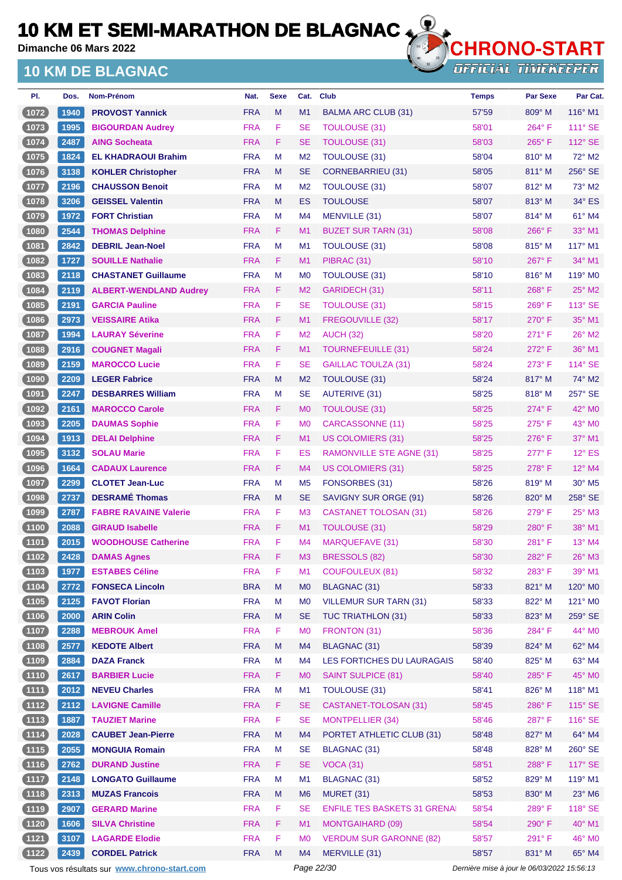# 10 KM ET SEMI-MARATHON DE BLAGNAC

Dimanche 06 Mars 2022

## 10 KM DE BLAGNAC

CHRONO-START OFFICIAL TIMEKEEPER

| Pl. | Dos. | Nom-Prénom | Nat. | Sexe | Cat. | Club | Temps | Par Sexe | Par Cat. |
|---|---|---|---|---|---|---|---|---|---|
| 1072 | 1940 | PROVOST Yannick | FRA | M | M1 | BALMA ARC CLUB (31) | 57'59 | 809° M | 116° M1 |
| 1073 | 1995 | BIGOURDAN Audrey | FRA | F | SE | TOULOUSE (31) | 58'01 | 264° F | 111° SE |
| 1074 | 2487 | AING Socheata | FRA | F | SE | TOULOUSE (31) | 58'03 | 265° F | 112° SE |
| 1075 | 1824 | EL KHADRAOUI Brahim | FRA | M | M2 | TOULOUSE (31) | 58'04 | 810° M | 72° M2 |
| 1076 | 3138 | KOHLER Christopher | FRA | M | SE | CORNEBARRIEU (31) | 58'05 | 811° M | 256° SE |
| 1077 | 2196 | CHAUSSON Benoit | FRA | M | M2 | TOULOUSE (31) | 58'07 | 812° M | 73° M2 |
| 1078 | 3206 | GEISSEL Valentin | FRA | M | ES | TOULOUSE | 58'07 | 813° M | 34° ES |
| 1079 | 1972 | FORT Christian | FRA | M | M4 | MENVILLE (31) | 58'07 | 814° M | 61° M4 |
| 1080 | 2544 | THOMAS Delphine | FRA | F | M1 | BUZET SUR TARN (31) | 58'08 | 266° F | 33° M1 |
| 1081 | 2842 | DEBRIL Jean-Noel | FRA | M | M1 | TOULOUSE (31) | 58'08 | 815° M | 117° M1 |
| 1082 | 1727 | SOUILLE Nathalie | FRA | F | M1 | PIBRAC (31) | 58'10 | 267° F | 34° M1 |
| 1083 | 2118 | CHASTANET Guillaume | FRA | M | M0 | TOULOUSE (31) | 58'10 | 816° M | 119° M0 |
| 1084 | 2119 | ALBERT-WENDLAND Audrey | FRA | F | M2 | GARIDECH (31) | 58'11 | 268° F | 25° M2 |
| 1085 | 2191 | GARCIA Pauline | FRA | F | SE | TOULOUSE (31) | 58'15 | 269° F | 113° SE |
| 1086 | 2973 | VEISSAIRE Atika | FRA | F | M1 | FREGOUVILLE (32) | 58'17 | 270° F | 35° M1 |
| 1087 | 1994 | LAURAY Séverine | FRA | F | M2 | AUCH (32) | 58'20 | 271° F | 26° M2 |
| 1088 | 2916 | COUGNET Magali | FRA | F | M1 | TOURNEFEUILLE (31) | 58'24 | 272° F | 36° M1 |
| 1089 | 2159 | MAROCCO Lucie | FRA | F | SE | GAILLAC TOULZA (31) | 58'24 | 273° F | 114° SE |
| 1090 | 2209 | LEGER Fabrice | FRA | M | M2 | TOULOUSE (31) | 58'24 | 817° M | 74° M2 |
| 1091 | 2247 | DESBARRES William | FRA | M | SE | AUTERIVE (31) | 58'25 | 818° M | 257° SE |
| 1092 | 2161 | MAROCCO Carole | FRA | F | M0 | TOULOUSE (31) | 58'25 | 274° F | 42° M0 |
| 1093 | 2205 | DAUMAS Sophie | FRA | F | M0 | CARCASSONNE (11) | 58'25 | 275° F | 43° M0 |
| 1094 | 1913 | DELAI Delphine | FRA | F | M1 | US COLOMIERS (31) | 58'25 | 276° F | 37° M1 |
| 1095 | 3132 | SOLAU Marie | FRA | F | ES | RAMONVILLE STE AGNE (31) | 58'25 | 277° F | 12° ES |
| 1096 | 1664 | CADAUX Laurence | FRA | F | M4 | US COLOMIERS (31) | 58'25 | 278° F | 12° M4 |
| 1097 | 2299 | CLOTET Jean-Luc | FRA | M | M5 | FONSORBES (31) | 58'26 | 819° M | 30° M5 |
| 1098 | 2737 | DESRAMÉ Thomas | FRA | M | SE | SAVIGNY SUR ORGE (91) | 58'26 | 820° M | 258° SE |
| 1099 | 2787 | FABRE RAVAINE Valerie | FRA | F | M3 | CASTANET TOLOSAN (31) | 58'26 | 279° F | 25° M3 |
| 1100 | 2088 | GIRAUD Isabelle | FRA | F | M1 | TOULOUSE (31) | 58'29 | 280° F | 38° M1 |
| 1101 | 2015 | WOODHOUSE Catherine | FRA | F | M4 | MARQUEFAVE (31) | 58'30 | 281° F | 13° M4 |
| 1102 | 2428 | DAMAS Agnes | FRA | F | M3 | BRESSOLS (82) | 58'30 | 282° F | 26° M3 |
| 1103 | 1977 | ESTABES Céline | FRA | F | M1 | COUFOULEUX (81) | 58'32 | 283° F | 39° M1 |
| 1104 | 2772 | FONSECA Lincoln | BRA | M | M0 | BLAGNAC (31) | 58'33 | 821° M | 120° M0 |
| 1105 | 2125 | FAVOT Florian | FRA | M | M0 | VILLEMUR SUR TARN (31) | 58'33 | 822° M | 121° M0 |
| 1106 | 2000 | ARIN Colin | FRA | M | SE | TUC TRIATHLON (31) | 58'33 | 823° M | 259° SE |
| 1107 | 2288 | MEBROUK Amel | FRA | F | M0 | FRONTON (31) | 58'36 | 284° F | 44° M0 |
| 1108 | 2577 | KEDOTE Albert | FRA | M | M4 | BLAGNAC (31) | 58'39 | 824° M | 62° M4 |
| 1109 | 2884 | DAZA Franck | FRA | M | M4 | LES FORTICHES DU LAURAGAIS | 58'40 | 825° M | 63° M4 |
| 1110 | 2617 | BARBIER Lucie | FRA | F | M0 | SAINT SULPICE (81) | 58'40 | 285° F | 45° M0 |
| 1111 | 2012 | NEVEU Charles | FRA | M | M1 | TOULOUSE (31) | 58'41 | 826° M | 118° M1 |
| 1112 | 2112 | LAVIGNE Camille | FRA | F | SE | CASTANET-TOLOSAN (31) | 58'45 | 286° F | 115° SE |
| 1113 | 1887 | TAUZIET Marine | FRA | F | SE | MONTPELLIER (34) | 58'46 | 287° F | 116° SE |
| 1114 | 2028 | CAUBET Jean-Pierre | FRA | M | M4 | PORTET ATHLETIC CLUB (31) | 58'48 | 827° M | 64° M4 |
| 1115 | 2055 | MONGUIA Romain | FRA | M | SE | BLAGNAC (31) | 58'48 | 828° M | 260° SE |
| 1116 | 2762 | DURAND Justine | FRA | F | SE | VOCA (31) | 58'51 | 288° F | 117° SE |
| 1117 | 2148 | LONGATO Guillaume | FRA | M | M1 | BLAGNAC (31) | 58'52 | 829° M | 119° M1 |
| 1118 | 2313 | MUZAS Francois | FRA | M | M6 | MURET (31) | 58'53 | 830° M | 23° M6 |
| 1119 | 2907 | GERARD Marine | FRA | F | SE | ENFILE TES BASKETS 31 GRENA | 58'54 | 289° F | 118° SE |
| 1120 | 1606 | SILVA Christine | FRA | F | M1 | MONTGAIHARD (09) | 58'54 | 290° F | 40° M1 |
| 1121 | 3107 | LAGARDE Elodie | FRA | F | M0 | VERDUM SUR GARONNE (82) | 58'57 | 291° F | 46° M0 |
| 1122 | 2439 | CORDEL Patrick | FRA | M | M4 | MERVILLE (31) | 58'57 | 831° M | 65° M4 |

Tous vos résultats sur www.chrono-start.com | Dernière mise à jour le 06/03/2022 15:56:13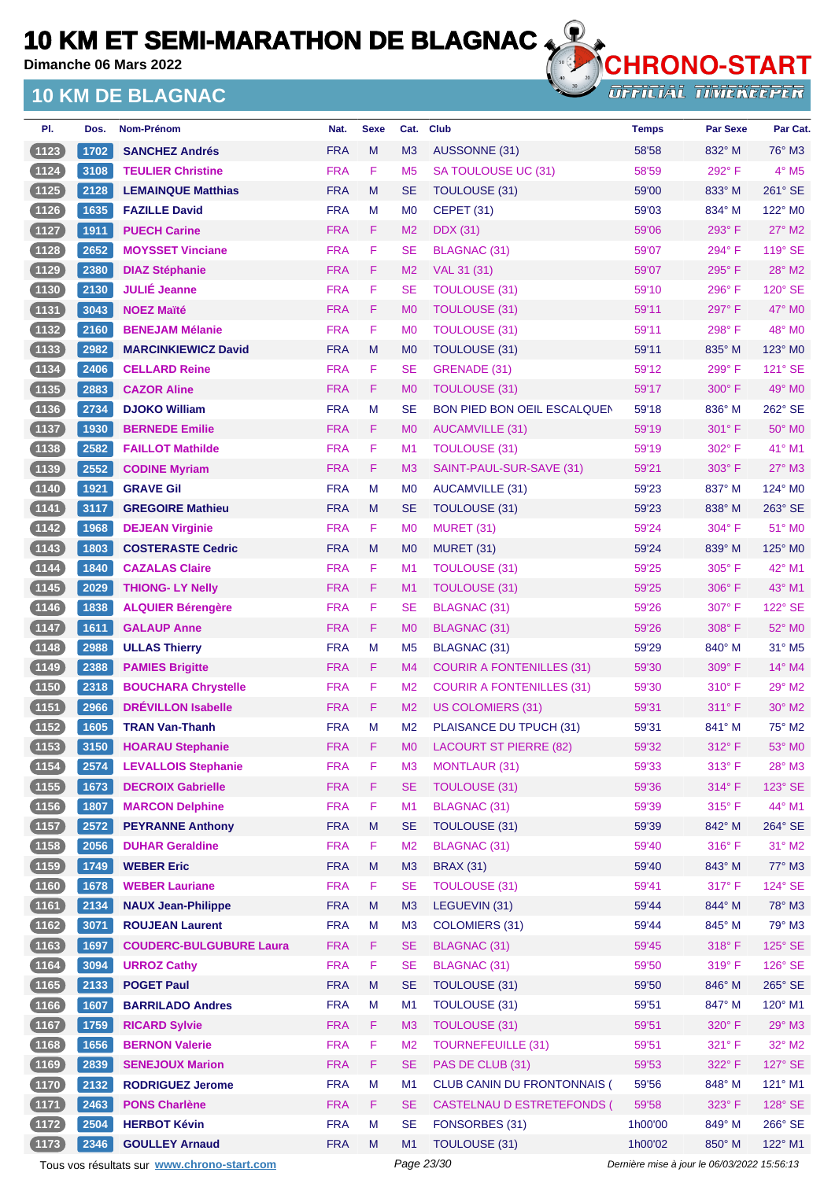# 10 KM ET SEMI-MARATHON DE BLAGNAC

**Dimanche 06 Mars 2022**

## 10 KM DE BLAGNAC

CHRONO-START OFFICIAL TIMEKEEPER

| Pl. | Dos. | Nom-Prénom | Nat. | Sexe | Cat. | Club | Temps | Par Sexe | Par Cat. |
|---|---|---|---|---|---|---|---|---|---|
| 1123 | 1702 | SANCHEZ Andrés | FRA | M | M3 | AUSSONNE (31) | 58'58 | 832° M | 76° M3 |
| 1124 | 3108 | TEULIER Christine | FRA | F | M5 | SA TOULOUSE UC (31) | 58'59 | 292° F | 4° M5 |
| 1125 | 2128 | LEMAINQUE Matthias | FRA | M | SE | TOULOUSE (31) | 59'00 | 833° M | 261° SE |
| 1126 | 1635 | FAZILLE David | FRA | M | M0 | CEPET (31) | 59'03 | 834° M | 122° M0 |
| 1127 | 1911 | PUECH Carine | FRA | F | M2 | DDX (31) | 59'06 | 293° F | 27° M2 |
| 1128 | 2652 | MOYSSET Vinciane | FRA | F | SE | BLAGNAC (31) | 59'07 | 294° F | 119° SE |
| 1129 | 2380 | DIAZ Stéphanie | FRA | F | M2 | VAL 31 (31) | 59'07 | 295° F | 28° M2 |
| 1130 | 2130 | JULIÉ Jeanne | FRA | F | SE | TOULOUSE (31) | 59'10 | 296° F | 120° SE |
| 1131 | 3043 | NOEZ Maïté | FRA | F | M0 | TOULOUSE (31) | 59'11 | 297° F | 47° M0 |
| 1132 | 2160 | BENEJAM Mélanie | FRA | F | M0 | TOULOUSE (31) | 59'11 | 298° F | 48° M0 |
| 1133 | 2982 | MARCINKIEWICZ David | FRA | M | M0 | TOULOUSE (31) | 59'11 | 835° M | 123° M0 |
| 1134 | 2406 | CELLARD Reine | FRA | F | SE | GRENADE (31) | 59'12 | 299° F | 121° SE |
| 1135 | 2883 | CAZOR Aline | FRA | F | M0 | TOULOUSE (31) | 59'17 | 300° F | 49° M0 |
| 1136 | 2734 | DJOKO William | FRA | M | SE | BON PIED BON OEIL ESCALQUEN | 59'18 | 836° M | 262° SE |
| 1137 | 1930 | BERNEDE Emilie | FRA | F | M0 | AUCAMVILLE (31) | 59'19 | 301° F | 50° M0 |
| 1138 | 2582 | FAILLOT Mathilde | FRA | F | M1 | TOULOUSE (31) | 59'19 | 302° F | 41° M1 |
| 1139 | 2552 | CODINE Myriam | FRA | F | M3 | SAINT-PAUL-SUR-SAVE (31) | 59'21 | 303° F | 27° M3 |
| 1140 | 1921 | GRAVE Gil | FRA | M | M0 | AUCAMVILLE (31) | 59'23 | 837° M | 124° M0 |
| 1141 | 3117 | GREGOIRE Mathieu | FRA | M | SE | TOULOUSE (31) | 59'23 | 838° M | 263° SE |
| 1142 | 1968 | DEJEAN Virginie | FRA | F | M0 | MURET (31) | 59'24 | 304° F | 51° M0 |
| 1143 | 1803 | COSTERASTE Cedric | FRA | M | M0 | MURET (31) | 59'24 | 839° M | 125° M0 |
| 1144 | 1840 | CAZALAS Claire | FRA | F | M1 | TOULOUSE (31) | 59'25 | 305° F | 42° M1 |
| 1145 | 2029 | THIONG- LY Nelly | FRA | F | M1 | TOULOUSE (31) | 59'25 | 306° F | 43° M1 |
| 1146 | 1838 | ALQUIER Bérengère | FRA | F | SE | BLAGNAC (31) | 59'26 | 307° F | 122° SE |
| 1147 | 1611 | GALAUP Anne | FRA | F | M0 | BLAGNAC (31) | 59'26 | 308° F | 52° M0 |
| 1148 | 2988 | ULLAS Thierry | FRA | M | M5 | BLAGNAC (31) | 59'29 | 840° M | 31° M5 |
| 1149 | 2388 | PAMIES Brigitte | FRA | F | M4 | COURIR A FONTENILLES (31) | 59'30 | 309° F | 14° M4 |
| 1150 | 2318 | BOUCHARA Chrystelle | FRA | F | M2 | COURIR A FONTENILLES (31) | 59'30 | 310° F | 29° M2 |
| 1151 | 2966 | DRÉVILLON Isabelle | FRA | F | M2 | US COLOMIERS (31) | 59'31 | 311° F | 30° M2 |
| 1152 | 1605 | TRAN Van-Thanh | FRA | M | M2 | PLAISANCE DU TPUCH (31) | 59'31 | 841° M | 75° M2 |
| 1153 | 3150 | HOARAU Stephanie | FRA | F | M0 | LACOURT ST PIERRE (82) | 59'32 | 312° F | 53° M0 |
| 1154 | 2574 | LEVALLOIS Stephanie | FRA | F | M3 | MONTLAUR (31) | 59'33 | 313° F | 28° M3 |
| 1155 | 1673 | DECROIX Gabrielle | FRA | F | SE | TOULOUSE (31) | 59'36 | 314° F | 123° SE |
| 1156 | 1807 | MARCON Delphine | FRA | F | M1 | BLAGNAC (31) | 59'39 | 315° F | 44° M1 |
| 1157 | 2572 | PEYRANNE Anthony | FRA | M | SE | TOULOUSE (31) | 59'39 | 842° M | 264° SE |
| 1158 | 2056 | DUHAR Geraldine | FRA | F | M2 | BLAGNAC (31) | 59'40 | 316° F | 31° M2 |
| 1159 | 1749 | WEBER Eric | FRA | M | M3 | BRAX (31) | 59'40 | 843° M | 77° M3 |
| 1160 | 1678 | WEBER Lauriane | FRA | F | SE | TOULOUSE (31) | 59'41 | 317° F | 124° SE |
| 1161 | 2134 | NAUX Jean-Philippe | FRA | M | M3 | LEGUEVIN (31) | 59'44 | 844° M | 78° M3 |
| 1162 | 3071 | ROUJEAN Laurent | FRA | M | M3 | COLOMIERS (31) | 59'44 | 845° M | 79° M3 |
| 1163 | 1697 | COUDERC-BULGUBURE Laura | FRA | F | SE | BLAGNAC (31) | 59'45 | 318° F | 125° SE |
| 1164 | 3094 | URROZ Cathy | FRA | F | SE | BLAGNAC (31) | 59'50 | 319° F | 126° SE |
| 1165 | 2133 | POGET Paul | FRA | M | SE | TOULOUSE (31) | 59'50 | 846° M | 265° SE |
| 1166 | 1607 | BARRILADO Andres | FRA | M | M1 | TOULOUSE (31) | 59'51 | 847° M | 120° M1 |
| 1167 | 1759 | RICARD Sylvie | FRA | F | M3 | TOULOUSE (31) | 59'51 | 320° F | 29° M3 |
| 1168 | 1656 | BERNON Valerie | FRA | F | M2 | TOURNEFEUILLE (31) | 59'51 | 321° F | 32° M2 |
| 1169 | 2839 | SENEJOUX Marion | FRA | F | SE | PAS DE CLUB (31) | 59'53 | 322° F | 127° SE |
| 1170 | 2132 | RODRIGUEZ Jerome | FRA | M | M1 | CLUB CANIN DU FRONTONNAIS ( | 59'56 | 848° M | 121° M1 |
| 1171 | 2463 | PONS Charlène | FRA | F | SE | CASTELNAU D ESTRETEFONDS ( | 59'58 | 323° F | 128° SE |
| 1172 | 2504 | HERBOT Kévin | FRA | M | SE | FONSORBES (31) | 1h00'00 | 849° M | 266° SE |
| 1173 | 2346 | GOULLEY Arnaud | FRA | M | M1 | TOULOUSE (31) | 1h00'02 | 850° M | 122° M1 |

Tous vos résultats sur www.chrono-start.com — Dernière mise à jour le 06/03/2022 15:56:13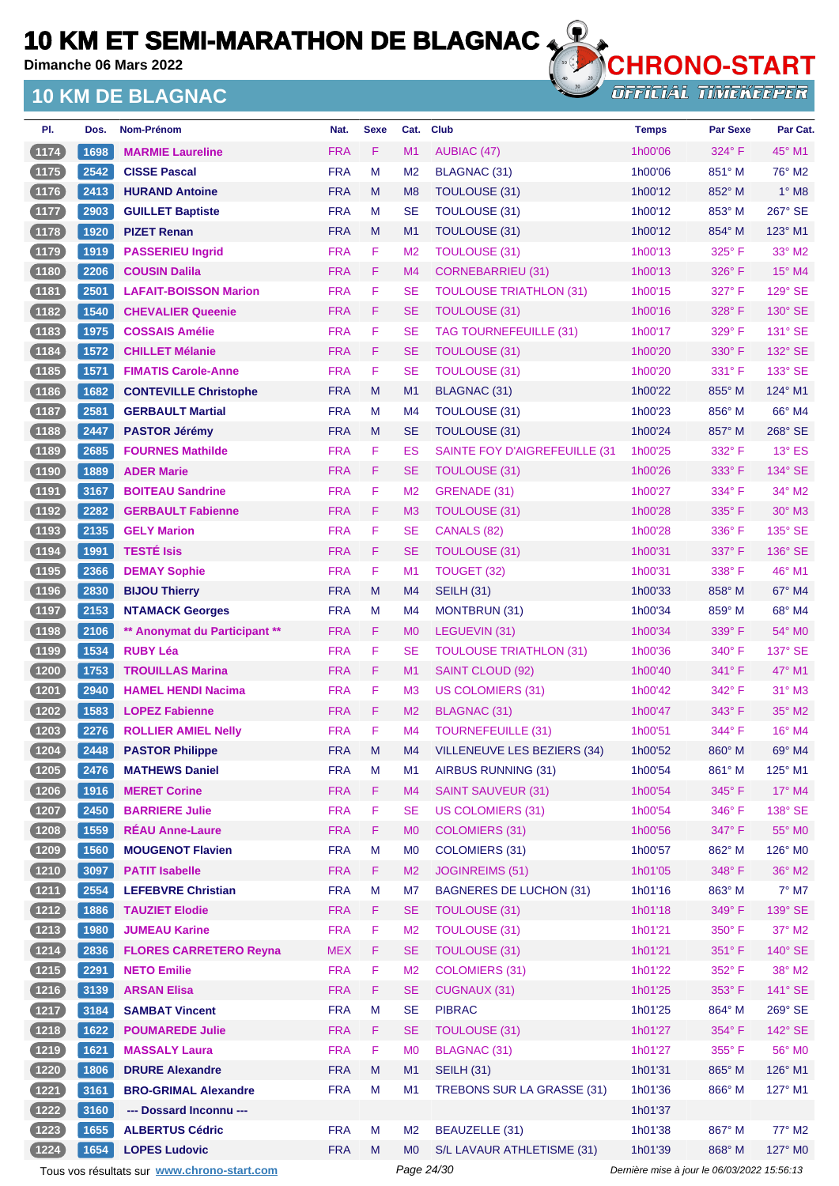# 10 KM ET SEMI-MARATHON DE BLAGNAC

Dimanche 06 Mars 2022

## 10 KM DE BLAGNAC

| Pl. | Dos. | Nom-Prénom | Nat. | Sexe | Cat. | Club | Temps | Par Sexe | Par Cat. |
|---|---|---|---|---|---|---|---|---|---|
| 1174 | 1698 | MARMIE Laureline | FRA | F | M1 | AUBIAC (47) | 1h00'06 | 324° F | 45° M1 |
| 1175 | 2542 | CISSE Pascal | FRA | M | M2 | BLAGNAC (31) | 1h00'06 | 851° M | 76° M2 |
| 1176 | 2413 | HURAND Antoine | FRA | M | M8 | TOULOUSE (31) | 1h00'12 | 852° M | 1° M8 |
| 1177 | 2903 | GUILLET Baptiste | FRA | M | SE | TOULOUSE (31) | 1h00'12 | 853° M | 267° SE |
| 1178 | 1920 | PIZET Renan | FRA | M | M1 | TOULOUSE (31) | 1h00'12 | 854° M | 123° M1 |
| 1179 | 1919 | PASSERIEU Ingrid | FRA | F | M2 | TOULOUSE (31) | 1h00'13 | 325° F | 33° M2 |
| 1180 | 2206 | COUSIN Dalila | FRA | F | M4 | CORNEBARRIEU (31) | 1h00'13 | 326° F | 15° M4 |
| 1181 | 2501 | LAFAIT-BOISSON Marion | FRA | F | SE | TOULOUSE TRIATHLON (31) | 1h00'15 | 327° F | 129° SE |
| 1182 | 1540 | CHEVALIER Queenie | FRA | F | SE | TOULOUSE (31) | 1h00'16 | 328° F | 130° SE |
| 1183 | 1975 | COSSAIS Amélie | FRA | F | SE | TAG TOURNEFEUILLE (31) | 1h00'17 | 329° F | 131° SE |
| 1184 | 1572 | CHILLET Mélanie | FRA | F | SE | TOULOUSE (31) | 1h00'20 | 330° F | 132° SE |
| 1185 | 1571 | FIMATIS Carole-Anne | FRA | F | SE | TOULOUSE (31) | 1h00'20 | 331° F | 133° SE |
| 1186 | 1682 | CONTEVILLE Christophe | FRA | M | M1 | BLAGNAC (31) | 1h00'22 | 855° M | 124° M1 |
| 1187 | 2581 | GERBAULT Martial | FRA | M | M4 | TOULOUSE (31) | 1h00'23 | 856° M | 66° M4 |
| 1188 | 2447 | PASTOR Jérémy | FRA | M | SE | TOULOUSE (31) | 1h00'24 | 857° M | 268° SE |
| 1189 | 2685 | FOURNES Mathilde | FRA | F | ES | SAINTE FOY D'AIGREFEUILLE (31 | 1h00'25 | 332° F | 13° ES |
| 1190 | 1889 | ADER Marie | FRA | F | SE | TOULOUSE (31) | 1h00'26 | 333° F | 134° SE |
| 1191 | 3167 | BOITEAU Sandrine | FRA | F | M2 | GRENADE (31) | 1h00'27 | 334° F | 34° M2 |
| 1192 | 2282 | GERBAULT Fabienne | FRA | F | M3 | TOULOUSE (31) | 1h00'28 | 335° F | 30° M3 |
| 1193 | 2135 | GELY Marion | FRA | F | SE | CANALS (82) | 1h00'28 | 336° F | 135° SE |
| 1194 | 1991 | TESTÉ Isis | FRA | F | SE | TOULOUSE (31) | 1h00'31 | 337° F | 136° SE |
| 1195 | 2366 | DEMAY Sophie | FRA | F | M1 | TOUGET (32) | 1h00'31 | 338° F | 46° M1 |
| 1196 | 2830 | BIJOU Thierry | FRA | M | M4 | SEILH (31) | 1h00'33 | 858° M | 67° M4 |
| 1197 | 2153 | NTAMACK Georges | FRA | M | M4 | MONTBRUN (31) | 1h00'34 | 859° M | 68° M4 |
| 1198 | 2106 | ** Anonymat du Participant ** | FRA | F | M0 | LEGUEVIN (31) | 1h00'34 | 339° F | 54° M0 |
| 1199 | 1534 | RUBY Léa | FRA | F | SE | TOULOUSE TRIATHLON (31) | 1h00'36 | 340° F | 137° SE |
| 1200 | 1753 | TROUILLAS Marina | FRA | F | M1 | SAINT CLOUD (92) | 1h00'40 | 341° F | 47° M1 |
| 1201 | 2940 | HAMEL HENDI Nacima | FRA | F | M3 | US COLOMIERS (31) | 1h00'42 | 342° F | 31° M3 |
| 1202 | 1583 | LOPEZ Fabienne | FRA | F | M2 | BLAGNAC (31) | 1h00'47 | 343° F | 35° M2 |
| 1203 | 2276 | ROLLIER AMIEL Nelly | FRA | F | M4 | TOURNEFEUILLE (31) | 1h00'51 | 344° F | 16° M4 |
| 1204 | 2448 | PASTOR Philippe | FRA | M | M4 | VILLENEUVE LES BEZIERS (34) | 1h00'52 | 860° M | 69° M4 |
| 1205 | 2476 | MATHEWS Daniel | FRA | M | M1 | AIRBUS RUNNING (31) | 1h00'54 | 861° M | 125° M1 |
| 1206 | 1916 | MERET Corine | FRA | F | M4 | SAINT SAUVEUR (31) | 1h00'54 | 345° F | 17° M4 |
| 1207 | 2450 | BARRIERE Julie | FRA | F | SE | US COLOMIERS (31) | 1h00'54 | 346° F | 138° SE |
| 1208 | 1559 | RÉAU Anne-Laure | FRA | F | M0 | COLOMIERS (31) | 1h00'56 | 347° F | 55° M0 |
| 1209 | 1560 | MOUGENOT Flavien | FRA | M | M0 | COLOMIERS (31) | 1h00'57 | 862° M | 126° M0 |
| 1210 | 3097 | PATIT Isabelle | FRA | F | M2 | JOGINREIMS (51) | 1h01'05 | 348° F | 36° M2 |
| 1211 | 2554 | LEFEBVRE Christian | FRA | M | M7 | BAGNERES DE LUCHON (31) | 1h01'16 | 863° M | 7° M7 |
| 1212 | 1886 | TAUZIET Elodie | FRA | F | SE | TOULOUSE (31) | 1h01'18 | 349° F | 139° SE |
| 1213 | 1980 | JUMEAU Karine | FRA | F | M2 | TOULOUSE (31) | 1h01'21 | 350° F | 37° M2 |
| 1214 | 2836 | FLORES CARRETERO Reyna | MEX | F | SE | TOULOUSE (31) | 1h01'21 | 351° F | 140° SE |
| 1215 | 2291 | NETO Emilie | FRA | F | M2 | COLOMIERS (31) | 1h01'22 | 352° F | 38° M2 |
| 1216 | 3139 | ARSAN Elisa | FRA | F | SE | CUGNAUX (31) | 1h01'25 | 353° F | 141° SE |
| 1217 | 3184 | SAMBAT Vincent | FRA | M | SE | PIBRAC | 1h01'25 | 864° M | 269° SE |
| 1218 | 1622 | POUMAREDE Julie | FRA | F | SE | TOULOUSE (31) | 1h01'27 | 354° F | 142° SE |
| 1219 | 1621 | MASSALY Laura | FRA | F | M0 | BLAGNAC (31) | 1h01'27 | 355° F | 56° M0 |
| 1220 | 1806 | DRURE Alexandre | FRA | M | M1 | SEILH (31) | 1h01'31 | 865° M | 126° M1 |
| 1221 | 3161 | BRO-GRIMAL Alexandre | FRA | M | M1 | TREBONS SUR LA GRASSE (31) | 1h01'36 | 866° M | 127° M1 |
| 1222 | 3160 | --- Dossard Inconnu --- | | | | | 1h01'37 | | |
| 1223 | 1655 | ALBERTUS Cédric | FRA | M | M2 | BEAUZELLE (31) | 1h01'38 | 867° M | 77° M2 |
| 1224 | 1654 | LOPES Ludovic | FRA | M | M0 | S/L LAVAUR ATHLETISME (31) | 1h01'39 | 868° M | 127° M0 |

Tous vos résultats sur www.chrono-start.com

Dernière mise à jour le 06/03/2022 15:56:13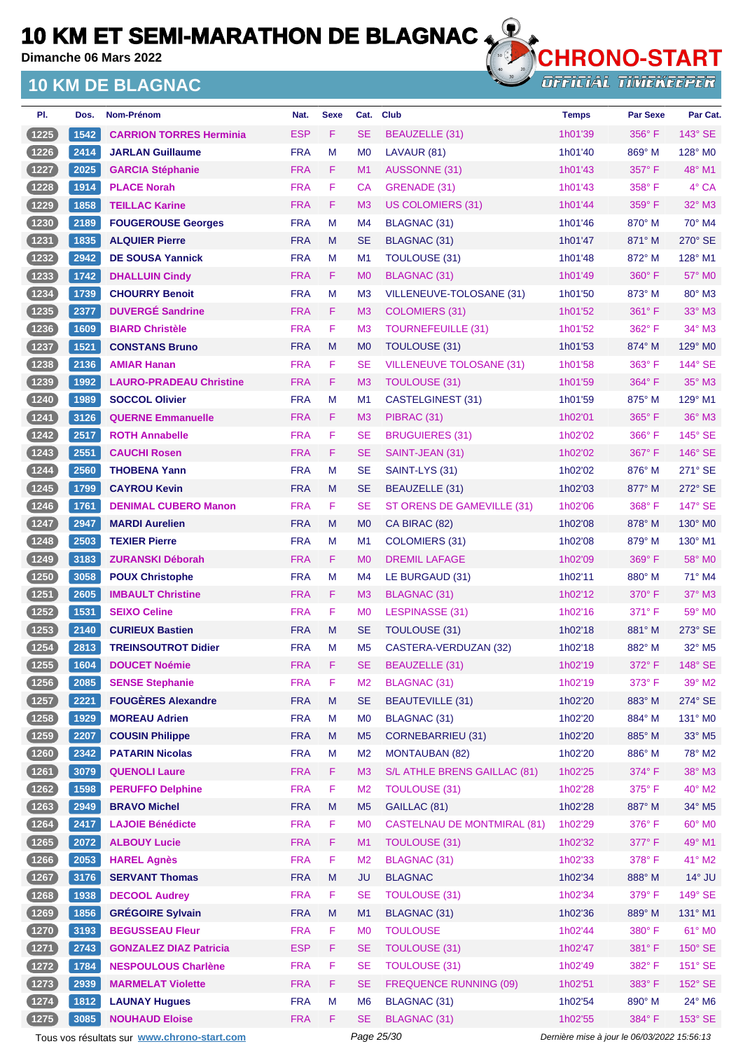# 10 KM ET SEMI-MARATHON DE BLAGNAC

**Dimanche 06 Mars 2022**

## 10 KM DE BLAGNAC

CHRONO-START
OFFICIAL TIMEKEEPER

| Pl. | Dos. | Nom-Prénom | Nat. | Sexe | Cat. | Club | Temps | Par Sexe | Par Cat. |
|---|---|---|---|---|---|---|---|---|---|
| 1225 | 1542 | CARRION TORRES Herminia | ESP | F | SE | BEAUZELLE (31) | 1h01'39 | 356° F | 143° SE |
| 1226 | 2414 | JARLAN Guillaume | FRA | M | M0 | LAVAUR (81) | 1h01'40 | 869° M | 128° M0 |
| 1227 | 2025 | GARCIA Stéphanie | FRA | F | M1 | AUSSONNE (31) | 1h01'43 | 357° F | 48° M1 |
| 1228 | 1914 | PLACE Norah | FRA | F | CA | GRENADE (31) | 1h01'43 | 358° F | 4° CA |
| 1229 | 1858 | TEILLAC Karine | FRA | F | M3 | US COLOMIERS (31) | 1h01'44 | 359° F | 32° M3 |
| 1230 | 2189 | FOUGEROUSE Georges | FRA | M | M4 | BLAGNAC (31) | 1h01'46 | 870° M | 70° M4 |
| 1231 | 1835 | ALQUIER Pierre | FRA | M | SE | BLAGNAC (31) | 1h01'47 | 871° M | 270° SE |
| 1232 | 2942 | DE SOUSA Yannick | FRA | M | M1 | TOULOUSE (31) | 1h01'48 | 872° M | 128° M1 |
| 1233 | 1742 | DHALLUIN Cindy | FRA | F | M0 | BLAGNAC (31) | 1h01'49 | 360° F | 57° M0 |
| 1234 | 1739 | CHOURRY Benoit | FRA | M | M3 | VILLENEUVE-TOLOSANE (31) | 1h01'50 | 873° M | 80° M3 |
| 1235 | 2377 | DUVERGÉ Sandrine | FRA | F | M3 | COLOMIERS (31) | 1h01'52 | 361° F | 33° M3 |
| 1236 | 1609 | BIARD Christèle | FRA | F | M3 | TOURNEFEUILLE (31) | 1h01'52 | 362° F | 34° M3 |
| 1237 | 1521 | CONSTANS Bruno | FRA | M | M0 | TOULOUSE (31) | 1h01'53 | 874° M | 129° M0 |
| 1238 | 2136 | AMIAR Hanan | FRA | F | SE | VILLENEUVE TOLOSANE (31) | 1h01'58 | 363° F | 144° SE |
| 1239 | 1992 | LAURO-PRADEAU Christine | FRA | F | M3 | TOULOUSE (31) | 1h01'59 | 364° F | 35° M3 |
| 1240 | 1989 | SOCCOL Olivier | FRA | M | M1 | CASTELGINEST (31) | 1h01'59 | 875° M | 129° M1 |
| 1241 | 3126 | QUERNE Emmanuelle | FRA | F | M3 | PIBRAC (31) | 1h02'01 | 365° F | 36° M3 |
| 1242 | 2517 | ROTH Annabelle | FRA | F | SE | BRUGUIERES (31) | 1h02'02 | 366° F | 145° SE |
| 1243 | 2551 | CAUCHI Rosen | FRA | F | SE | SAINT-JEAN (31) | 1h02'02 | 367° F | 146° SE |
| 1244 | 2560 | THOBENA Yann | FRA | M | SE | SAINT-LYS (31) | 1h02'02 | 876° M | 271° SE |
| 1245 | 1799 | CAYROU Kevin | FRA | M | SE | BEAUZELLE (31) | 1h02'03 | 877° M | 272° SE |
| 1246 | 1761 | DENIMAL CUBERO Manon | FRA | F | SE | ST ORENS DE GAMEVILLE (31) | 1h02'06 | 368° F | 147° SE |
| 1247 | 2947 | MARDI Aurelien | FRA | M | M0 | CA BIRAC (82) | 1h02'08 | 878° M | 130° M0 |
| 1248 | 2503 | TEXIER Pierre | FRA | M | M1 | COLOMIERS (31) | 1h02'08 | 879° M | 130° M1 |
| 1249 | 3183 | ZURANSKI Déborah | FRA | F | M0 | DREMIL LAFAGE | 1h02'09 | 369° F | 58° M0 |
| 1250 | 3058 | POUX Christophe | FRA | M | M4 | LE BURGAUD (31) | 1h02'11 | 880° M | 71° M4 |
| 1251 | 2605 | IMBAULT Christine | FRA | F | M3 | BLAGNAC (31) | 1h02'12 | 370° F | 37° M3 |
| 1252 | 1531 | SEIXO Celine | FRA | F | M0 | LESPINASSE (31) | 1h02'16 | 371° F | 59° M0 |
| 1253 | 2140 | CURIEUX Bastien | FRA | M | SE | TOULOUSE (31) | 1h02'18 | 881° M | 273° SE |
| 1254 | 2813 | TREINSOUTROT Didier | FRA | M | M5 | CASTERA-VERDUZAN (32) | 1h02'18 | 882° M | 32° M5 |
| 1255 | 1604 | DOUCET Noémie | FRA | F | SE | BEAUZELLE (31) | 1h02'19 | 372° F | 148° SE |
| 1256 | 2085 | SENSE Stephanie | FRA | F | M2 | BLAGNAC (31) | 1h02'19 | 373° F | 39° M2 |
| 1257 | 2221 | FOUGÈRES Alexandre | FRA | M | SE | BEAUTEVILLE (31) | 1h02'20 | 883° M | 274° SE |
| 1258 | 1929 | MOREAU Adrien | FRA | M | M0 | BLAGNAC (31) | 1h02'20 | 884° M | 131° M0 |
| 1259 | 2207 | COUSIN Philippe | FRA | M | M5 | CORNEBARRIEU (31) | 1h02'20 | 885° M | 33° M5 |
| 1260 | 2342 | PATARIN Nicolas | FRA | M | M2 | MONTAUBAN (82) | 1h02'20 | 886° M | 78° M2 |
| 1261 | 3079 | QUENOLI Laure | FRA | F | M3 | S/L ATHLE BRENS GAILLAC (81) | 1h02'25 | 374° F | 38° M3 |
| 1262 | 1598 | PERUFFO Delphine | FRA | F | M2 | TOULOUSE (31) | 1h02'28 | 375° F | 40° M2 |
| 1263 | 2949 | BRAVO Michel | FRA | M | M5 | GAILLAC (81) | 1h02'28 | 887° M | 34° M5 |
| 1264 | 2417 | LAJOIE Bénédicte | FRA | F | M0 | CASTELNAU DE MONTMIRAL (81) | 1h02'29 | 376° F | 60° M0 |
| 1265 | 2072 | ALBOUY Lucie | FRA | F | M1 | TOULOUSE (31) | 1h02'32 | 377° F | 49° M1 |
| 1266 | 2053 | HAREL Agnès | FRA | F | M2 | BLAGNAC (31) | 1h02'33 | 378° F | 41° M2 |
| 1267 | 3176 | SERVANT Thomas | FRA | M | JU | BLAGNAC | 1h02'34 | 888° M | 14° JU |
| 1268 | 1938 | DECOOL Audrey | FRA | F | SE | TOULOUSE (31) | 1h02'34 | 379° F | 149° SE |
| 1269 | 1856 | GRÉGOIRE Sylvain | FRA | M | M1 | BLAGNAC (31) | 1h02'36 | 889° M | 131° M1 |
| 1270 | 3193 | BEGUSSEAU Fleur | FRA | F | M0 | TOULOUSE | 1h02'44 | 380° F | 61° M0 |
| 1271 | 2743 | GONZALEZ DIAZ Patricia | ESP | F | SE | TOULOUSE (31) | 1h02'47 | 381° F | 150° SE |
| 1272 | 1784 | NESPOULOUS Charlène | FRA | F | SE | TOULOUSE (31) | 1h02'49 | 382° F | 151° SE |
| 1273 | 2939 | MARMELAT Violette | FRA | F | SE | FREQUENCE RUNNING (09) | 1h02'51 | 383° F | 152° SE |
| 1274 | 1812 | LAUNAY Hugues | FRA | M | M6 | BLAGNAC (31) | 1h02'54 | 890° M | 24° M6 |
| 1275 | 3085 | NOUHAUD Eloise | FRA | F | SE | BLAGNAC (31) | 1h02'55 | 384° F | 153° SE |

Tous vos résultats sur www.chrono-start.com — Dernière mise à jour le 06/03/2022 15:56:13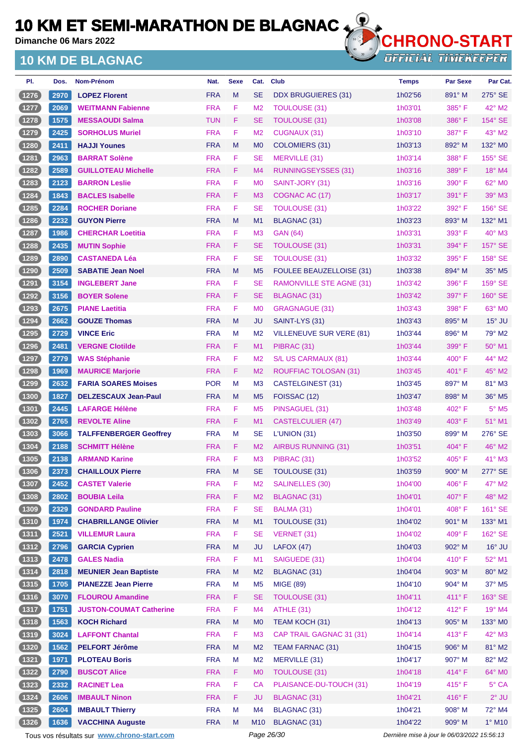# 10 KM ET SEMI-MARATHON DE BLAGNAC

Dimanche 06 Mars 2022

## 10 KM DE BLAGNAC

CHRONO-START OFFICIAL TIMEKEEPER

| Pl. | Dos. | Nom-Prénom | Nat. | Sexe | Cat. | Club | Temps | Par Sexe | Par Cat. |
|---|---|---|---|---|---|---|---|---|---|
| 1276 | 2970 | LOPEZ Florent | FRA | M | SE | DDX BRUGUIERES (31) | 1h02'56 | 891° M | 275° SE |
| 1277 | 2069 | WEITMANN Fabienne | FRA | F | M2 | TOULOUSE (31) | 1h03'01 | 385° F | 42° M2 |
| 1278 | 1575 | MESSAOUDI Salma | TUN | F | SE | TOULOUSE (31) | 1h03'08 | 386° F | 154° SE |
| 1279 | 2425 | SORHOLUS Muriel | FRA | F | M2 | CUGNAUX (31) | 1h03'10 | 387° F | 43° M2 |
| 1280 | 2411 | HAJJI Younes | FRA | M | M0 | COLOMIERS (31) | 1h03'13 | 892° M | 132° M0 |
| 1281 | 2963 | BARRAT Solène | FRA | F | SE | MERVILLE (31) | 1h03'14 | 388° F | 155° SE |
| 1282 | 2589 | GUILLOTEAU Michelle | FRA | F | M4 | RUNNINGSEYSSES (31) | 1h03'16 | 389° F | 18° M4 |
| 1283 | 2123 | BARRON Leslie | FRA | F | M0 | SAINT-JORY (31) | 1h03'16 | 390° F | 62° M0 |
| 1284 | 1843 | BACLES Isabelle | FRA | F | M3 | COGNAC AC (17) | 1h03'17 | 391° F | 39° M3 |
| 1285 | 2284 | ROCHER Doriane | FRA | F | SE | TOULOUSE (31) | 1h03'22 | 392° F | 156° SE |
| 1286 | 2232 | GUYON Pierre | FRA | M | M1 | BLAGNAC (31) | 1h03'23 | 893° M | 132° M1 |
| 1287 | 1986 | CHERCHAR Loetitia | FRA | F | M3 | GAN (64) | 1h03'31 | 393° F | 40° M3 |
| 1288 | 2435 | MUTIN Sophie | FRA | F | SE | TOULOUSE (31) | 1h03'31 | 394° F | 157° SE |
| 1289 | 2890 | CASTANEDA Léa | FRA | F | SE | TOULOUSE (31) | 1h03'32 | 395° F | 158° SE |
| 1290 | 2509 | SABATIE Jean Noel | FRA | M | M5 | FOULEE BEAUZELLOISE (31) | 1h03'38 | 894° M | 35° M5 |
| 1291 | 3154 | INGLEBERT Jane | FRA | F | SE | RAMONVILLE STE AGNE (31) | 1h03'42 | 396° F | 159° SE |
| 1292 | 3156 | BOYER Solene | FRA | F | SE | BLAGNAC (31) | 1h03'42 | 397° F | 160° SE |
| 1293 | 2675 | PIANE Laetitia | FRA | F | M0 | GRAGNAGUE (31) | 1h03'43 | 398° F | 63° M0 |
| 1294 | 2662 | GOUZE Thomas | FRA | M | JU | SAINT-LYS (31) | 1h03'43 | 895° M | 15° JU |
| 1295 | 2729 | VINCE Eric | FRA | M | M2 | VILLENEUVE SUR VERE (81) | 1h03'44 | 896° M | 79° M2 |
| 1296 | 2481 | VERGNE Clotilde | FRA | F | M1 | PIBRAC (31) | 1h03'44 | 399° F | 50° M1 |
| 1297 | 2779 | WAS Stéphanie | FRA | F | M2 | S/L US CARMAUX (81) | 1h03'44 | 400° F | 44° M2 |
| 1298 | 1969 | MAURICE Marjorie | FRA | F | M2 | ROUFFIAC TOLOSAN (31) | 1h03'45 | 401° F | 45° M2 |
| 1299 | 2632 | FARIA SOARES Moises | POR | M | M3 | CASTELGINEST (31) | 1h03'45 | 897° M | 81° M3 |
| 1300 | 1827 | DELZESCAUX Jean-Paul | FRA | M | M5 | FOISSAC (12) | 1h03'47 | 898° M | 36° M5 |
| 1301 | 2445 | LAFARGE Hélène | FRA | F | M5 | PINSAGUEL (31) | 1h03'48 | 402° F | 5° M5 |
| 1302 | 2765 | REVOLTE Aline | FRA | F | M1 | CASTELCULIER (47) | 1h03'49 | 403° F | 51° M1 |
| 1303 | 3066 | TALFFENBERGER Geoffrey | FRA | M | SE | L'UNION (31) | 1h03'50 | 899° M | 276° SE |
| 1304 | 2188 | SCHMITT Hélène | FRA | F | M2 | AIRBUS RUNNING (31) | 1h03'51 | 404° F | 46° M2 |
| 1305 | 2138 | ARMAND Karine | FRA | F | M3 | PIBRAC (31) | 1h03'52 | 405° F | 41° M3 |
| 1306 | 2373 | CHAILLOUX Pierre | FRA | M | SE | TOULOUSE (31) | 1h03'59 | 900° M | 277° SE |
| 1307 | 2452 | CASTET Valerie | FRA | F | M2 | SALINELLES (30) | 1h04'00 | 406° F | 47° M2 |
| 1308 | 2802 | BOUBIA Leila | FRA | F | M2 | BLAGNAC (31) | 1h04'01 | 407° F | 48° M2 |
| 1309 | 2329 | GONDARD Pauline | FRA | F | SE | BALMA (31) | 1h04'01 | 408° F | 161° SE |
| 1310 | 1974 | CHABRILLANGE Olivier | FRA | M | M1 | TOULOUSE (31) | 1h04'02 | 901° M | 133° M1 |
| 1311 | 2521 | VILLEMUR Laura | FRA | F | SE | VERNET (31) | 1h04'02 | 409° F | 162° SE |
| 1312 | 2796 | GARCIA Cyprien | FRA | M | JU | LAFOX (47) | 1h04'03 | 902° M | 16° JU |
| 1313 | 2478 | GALES Nadia | FRA | F | M1 | SAIGUEDE (31) | 1h04'04 | 410° F | 52° M1 |
| 1314 | 2818 | MEUNIER Jean Baptiste | FRA | M | M2 | BLAGNAC (31) | 1h04'04 | 903° M | 80° M2 |
| 1315 | 1705 | PIANEZZE Jean Pierre | FRA | M | M5 | MIGE (89) | 1h04'10 | 904° M | 37° M5 |
| 1316 | 3070 | FLOUROU Amandine | FRA | F | SE | TOULOUSE (31) | 1h04'11 | 411° F | 163° SE |
| 1317 | 1751 | JUSTON-COUMAT Catherine | FRA | F | M4 | ATHLE (31) | 1h04'12 | 412° F | 19° M4 |
| 1318 | 1563 | KOCH Richard | FRA | M | M0 | TEAM KOCH (31) | 1h04'13 | 905° M | 133° M0 |
| 1319 | 3024 | LAFFONT Chantal | FRA | F | M3 | CAP TRAIL GAGNAC 31 (31) | 1h04'14 | 413° F | 42° M3 |
| 1320 | 1562 | PELFORT Jérôme | FRA | M | M2 | TEAM FARNAC (31) | 1h04'15 | 906° M | 81° M2 |
| 1321 | 1971 | PLOTEAU Boris | FRA | M | M2 | MERVILLE (31) | 1h04'17 | 907° M | 82° M2 |
| 1322 | 2790 | BUSCOT Alice | FRA | F | M0 | TOULOUSE (31) | 1h04'18 | 414° F | 64° M0 |
| 1323 | 2332 | RACINET Lea | FRA | F | CA | PLAISANCE-DU-TOUCH (31) | 1h04'19 | 415° F | 5° CA |
| 1324 | 2606 | IMBAULT Ninon | FRA | F | JU | BLAGNAC (31) | 1h04'21 | 416° F | 2° JU |
| 1325 | 2604 | IMBAULT Thierry | FRA | M | M4 | BLAGNAC (31) | 1h04'21 | 908° M | 72° M4 |
| 1326 | 1636 | VACCHINA Auguste | FRA | M | M10 | BLAGNAC (31) | 1h04'22 | 909° M | 1° M10 |

Tous vos résultats sur www.chrono-start.com — Dernière mise à jour le 06/03/2022 15:56:13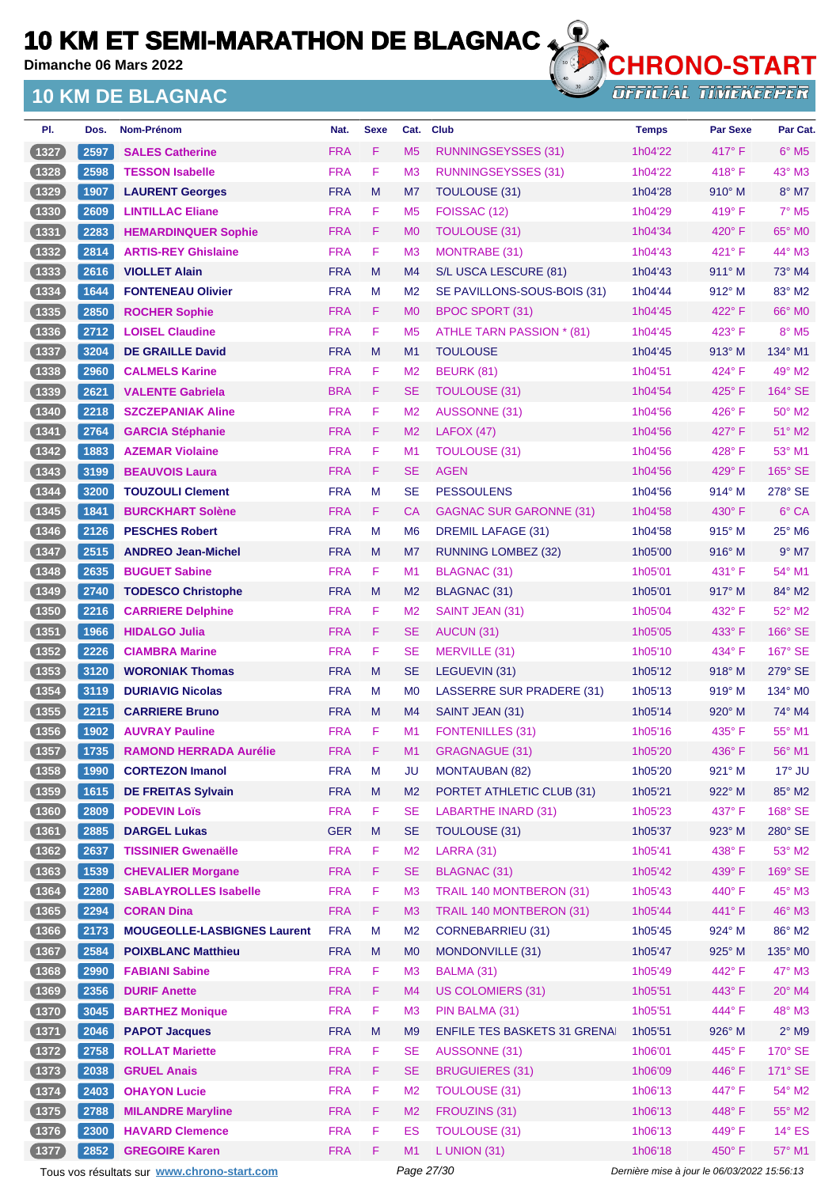# 10 KM ET SEMI-MARATHON DE BLAGNAC

Dimanche 06 Mars 2022

## 10 KM DE BLAGNAC

| Pl. | Dos. | Nom-Prénom | Nat. | Sexe | Cat. | Club | Temps | Par Sexe | Par Cat. |
|---|---|---|---|---|---|---|---|---|---|
| 1327 | 2597 | SALES Catherine | FRA | F | M5 | RUNNINGSEYSSES (31) | 1h04'22 | 417° F | 6° M5 |
| 1328 | 2598 | TESSON Isabelle | FRA | F | M3 | RUNNINGSEYSSES (31) | 1h04'22 | 418° F | 43° M3 |
| 1329 | 1907 | LAURENT Georges | FRA | M | M7 | TOULOUSE (31) | 1h04'28 | 910° M | 8° M7 |
| 1330 | 2609 | LINTILLAC Eliane | FRA | F | M5 | FOISSAC (12) | 1h04'29 | 419° F | 7° M5 |
| 1331 | 2283 | HEMARDINQUER Sophie | FRA | F | M0 | TOULOUSE (31) | 1h04'34 | 420° F | 65° M0 |
| 1332 | 2814 | ARTIS-REY Ghislaine | FRA | F | M3 | MONTRABE (31) | 1h04'43 | 421° F | 44° M3 |
| 1333 | 2616 | VIOLLET Alain | FRA | M | M4 | S/L USCA LESCURE (81) | 1h04'43 | 911° M | 73° M4 |
| 1334 | 1644 | FONTENEAU Olivier | FRA | M | M2 | SE PAVILLONS-SOUS-BOIS (31) | 1h04'44 | 912° M | 83° M2 |
| 1335 | 2850 | ROCHER Sophie | FRA | F | M0 | BPOC SPORT (31) | 1h04'45 | 422° F | 66° M0 |
| 1336 | 2712 | LOISEL Claudine | FRA | F | M5 | ATHLE TARN PASSION * (81) | 1h04'45 | 423° F | 8° M5 |
| 1337 | 3204 | DE GRAILLE David | FRA | M | M1 | TOULOUSE | 1h04'45 | 913° M | 134° M1 |
| 1338 | 2960 | CALMELS Karine | FRA | F | M2 | BEURK (81) | 1h04'51 | 424° F | 49° M2 |
| 1339 | 2621 | VALENTE Gabriela | BRA | F | SE | TOULOUSE (31) | 1h04'54 | 425° F | 164° SE |
| 1340 | 2218 | SZCZEPANIAK Aline | FRA | F | M2 | AUSSONNE (31) | 1h04'56 | 426° F | 50° M2 |
| 1341 | 2764 | GARCIA Stéphanie | FRA | F | M2 | LAFOX (47) | 1h04'56 | 427° F | 51° M2 |
| 1342 | 1883 | AZEMAR Violaine | FRA | F | M1 | TOULOUSE (31) | 1h04'56 | 428° F | 53° M1 |
| 1343 | 3199 | BEAUVOIS Laura | FRA | F | SE | AGEN | 1h04'56 | 429° F | 165° SE |
| 1344 | 3200 | TOUZOULI Clement | FRA | M | SE | PESSOULENS | 1h04'56 | 914° M | 278° SE |
| 1345 | 1841 | BURCKHART Solène | FRA | F | CA | GAGNAC SUR GARONNE (31) | 1h04'58 | 430° F | 6° CA |
| 1346 | 2126 | PESCHES Robert | FRA | M | M6 | DREMIL LAFAGE (31) | 1h04'58 | 915° M | 25° M6 |
| 1347 | 2515 | ANDREO Jean-Michel | FRA | M | M7 | RUNNING LOMBEZ (32) | 1h05'00 | 916° M | 9° M7 |
| 1348 | 2635 | BUGUET Sabine | FRA | F | M1 | BLAGNAC (31) | 1h05'01 | 431° F | 54° M1 |
| 1349 | 2740 | TODESCO Christophe | FRA | M | M2 | BLAGNAC (31) | 1h05'01 | 917° M | 84° M2 |
| 1350 | 2216 | CARRIERE Delphine | FRA | F | M2 | SAINT JEAN (31) | 1h05'04 | 432° F | 52° M2 |
| 1351 | 1966 | HIDALGO Julia | FRA | F | SE | AUCUN (31) | 1h05'05 | 433° F | 166° SE |
| 1352 | 2226 | CIAMBRA Marine | FRA | F | SE | MERVILLE (31) | 1h05'10 | 434° F | 167° SE |
| 1353 | 3120 | WORONIAK Thomas | FRA | M | SE | LEGUEVIN (31) | 1h05'12 | 918° M | 279° SE |
| 1354 | 3119 | DURIAVIG Nicolas | FRA | M | M0 | LASSERRE SUR PRADERE (31) | 1h05'13 | 919° M | 134° M0 |
| 1355 | 2215 | CARRIERE Bruno | FRA | M | M4 | SAINT JEAN (31) | 1h05'14 | 920° M | 74° M4 |
| 1356 | 1902 | AUVRAY Pauline | FRA | F | M1 | FONTENILLES (31) | 1h05'16 | 435° F | 55° M1 |
| 1357 | 1735 | RAMOND HERRADA Aurélie | FRA | F | M1 | GRAGNAGUE (31) | 1h05'20 | 436° F | 56° M1 |
| 1358 | 1990 | CORTEZON Imanol | FRA | M | JU | MONTAUBAN (82) | 1h05'20 | 921° M | 17° JU |
| 1359 | 1615 | DE FREITAS Sylvain | FRA | M | M2 | PORTET ATHLETIC CLUB (31) | 1h05'21 | 922° M | 85° M2 |
| 1360 | 2809 | PODEVIN Loïs | FRA | F | SE | LABARTHE INARD (31) | 1h05'23 | 437° F | 168° SE |
| 1361 | 2885 | DARGEL Lukas | GER | M | SE | TOULOUSE (31) | 1h05'37 | 923° M | 280° SE |
| 1362 | 2637 | TISSINIER Gwenaëlle | FRA | F | M2 | LARRA (31) | 1h05'41 | 438° F | 53° M2 |
| 1363 | 1539 | CHEVALIER Morgane | FRA | F | SE | BLAGNAC (31) | 1h05'42 | 439° F | 169° SE |
| 1364 | 2280 | SABLAYROLLES Isabelle | FRA | F | M3 | TRAIL 140 MONTBERON (31) | 1h05'43 | 440° F | 45° M3 |
| 1365 | 2294 | CORAN Dina | FRA | F | M3 | TRAIL 140 MONTBERON (31) | 1h05'44 | 441° F | 46° M3 |
| 1366 | 2173 | MOUGEOLLE-LASBIGNES Laurent | FRA | M | M2 | CORNEBARRIEU (31) | 1h05'45 | 924° M | 86° M2 |
| 1367 | 2584 | POIXBLANC Matthieu | FRA | M | M0 | MONDONVILLE (31) | 1h05'47 | 925° M | 135° M0 |
| 1368 | 2990 | FABIANI Sabine | FRA | F | M3 | BALMA (31) | 1h05'49 | 442° F | 47° M3 |
| 1369 | 2356 | DURIF Anette | FRA | F | M4 | US COLOMIERS (31) | 1h05'51 | 443° F | 20° M4 |
| 1370 | 3045 | BARTHEZ Monique | FRA | F | M3 | PIN BALMA (31) | 1h05'51 | 444° F | 48° M3 |
| 1371 | 2046 | PAPOT Jacques | FRA | M | M9 | ENFILE TES BASKETS 31 GRENA | 1h05'51 | 926° M | 2° M9 |
| 1372 | 2758 | ROLLAT Mariette | FRA | F | SE | AUSSONNE (31) | 1h06'01 | 445° F | 170° SE |
| 1373 | 2038 | GRUEL Anais | FRA | F | SE | BRUGUIERES (31) | 1h06'09 | 446° F | 171° SE |
| 1374 | 2403 | OHAYON Lucie | FRA | F | M2 | TOULOUSE (31) | 1h06'13 | 447° F | 54° M2 |
| 1375 | 2788 | MILANDRE Maryline | FRA | F | M2 | FROUZINS (31) | 1h06'13 | 448° F | 55° M2 |
| 1376 | 2300 | HAVARD Clemence | FRA | F | ES | TOULOUSE (31) | 1h06'13 | 449° F | 14° ES |
| 1377 | 2852 | GREGOIRE Karen | FRA | F | M1 | L UNION (31) | 1h06'18 | 450° F | 57° M1 |

Tous vos résultats sur www.chrono-start.com

Dernière mise à jour le 06/03/2022 15:56:13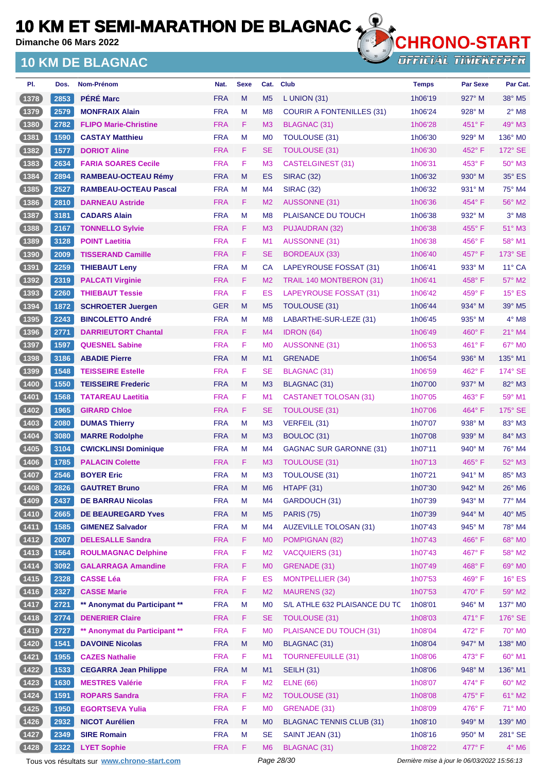# 10 KM ET SEMI-MARATHON DE BLAGNAC

Dimanche 06 Mars 2022

## 10 KM DE BLAGNAC

CHRONO-START — OFFICIAL TIMEKEEPER

| Pl. | Dos. | Nom-Prénom | Nat. | Sexe | Cat. | Club | Temps | Par Sexe | Par Cat. |
|---|---|---|---|---|---|---|---|---|---|
| 1378 | 2853 | PÉRÉ Marc | FRA | M | M5 | L UNION (31) | 1h06'19 | 927° M | 38° M5 |
| 1379 | 2579 | MONFRAIX Alain | FRA | M | M8 | COURIR A FONTENILLES (31) | 1h06'24 | 928° M | 2° M8 |
| 1380 | 2782 | FLIPO Marie-Christine | FRA | F | M3 | BLAGNAC (31) | 1h06'28 | 451° F | 49° M3 |
| 1381 | 1590 | CASTAY Matthieu | FRA | M | M0 | TOULOUSE (31) | 1h06'30 | 929° M | 136° M0 |
| 1382 | 1577 | DORIOT Aline | FRA | F | SE | TOULOUSE (31) | 1h06'30 | 452° F | 172° SE |
| 1383 | 2634 | FARIA SOARES Cecile | FRA | F | M3 | CASTELGINEST (31) | 1h06'31 | 453° F | 50° M3 |
| 1384 | 2894 | RAMBEAU-OCTEAU Rémy | FRA | M | ES | SIRAC (32) | 1h06'32 | 930° M | 35° ES |
| 1385 | 2527 | RAMBEAU-OCTEAU Pascal | FRA | M | M4 | SIRAC (32) | 1h06'32 | 931° M | 75° M4 |
| 1386 | 2810 | DARNEAU Astride | FRA | F | M2 | AUSSONNE (31) | 1h06'36 | 454° F | 56° M2 |
| 1387 | 3181 | CADARS Alain | FRA | M | M8 | PLAISANCE DU TOUCH | 1h06'38 | 932° M | 3° M8 |
| 1388 | 2167 | TONNELLO Sylvie | FRA | F | M3 | PUJAUDRAN (32) | 1h06'38 | 455° F | 51° M3 |
| 1389 | 3128 | POINT Laetitia | FRA | F | M1 | AUSSONNE (31) | 1h06'38 | 456° F | 58° M1 |
| 1390 | 2009 | TISSERAND Camille | FRA | F | SE | BORDEAUX (33) | 1h06'40 | 457° F | 173° SE |
| 1391 | 2259 | THIEBAUT Leny | FRA | M | CA | LAPEYROUSE FOSSAT (31) | 1h06'41 | 933° M | 11° CA |
| 1392 | 2319 | PALCATI Virginie | FRA | F | M2 | TRAIL 140 MONTBERON (31) | 1h06'41 | 458° F | 57° M2 |
| 1393 | 2260 | THIEBAUT Tessie | FRA | F | ES | LAPEYROUSE FOSSAT (31) | 1h06'42 | 459° F | 15° ES |
| 1394 | 1872 | SCHROETER Juergen | GER | M | M5 | TOULOUSE (31) | 1h06'44 | 934° M | 39° M5 |
| 1395 | 2243 | BINCOLETTO André | FRA | M | M8 | LABARTHE-SUR-LEZE (31) | 1h06'45 | 935° M | 4° M8 |
| 1396 | 2771 | DARRIEUTORT Chantal | FRA | F | M4 | IDRON (64) | 1h06'49 | 460° F | 21° M4 |
| 1397 | 1597 | QUESNEL Sabine | FRA | F | M0 | AUSSONNE (31) | 1h06'53 | 461° F | 67° M0 |
| 1398 | 3186 | ABADIE Pierre | FRA | M | M1 | GRENADE | 1h06'54 | 936° M | 135° M1 |
| 1399 | 1548 | TEISSEIRE Estelle | FRA | F | SE | BLAGNAC (31) | 1h06'59 | 462° F | 174° SE |
| 1400 | 1550 | TEISSEIRE Frederic | FRA | M | M3 | BLAGNAC (31) | 1h07'00 | 937° M | 82° M3 |
| 1401 | 1568 | TATAREAU Laetitia | FRA | F | M1 | CASTANET TOLOSAN (31) | 1h07'05 | 463° F | 59° M1 |
| 1402 | 1965 | GIRARD Chloe | FRA | F | SE | TOULOUSE (31) | 1h07'06 | 464° F | 175° SE |
| 1403 | 2080 | DUMAS Thierry | FRA | M | M3 | VERFEIL (31) | 1h07'07 | 938° M | 83° M3 |
| 1404 | 3080 | MARRE Rodolphe | FRA | M | M3 | BOULOC (31) | 1h07'08 | 939° M | 84° M3 |
| 1405 | 3104 | CWICKLINSI Dominique | FRA | M | M4 | GAGNAC SUR GARONNE (31) | 1h07'11 | 940° M | 76° M4 |
| 1406 | 1785 | PALACIN Colette | FRA | F | M3 | TOULOUSE (31) | 1h07'13 | 465° F | 52° M3 |
| 1407 | 2546 | BOYER Eric | FRA | M | M3 | TOULOUSE (31) | 1h07'21 | 941° M | 85° M3 |
| 1408 | 2826 | GAUTRET Bruno | FRA | M | M6 | HTAPF (31) | 1h07'30 | 942° M | 26° M6 |
| 1409 | 2437 | DE BARRAU Nicolas | FRA | M | M4 | GARDOUCH (31) | 1h07'39 | 943° M | 77° M4 |
| 1410 | 2665 | DE BEAUREGARD Yves | FRA | M | M5 | PARIS (75) | 1h07'39 | 944° M | 40° M5 |
| 1411 | 1585 | GIMENEZ Salvador | FRA | M | M4 | AUZEVILLE TOLOSAN (31) | 1h07'43 | 945° M | 78° M4 |
| 1412 | 2007 | DELESALLE Sandra | FRA | F | M0 | POMPIGNAN (82) | 1h07'43 | 466° F | 68° M0 |
| 1413 | 1564 | ROULMAGNAC Delphine | FRA | F | M2 | VACQUIERS (31) | 1h07'43 | 467° F | 58° M2 |
| 1414 | 3092 | GALARRAGA Amandine | FRA | F | M0 | GRENADE (31) | 1h07'49 | 468° F | 69° M0 |
| 1415 | 2328 | CASSE Léa | FRA | F | ES | MONTPELLIER (34) | 1h07'53 | 469° F | 16° ES |
| 1416 | 2327 | CASSE Marie | FRA | F | M2 | MAURENS (32) | 1h07'53 | 470° F | 59° M2 |
| 1417 | 2721 | ** Anonymat du Participant ** | FRA | M | M0 | S/L ATHLE 632 PLAISANCE DU TC | 1h08'01 | 946° M | 137° M0 |
| 1418 | 2774 | DENERIER Claire | FRA | F | SE | TOULOUSE (31) | 1h08'03 | 471° F | 176° SE |
| 1419 | 2727 | ** Anonymat du Participant ** | FRA | F | M0 | PLAISANCE DU TOUCH (31) | 1h08'04 | 472° F | 70° M0 |
| 1420 | 1541 | DAVOINE Nicolas | FRA | M | M0 | BLAGNAC (31) | 1h08'04 | 947° M | 138° M0 |
| 1421 | 1955 | CAZES Nathalie | FRA | F | M1 | TOURNEFEUILLE (31) | 1h08'06 | 473° F | 60° M1 |
| 1422 | 1533 | CEGARRA Jean Philippe | FRA | M | M1 | SEILH (31) | 1h08'06 | 948° M | 136° M1 |
| 1423 | 1630 | MESTRES Valérie | FRA | F | M2 | ELNE (66) | 1h08'07 | 474° F | 60° M2 |
| 1424 | 1591 | ROPARS Sandra | FRA | F | M2 | TOULOUSE (31) | 1h08'08 | 475° F | 61° M2 |
| 1425 | 1950 | EGORTSEVA Yulia | FRA | F | M0 | GRENADE (31) | 1h08'09 | 476° F | 71° M0 |
| 1426 | 2932 | NICOT Aurélien | FRA | M | M0 | BLAGNAC TENNIS CLUB (31) | 1h08'10 | 949° M | 139° M0 |
| 1427 | 2349 | SIRE Romain | FRA | M | SE | SAINT JEAN (31) | 1h08'16 | 950° M | 281° SE |
| 1428 | 2322 | LYET Sophie | FRA | F | M6 | BLAGNAC (31) | 1h08'22 | 477° F | 4° M6 |

Tous vos résultats sur www.chrono-start.com — Dernière mise à jour le 06/03/2022 15:56:13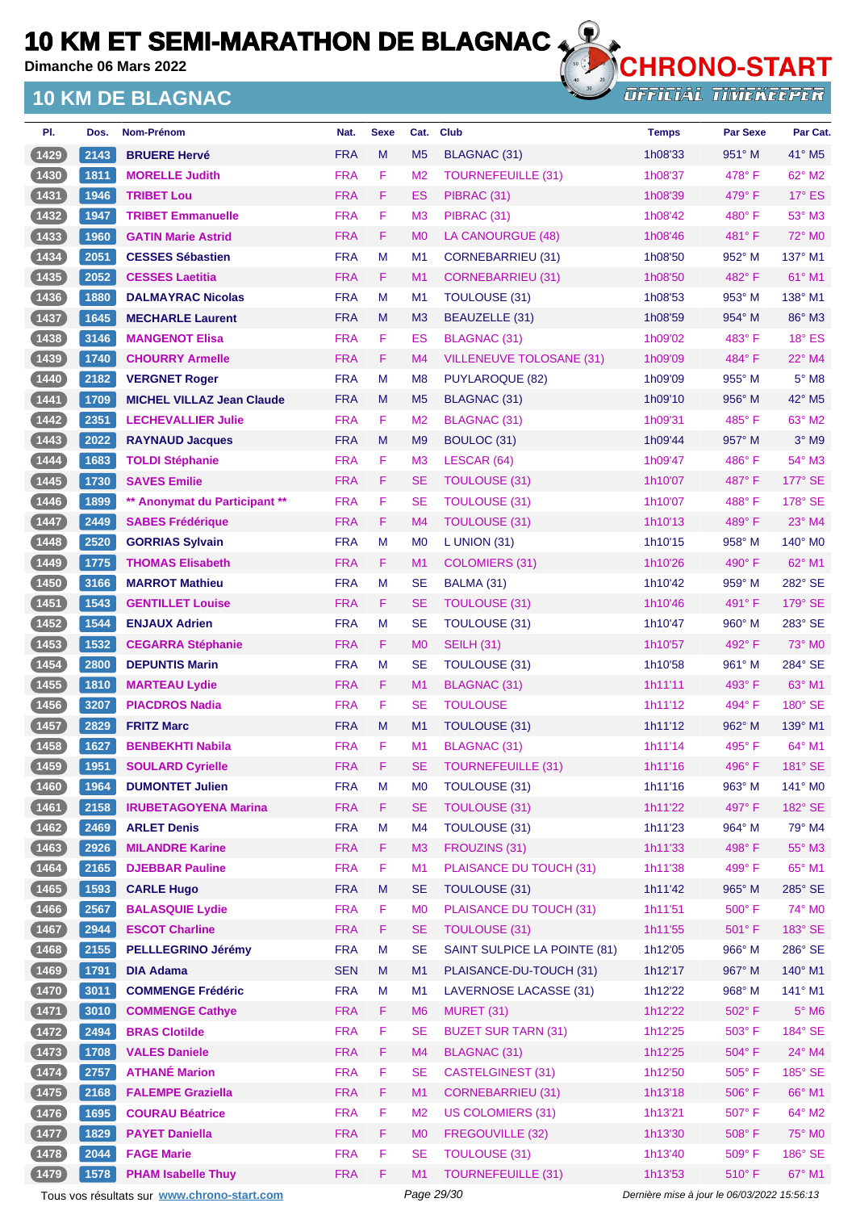# 10 KM ET SEMI-MARATHON DE BLAGNAC

**Dimanche 06 Mars 2022**

## 10 KM DE BLAGNAC

CHRONO-START
OFFICIAL TIMEKEEPER

| Pl. | Dos. | Nom-Prénom | Nat. | Sexe | Cat. | Club | Temps | Par Sexe | Par Cat. |
|---|---|---|---|---|---|---|---|---|---|
| 1429 | 2143 | BRUERE Hervé | FRA | M | M5 | BLAGNAC (31) | 1h08'33 | 951° M | 41° M5 |
| 1430 | 1811 | MORELLE Judith | FRA | F | M2 | TOURNEFEUILLE (31) | 1h08'37 | 478° F | 62° M2 |
| 1431 | 1946 | TRIBET Lou | FRA | F | ES | PIBRAC (31) | 1h08'39 | 479° F | 17° ES |
| 1432 | 1947 | TRIBET Emmanuelle | FRA | F | M3 | PIBRAC (31) | 1h08'42 | 480° F | 53° M3 |
| 1433 | 1960 | GATIN Marie Astrid | FRA | F | M0 | LA CANOURGUE (48) | 1h08'46 | 481° F | 72° M0 |
| 1434 | 2051 | CESSES Sébastien | FRA | M | M1 | CORNEBARRIEU (31) | 1h08'50 | 952° M | 137° M1 |
| 1435 | 2052 | CESSES Laetitia | FRA | F | M1 | CORNEBARRIEU (31) | 1h08'50 | 482° F | 61° M1 |
| 1436 | 1880 | DALMAYRAC Nicolas | FRA | M | M1 | TOULOUSE (31) | 1h08'53 | 953° M | 138° M1 |
| 1437 | 1645 | MECHARLE Laurent | FRA | M | M3 | BEAUZELLE (31) | 1h08'59 | 954° M | 86° M3 |
| 1438 | 3146 | MANGENOT Elisa | FRA | F | ES | BLAGNAC (31) | 1h09'02 | 483° F | 18° ES |
| 1439 | 1740 | CHOURRY Armelle | FRA | F | M4 | VILLENEUVE TOLOSANE (31) | 1h09'09 | 484° F | 22° M4 |
| 1440 | 2182 | VERGNET Roger | FRA | M | M8 | PUYLAROQUE (82) | 1h09'09 | 955° M | 5° M8 |
| 1441 | 1709 | MICHEL VILLAZ Jean Claude | FRA | M | M5 | BLAGNAC (31) | 1h09'10 | 956° M | 42° M5 |
| 1442 | 2351 | LECHEVALLIER Julie | FRA | F | M2 | BLAGNAC (31) | 1h09'31 | 485° F | 63° M2 |
| 1443 | 2022 | RAYNAUD Jacques | FRA | M | M9 | BOULOC (31) | 1h09'44 | 957° M | 3° M9 |
| 1444 | 1683 | TOLDI Stéphanie | FRA | F | M3 | LESCAR (64) | 1h09'47 | 486° F | 54° M3 |
| 1445 | 1730 | SAVES Emilie | FRA | F | SE | TOULOUSE (31) | 1h10'07 | 487° F | 177° SE |
| 1446 | 1899 | ** Anonymat du Participant ** | FRA | F | SE | TOULOUSE (31) | 1h10'07 | 488° F | 178° SE |
| 1447 | 2449 | SABES Frédérique | FRA | F | M4 | TOULOUSE (31) | 1h10'13 | 489° F | 23° M4 |
| 1448 | 2520 | GORRIAS Sylvain | FRA | M | M0 | L UNION (31) | 1h10'15 | 958° M | 140° M0 |
| 1449 | 1775 | THOMAS Elisabeth | FRA | F | M1 | COLOMIERS (31) | 1h10'26 | 490° F | 62° M1 |
| 1450 | 3166 | MARROT Mathieu | FRA | M | SE | BALMA (31) | 1h10'42 | 959° M | 282° SE |
| 1451 | 1543 | GENTILLET Louise | FRA | F | SE | TOULOUSE (31) | 1h10'46 | 491° F | 179° SE |
| 1452 | 1544 | ENJAUX Adrien | FRA | M | SE | TOULOUSE (31) | 1h10'47 | 960° M | 283° SE |
| 1453 | 1532 | CEGARRA Stéphanie | FRA | F | M0 | SEILH (31) | 1h10'57 | 492° F | 73° M0 |
| 1454 | 2800 | DEPUNTIS Marin | FRA | M | SE | TOULOUSE (31) | 1h10'58 | 961° M | 284° SE |
| 1455 | 1810 | MARTEAU Lydie | FRA | F | M1 | BLAGNAC (31) | 1h11'11 | 493° F | 63° M1 |
| 1456 | 3207 | PIACDROS Nadia | FRA | F | SE | TOULOUSE | 1h11'12 | 494° F | 180° SE |
| 1457 | 2829 | FRITZ Marc | FRA | M | M1 | TOULOUSE (31) | 1h11'12 | 962° M | 139° M1 |
| 1458 | 1627 | BENBEKHTI Nabila | FRA | F | M1 | BLAGNAC (31) | 1h11'14 | 495° F | 64° M1 |
| 1459 | 1951 | SOULARD Cyrielle | FRA | F | SE | TOURNEFEUILLE (31) | 1h11'16 | 496° F | 181° SE |
| 1460 | 1964 | DUMONTET Julien | FRA | M | M0 | TOULOUSE (31) | 1h11'16 | 963° M | 141° M0 |
| 1461 | 2158 | IRUBETAGOYENA Marina | FRA | F | SE | TOULOUSE (31) | 1h11'22 | 497° F | 182° SE |
| 1462 | 2469 | ARLET Denis | FRA | M | M4 | TOULOUSE (31) | 1h11'23 | 964° M | 79° M4 |
| 1463 | 2926 | MILANDRE Karine | FRA | F | M3 | FROUZINS (31) | 1h11'33 | 498° F | 55° M3 |
| 1464 | 2165 | DJEBBAR Pauline | FRA | F | M1 | PLAISANCE DU TOUCH (31) | 1h11'38 | 499° F | 65° M1 |
| 1465 | 1593 | CARLE Hugo | FRA | M | SE | TOULOUSE (31) | 1h11'42 | 965° M | 285° SE |
| 1466 | 2567 | BALASQUIE Lydie | FRA | F | M0 | PLAISANCE DU TOUCH (31) | 1h11'51 | 500° F | 74° M0 |
| 1467 | 2944 | ESCOT Charline | FRA | F | SE | TOULOUSE (31) | 1h11'55 | 501° F | 183° SE |
| 1468 | 2155 | PELLLEGRINO Jérémy | FRA | M | SE | SAINT SULPICE LA POINTE (81) | 1h12'05 | 966° M | 286° SE |
| 1469 | 1791 | DIA Adama | SEN | M | M1 | PLAISANCE-DU-TOUCH (31) | 1h12'17 | 967° M | 140° M1 |
| 1470 | 3011 | COMMENGE Frédéric | FRA | M | M1 | LAVERNOSE LACASSE (31) | 1h12'22 | 968° M | 141° M1 |
| 1471 | 3010 | COMMENGE Cathye | FRA | F | M6 | MURET (31) | 1h12'22 | 502° F | 5° M6 |
| 1472 | 2494 | BRAS Clotilde | FRA | F | SE | BUZET SUR TARN (31) | 1h12'25 | 503° F | 184° SE |
| 1473 | 1708 | VALES Daniele | FRA | F | M4 | BLAGNAC (31) | 1h12'25 | 504° F | 24° M4 |
| 1474 | 2757 | ATHANÉ Marion | FRA | F | SE | CASTELGINEST (31) | 1h12'50 | 505° F | 185° SE |
| 1475 | 2168 | FALEMPE Graziella | FRA | F | M1 | CORNEBARRIEU (31) | 1h13'18 | 506° F | 66° M1 |
| 1476 | 1695 | COURAU Béatrice | FRA | F | M2 | US COLOMIERS (31) | 1h13'21 | 507° F | 64° M2 |
| 1477 | 1829 | PAYET Daniella | FRA | F | M0 | FREGOUVILLE (32) | 1h13'30 | 508° F | 75° M0 |
| 1478 | 2044 | FAGE Marie | FRA | F | SE | TOULOUSE (31) | 1h13'40 | 509° F | 186° SE |
| 1479 | 1578 | PHAM Isabelle Thuy | FRA | F | M1 | TOURNEFEUILLE (31) | 1h13'53 | 510° F | 67° M1 |

Tous vos résultats sur www.chrono-start.com

Dernière mise à jour le 06/03/2022 15:56:13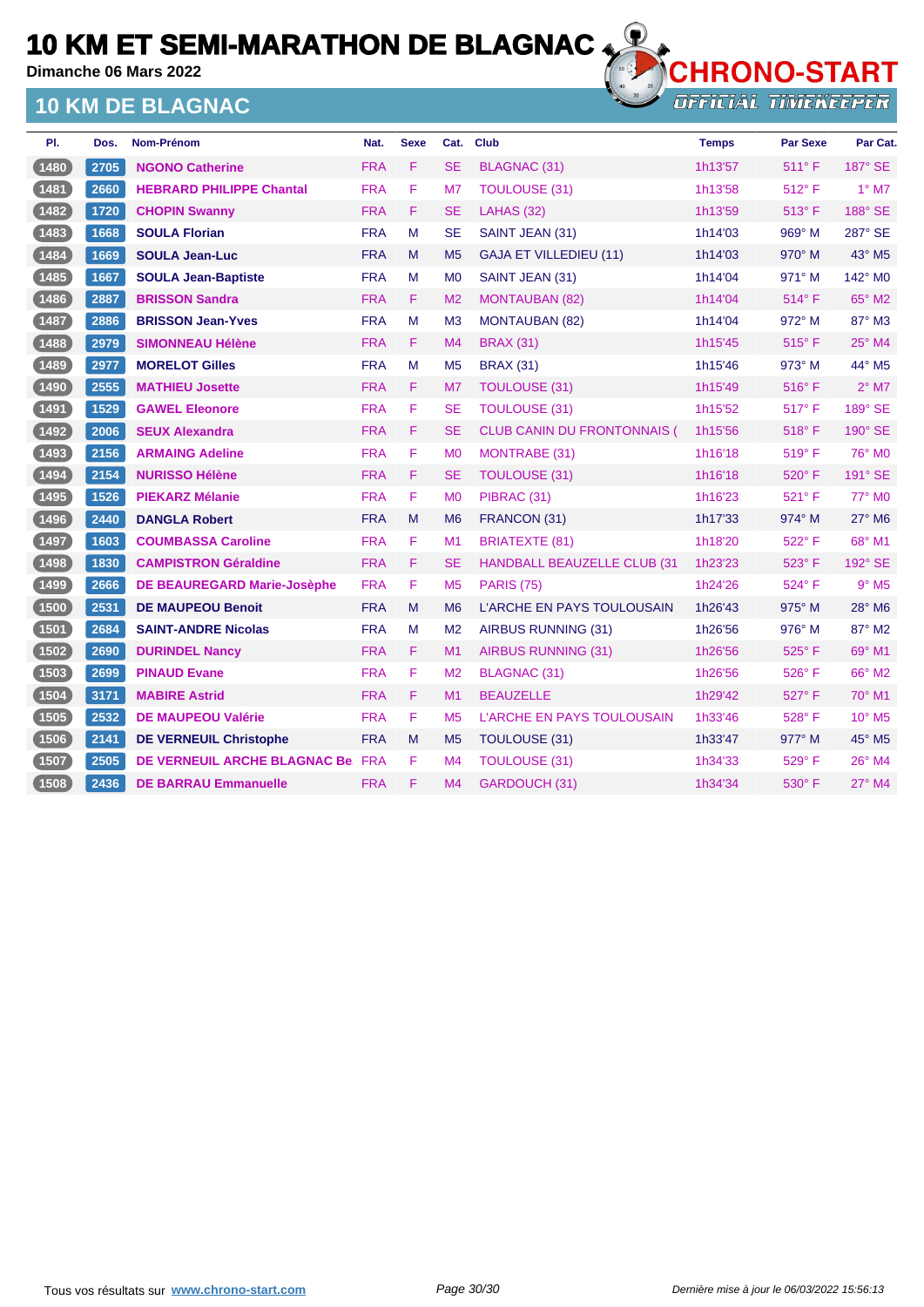# 10 KM ET SEMI-MARATHON DE BLAGNAC

**Dimanche 06 Mars 2022**

## 10 KM DE BLAGNAC

CHRONO-START
OFFICIAL TIMEKEEPER

| Pl. | Dos. | Nom-Prénom | Nat. | Sexe | Cat. | Club | Temps | Par Sexe | Par Cat. |
|---|---|---|---|---|---|---|---|---|---|
| 1480 | 2705 | NGONO Catherine | FRA | F | SE | BLAGNAC (31) | 1h13'57 | 511° F | 187° SE |
| 1481 | 2660 | HEBRARD PHILIPPE Chantal | FRA | F | M7 | TOULOUSE (31) | 1h13'58 | 512° F | 1° M7 |
| 1482 | 1720 | CHOPIN Swanny | FRA | F | SE | LAHAS (32) | 1h13'59 | 513° F | 188° SE |
| 1483 | 1668 | SOULA Florian | FRA | M | SE | SAINT JEAN (31) | 1h14'03 | 969° M | 287° SE |
| 1484 | 1669 | SOULA Jean-Luc | FRA | M | M5 | GAJA ET VILLEDIEU (11) | 1h14'03 | 970° M | 43° M5 |
| 1485 | 1667 | SOULA Jean-Baptiste | FRA | M | M0 | SAINT JEAN (31) | 1h14'04 | 971° M | 142° M0 |
| 1486 | 2887 | BRISSON Sandra | FRA | F | M2 | MONTAUBAN (82) | 1h14'04 | 514° F | 65° M2 |
| 1487 | 2886 | BRISSON Jean-Yves | FRA | M | M3 | MONTAUBAN (82) | 1h14'04 | 972° M | 87° M3 |
| 1488 | 2979 | SIMONNEAU Hélène | FRA | F | M4 | BRAX (31) | 1h15'45 | 515° F | 25° M4 |
| 1489 | 2977 | MORELOT Gilles | FRA | M | M5 | BRAX (31) | 1h15'46 | 973° M | 44° M5 |
| 1490 | 2555 | MATHIEU Josette | FRA | F | M7 | TOULOUSE (31) | 1h15'49 | 516° F | 2° M7 |
| 1491 | 1529 | GAWEL Eleonore | FRA | F | SE | TOULOUSE (31) | 1h15'52 | 517° F | 189° SE |
| 1492 | 2006 | SEUX Alexandra | FRA | F | SE | CLUB CANIN DU FRONTONNAIS ( | 1h15'56 | 518° F | 190° SE |
| 1493 | 2156 | ARMAING Adeline | FRA | F | M0 | MONTRABE (31) | 1h16'18 | 519° F | 76° M0 |
| 1494 | 2154 | NURISSO Hélène | FRA | F | SE | TOULOUSE (31) | 1h16'18 | 520° F | 191° SE |
| 1495 | 1526 | PIEKARZ Mélanie | FRA | F | M0 | PIBRAC (31) | 1h16'23 | 521° F | 77° M0 |
| 1496 | 2440 | DANGLA Robert | FRA | M | M6 | FRANCON (31) | 1h17'33 | 974° M | 27° M6 |
| 1497 | 1603 | COUMBASSA Caroline | FRA | F | M1 | BRIATEXTE (81) | 1h18'20 | 522° F | 68° M1 |
| 1498 | 1830 | CAMPISTRON Géraldine | FRA | F | SE | HANDBALL BEAUZELLE CLUB (31 | 1h23'23 | 523° F | 192° SE |
| 1499 | 2666 | DE BEAUREGARD Marie-Josèphe | FRA | F | M5 | PARIS (75) | 1h24'26 | 524° F | 9° M5 |
| 1500 | 2531 | DE MAUPEOU Benoit | FRA | M | M6 | L'ARCHE EN PAYS TOULOUSAIN | 1h26'43 | 975° M | 28° M6 |
| 1501 | 2684 | SAINT-ANDRE Nicolas | FRA | M | M2 | AIRBUS RUNNING (31) | 1h26'56 | 976° M | 87° M2 |
| 1502 | 2690 | DURINDEL Nancy | FRA | F | M1 | AIRBUS RUNNING (31) | 1h26'56 | 525° F | 69° M1 |
| 1503 | 2699 | PINAUD Evane | FRA | F | M2 | BLAGNAC (31) | 1h26'56 | 526° F | 66° M2 |
| 1504 | 3171 | MABIRE Astrid | FRA | F | M1 | BEAUZELLE | 1h29'42 | 527° F | 70° M1 |
| 1505 | 2532 | DE MAUPEOU Valérie | FRA | F | M5 | L'ARCHE EN PAYS TOULOUSAIN | 1h33'46 | 528° F | 10° M5 |
| 1506 | 2141 | DE VERNEUIL Christophe | FRA | M | M5 | TOULOUSE (31) | 1h33'47 | 977° M | 45° M5 |
| 1507 | 2505 | DE VERNEUIL ARCHE BLAGNAC Be | FRA | F | M4 | TOULOUSE (31) | 1h34'33 | 529° F | 26° M4 |
| 1508 | 2436 | DE BARRAU Emmanuelle | FRA | F | M4 | GARDOUCH (31) | 1h34'34 | 530° F | 27° M4 |

Tous vos résultats sur www.chrono-start.com

*Dernière mise à jour le 06/03/2022 15:56:13*